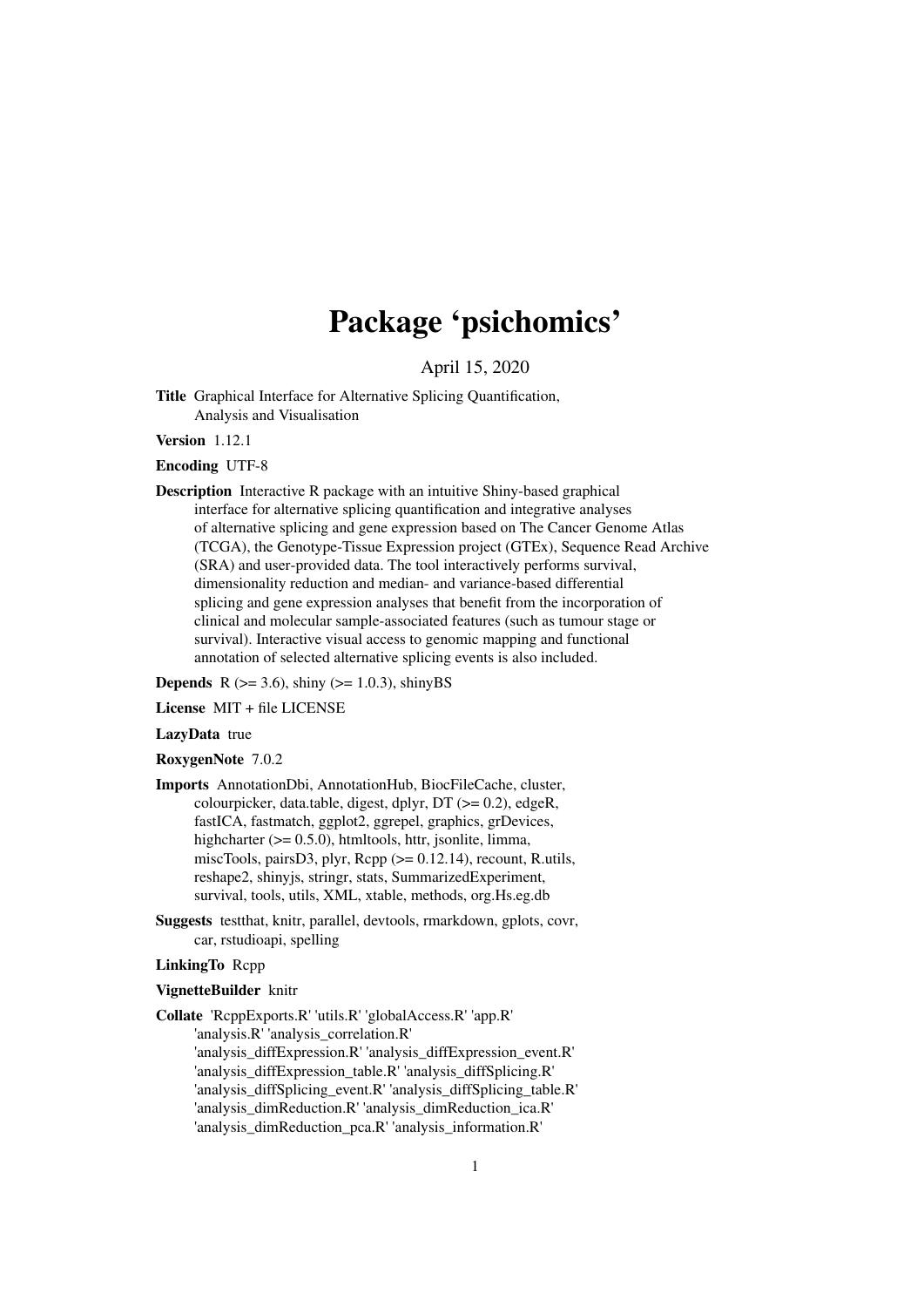# Package 'psichomics'

April 15, 2020

**Title** Graphical Interface for Alternative Splicing Quantification, Analysis and Visualisation

**Version** 1.12.1

**Encoding** UTF-8

**Description** Interactive R package with an intuitive Shiny-based graphical interface for alternative splicing quantification and integrative analyses of alternative splicing and gene expression based on The Cancer Genome Atlas (TCGA), the Genotype-Tissue Expression project (GTEx), Sequence Read Archive (SRA) and user-provided data. The tool interactively performs survival, dimensionality reduction and median- and variance-based differential splicing and gene expression analyses that benefit from the incorporation of clinical and molecular sample-associated features (such as tumour stage or survival). Interactive visual access to genomic mapping and functional annotation of selected alternative splicing events is also included.

**Depends** R (>= 3.6), shiny (>= 1.0.3), shinyBS

**License** MIT + file LICENSE

**LazyData** true

**RoxygenNote** 7.0.2

**Imports** AnnotationDbi, AnnotationHub, BiocFileCache, cluster, colourpicker, data.table, digest, dplyr, DT (>= 0.2), edgeR, fastICA, fastmatch, ggplot2, ggrepel, graphics, grDevices, highcharter (>= 0.5.0), htmltools, httr, jsonlite, limma, miscTools, pairsD3, plyr, Rcpp (>= 0.12.14), recount, R.utils, reshape2, shinyjs, stringr, stats, SummarizedExperiment, survival, tools, utils, XML, xtable, methods, org.Hs.eg.db

**Suggests** testthat, knitr, parallel, devtools, rmarkdown, gplots, covr, car, rstudioapi, spelling

**LinkingTo** Rcpp

**VignetteBuilder** knitr

**Collate** 'RcppExports.R' 'utils.R' 'globalAccess.R' 'app.R' 'analysis.R' 'analysis_correlation.R' 'analysis_diffExpression.R' 'analysis_diffExpression_event.R' 'analysis_diffExpression_table.R' 'analysis_diffSplicing.R' 'analysis_diffSplicing_event.R' 'analysis_diffSplicing_table.R' 'analysis_dimReduction.R' 'analysis_dimReduction_ica.R' 'analysis_dimReduction_pca.R' 'analysis_information.R'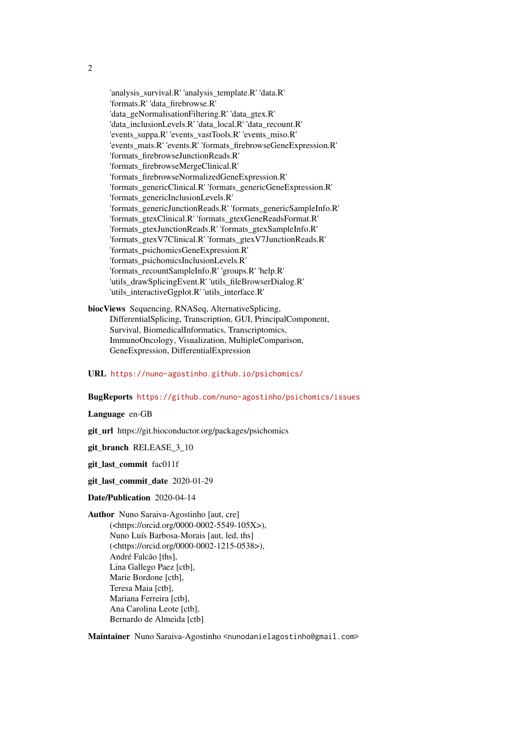'analysis_survival.R' 'analysis_template.R' 'data.R' 'formats.R' 'data_firebrowse.R' 'data_geNormalisationFiltering.R' 'data_gtex.R' 'data_inclusionLevels.R' 'data_local.R' 'data_recount.R' 'events_suppa.R' 'events_vastTools.R' 'events_miso.R' 'events_mats.R' 'events.R' 'formats_firebrowseGeneExpression.R' 'formats_firebrowseJunctionReads.R' 'formats_firebrowseMergeClinical.R' 'formats_firebrowseNormalizedGeneExpression.R' 'formats_genericClinical.R' 'formats_genericGeneExpression.R' 'formats_genericInclusionLevels.R' 'formats_genericJunctionReads.R' 'formats_genericSampleInfo.R' 'formats_gtexClinical.R' 'formats_gtexGeneReadsFormat.R' 'formats_gtexJunctionReads.R' 'formats_gtexSampleInfo.R' 'formats_gtexV7Clinical.R' 'formats_gtexV7JunctionReads.R' 'formats_psichomicsGeneExpression.R' 'formats_psichomicsInclusionLevels.R' 'formats_recountSampleInfo.R' 'groups.R' 'help.R' 'utils_drawSplicingEvent.R' 'utils_fileBrowserDialog.R' 'utils_interactiveGgplot.R' 'utils_interface.R'

**biocViews** Sequencing, RNASeq, AlternativeSplicing, DifferentialSplicing, Transcription, GUI, PrincipalComponent, Survival, BiomedicalInformatics, Transcriptomics, ImmunoOncology, Visualization, MultipleComparison, GeneExpression, DifferentialExpression

**URL** https://nuno-agostinho.github.io/psichomics/

**BugReports** https://github.com/nuno-agostinho/psichomics/issues

**Language** en-GB

**git_url** https://git.bioconductor.org/packages/psichomics

**git_branch** RELEASE_3_10

**git_last_commit** fac011f

**git_last_commit_date** 2020-01-29

**Date/Publication** 2020-04-14

**Author** Nuno Saraiva-Agostinho [aut, cre] (<https://orcid.org/0000-0002-5549-105X>), Nuno Luís Barbosa-Morais [aut, led, ths] (<https://orcid.org/0000-0002-1215-0538>), André Falcão [ths], Lina Gallego Paez [ctb], Marie Bordone [ctb], Teresa Maia [ctb], Mariana Ferreira [ctb], Ana Carolina Leote [ctb], Bernardo de Almeida [ctb]

**Maintainer** Nuno Saraiva-Agostinho <nunodanielagostinho@gmail.com>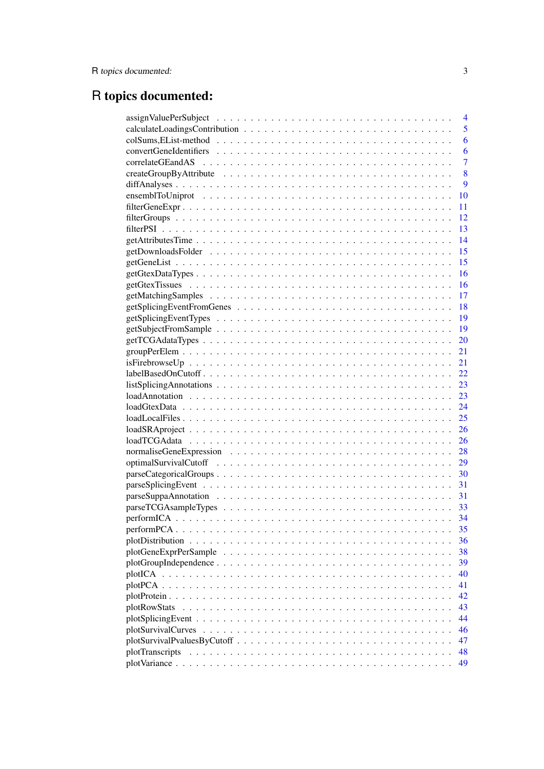# R topics documented:

| | |
|---|---|
| assignValuePerSubject | 4 |
| calculateLoadingsContribution | 5 |
| colSums,EList-method | 6 |
| convertGeneIdentifiers | 6 |
| correlateGEandAS | 7 |
| createGroupByAttribute | 8 |
| diffAnalyses | 9 |
| ensemblToUniprot | 10 |
| filterGeneExpr | 11 |
| filterGroups | 12 |
| filterPSI | 13 |
| getAttributesTime | 14 |
| getDownloadsFolder | 15 |
| getGeneList | 15 |
| getGtexDataTypes | 16 |
| getGtexTissues | 16 |
| getMatchingSamples | 17 |
| getSplicingEventFromGenes | 18 |
| getSplicingEventTypes | 19 |
| getSubjectFromSample | 19 |
| getTCGAdataTypes | 20 |
| groupPerElem | 21 |
| isFirebrowseUp | 21 |
| labelBasedOnCutoff | 22 |
| listSplicingAnnotations | 23 |
| loadAnnotation | 23 |
| loadGtexData | 24 |
| loadLocalFiles | 25 |
| loadSRAproject | 26 |
| loadTCGAdata | 26 |
| normaliseGeneExpression | 28 |
| optimalSurvivalCutoff | 29 |
| parseCategoricalGroups | 30 |
| parseSplicingEvent | 31 |
| parseSuppaAnnotation | 31 |
| parseTCGAsampleTypes | 33 |
| performICA | 34 |
| performPCA | 35 |
| plotDistribution | 36 |
| plotGeneExprPerSample | 38 |
| plotGroupIndependence | 39 |
| plotICA | 40 |
| plotPCA | 41 |
| plotProtein | 42 |
| plotRowStats | 43 |
| plotSplicingEvent | 44 |
| plotSurvivalCurves | 46 |
| plotSurvivalPvaluesByCutoff | 47 |
| plotTranscripts | 48 |
| plotVariance | 49 |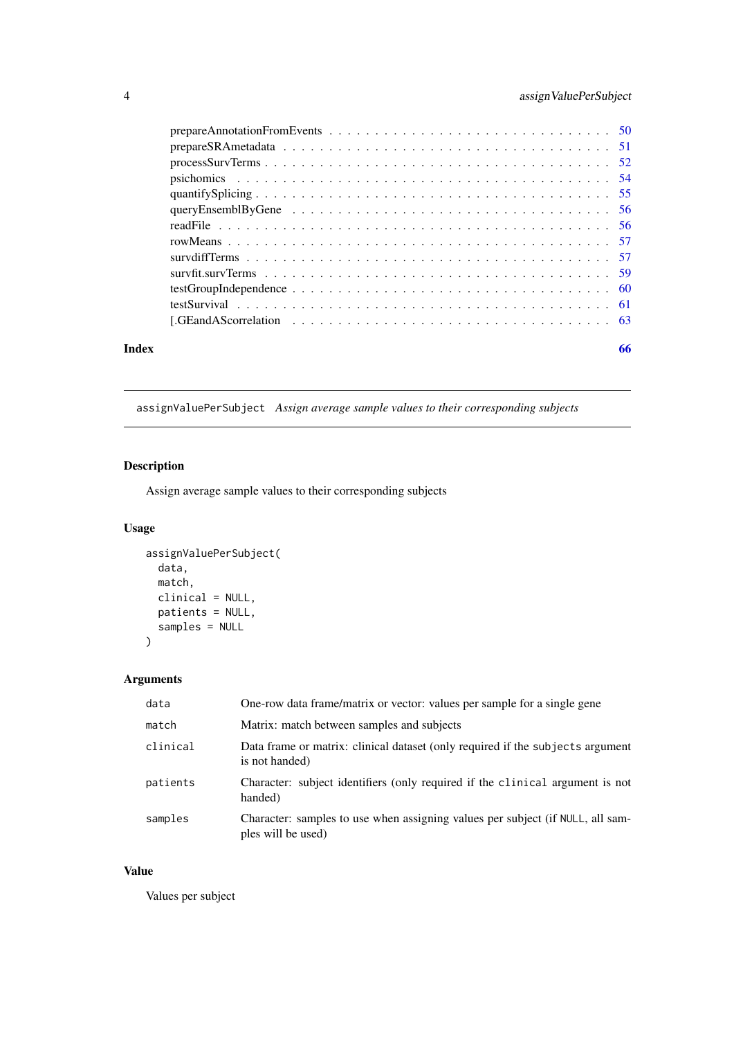prepareAnnotationFromEvents . . . . . . . . . . . . . . . . . . . . . . . . . . . . . . 50
prepareSRAmetadata . . . . . . . . . . . . . . . . . . . . . . . . . . . . . . . . . . 51
processSurvTerms . . . . . . . . . . . . . . . . . . . . . . . . . . . . . . . . . . . 52
psichomics . . . . . . . . . . . . . . . . . . . . . . . . . . . . . . . . . . . . . . 54
quantifySplicing . . . . . . . . . . . . . . . . . . . . . . . . . . . . . . . . . . . 55
queryEnsemblByGene . . . . . . . . . . . . . . . . . . . . . . . . . . . . . . . . . . 56
readFile . . . . . . . . . . . . . . . . . . . . . . . . . . . . . . . . . . . . . . . 56
rowMeans . . . . . . . . . . . . . . . . . . . . . . . . . . . . . . . . . . . . . . . 57
survdiffTerms . . . . . . . . . . . . . . . . . . . . . . . . . . . . . . . . . . . . . 57
survfit.survTerms . . . . . . . . . . . . . . . . . . . . . . . . . . . . . . . . . . . 59
testGroupIndependence . . . . . . . . . . . . . . . . . . . . . . . . . . . . . . . . 60
testSurvival . . . . . . . . . . . . . . . . . . . . . . . . . . . . . . . . . . . . . 61
[.GEandAScorrelation . . . . . . . . . . . . . . . . . . . . . . . . . . . . . . . . . 63

**Index** 66

---

## `assignValuePerSubject` *Assign average sample values to their corresponding subjects*

---

### Description

Assign average sample values to their corresponding subjects

### Usage

```
assignValuePerSubject(
  data,
  match,
  clinical = NULL,
  patients = NULL,
  samples = NULL
)
```

### Arguments

| | |
|---|---|
| `data` | One-row data frame/matrix or vector: values per sample for a single gene |
| `match` | Matrix: match between samples and subjects |
| `clinical` | Data frame or matrix: clinical dataset (only required if the `subjects` argument is not handed) |
| `patients` | Character: subject identifiers (only required if the `clinical` argument is not handed) |
| `samples` | Character: samples to use when assigning values per subject (if `NULL`, all samples will be used) |

### Value

Values per subject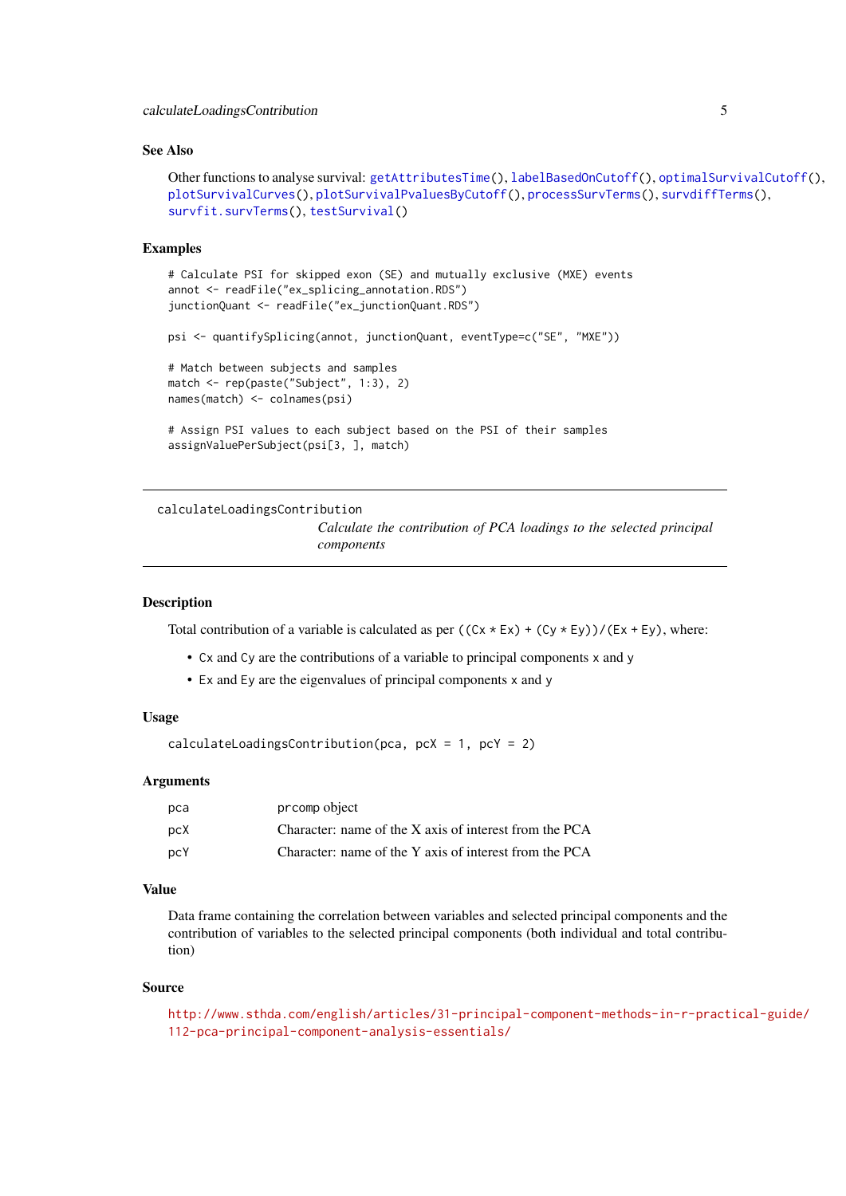## See Also

Other functions to analyse survival: `getAttributesTime()`, `labelBasedOnCutoff()`, `optimalSurvivalCutoff()`, `plotSurvivalCurves()`, `plotSurvivalPvaluesByCutoff()`, `processSurvTerms()`, `survdiffTerms()`, `survfit.survTerms()`, `testSurvival()`

## Examples

```
# Calculate PSI for skipped exon (SE) and mutually exclusive (MXE) events
annot <- readFile("ex_splicing_annotation.RDS")
junctionQuant <- readFile("ex_junctionQuant.RDS")

psi <- quantifySplicing(annot, junctionQuant, eventType=c("SE", "MXE"))

# Match between subjects and samples
match <- rep(paste("Subject", 1:3), 2)
names(match) <- colnames(psi)

# Assign PSI values to each subject based on the PSI of their samples
assignValuePerSubject(psi[3, ], match)
```

---

# calculateLoadingsContribution

*Calculate the contribution of PCA loadings to the selected principal components*

---

## Description

Total contribution of a variable is calculated as per `((Cx * Ex) + (Cy * Ey))/(Ex + Ey)`, where:

- `Cx` and `Cy` are the contributions of a variable to principal components `x` and `y`
- `Ex` and `Ey` are the eigenvalues of principal components `x` and `y`

## Usage

```
calculateLoadingsContribution(pca, pcX = 1, pcY = 2)
```

## Arguments

| | |
|---|---|
| `pca` | `prcomp` object |
| `pcX` | Character: name of the X axis of interest from the PCA |
| `pcY` | Character: name of the Y axis of interest from the PCA |

## Value

Data frame containing the correlation between variables and selected principal components and the contribution of variables to the selected principal components (both individual and total contribution)

## Source

http://www.sthda.com/english/articles/31-principal-component-methods-in-r-practical-guide/112-pca-principal-component-analysis-essentials/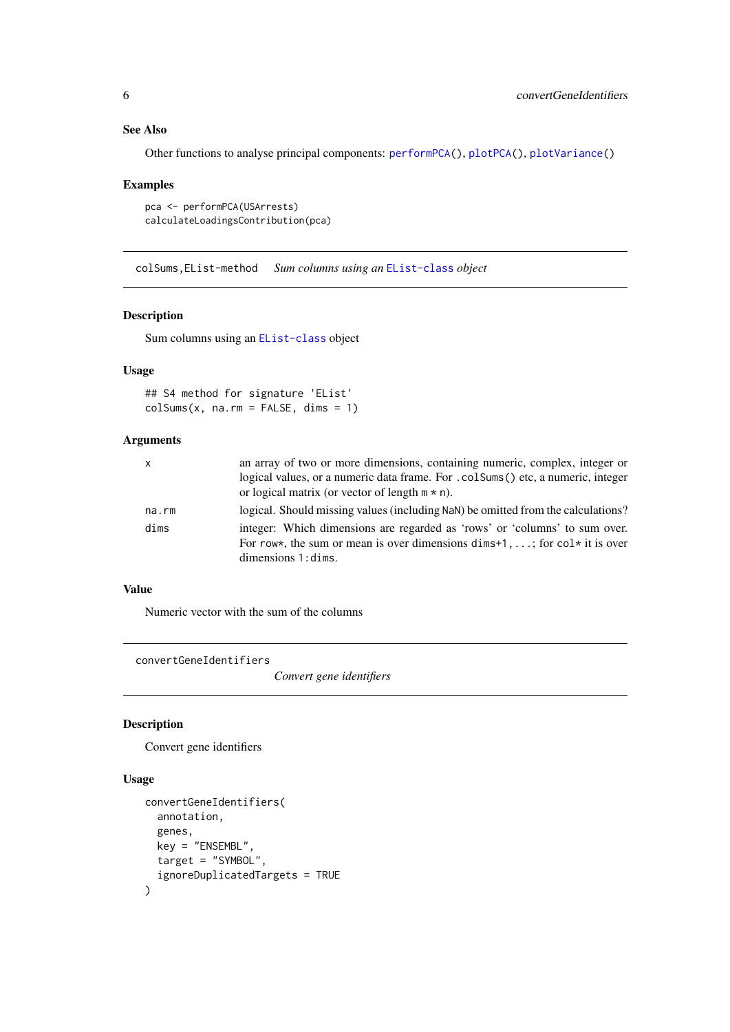### See Also

Other functions to analyse principal components: performPCA(), plotPCA(), plotVariance()

### Examples

```
pca <- performPCA(USArrests)
calculateLoadingsContribution(pca)
```

---

## colSums,EList-method    *Sum columns using an EList-class object*

### Description

Sum columns using an EList-class object

### Usage

```
## S4 method for signature 'EList'
colSums(x, na.rm = FALSE, dims = 1)
```

### Arguments

| | |
|---|---|
| x | an array of two or more dimensions, containing numeric, complex, integer or logical values, or a numeric data frame. For .colSums() etc, a numeric, integer or logical matrix (or vector of length m * n). |
| na.rm | logical. Should missing values (including NaN) be omitted from the calculations? |
| dims | integer: Which dimensions are regarded as 'rows' or 'columns' to sum over. For row*, the sum or mean is over dimensions dims+1, ...; for col* it is over dimensions 1:dims. |

### Value

Numeric vector with the sum of the columns

---

## convertGeneIdentifiers    *Convert gene identifiers*

### Description

Convert gene identifiers

### Usage

```
convertGeneIdentifiers(
  annotation,
  genes,
  key = "ENSEMBL",
  target = "SYMBOL",
  ignoreDuplicatedTargets = TRUE
)
```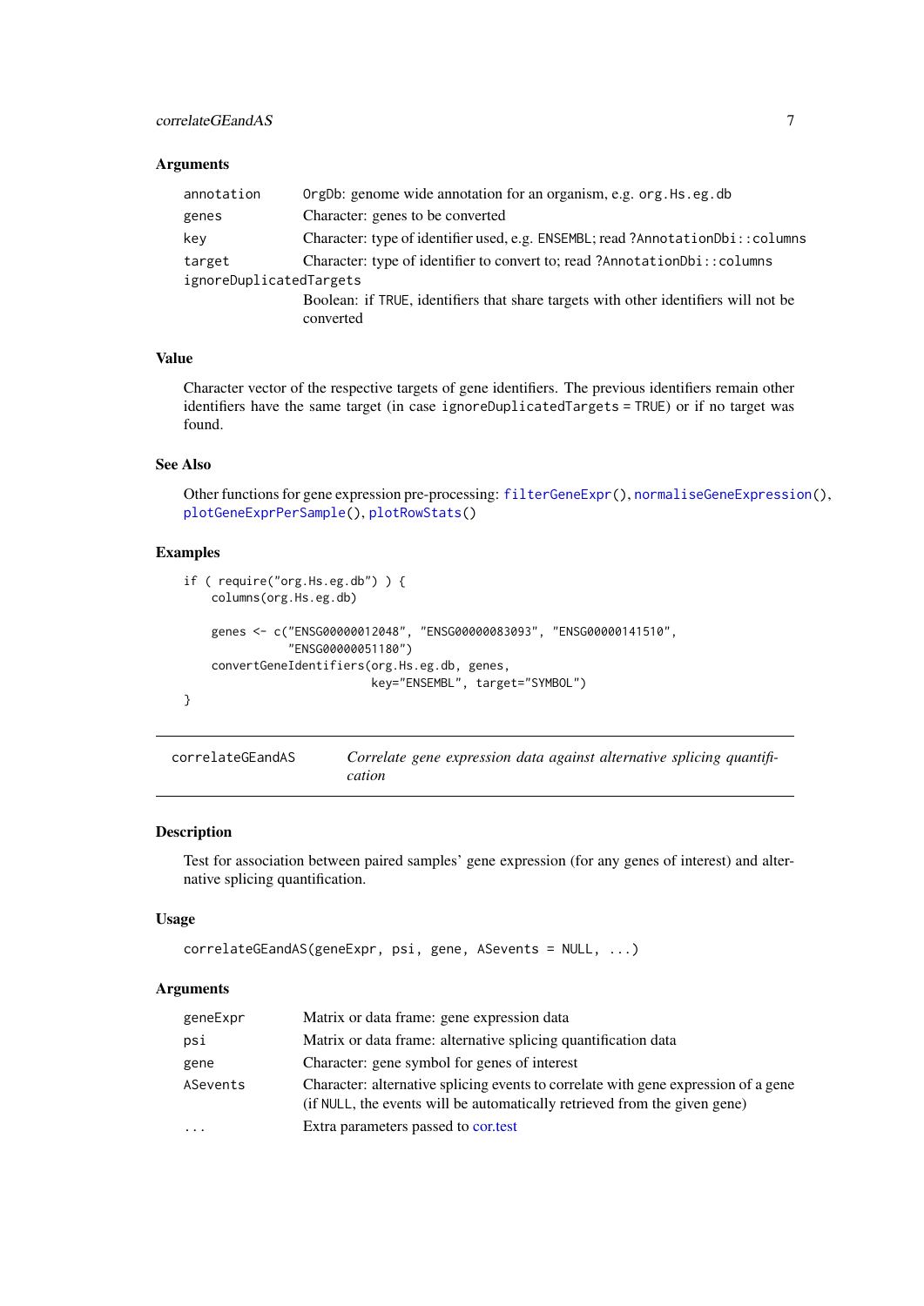### Arguments

| | |
|---|---|
| annotation | OrgDb: genome wide annotation for an organism, e.g. org.Hs.eg.db |
| genes | Character: genes to be converted |
| key | Character: type of identifier used, e.g. ENSEMBL; read ?AnnotationDbi::columns |
| target | Character: type of identifier to convert to; read ?AnnotationDbi::columns |
| ignoreDuplicatedTargets | Boolean: if TRUE, identifiers that share targets with other identifiers will not be converted |

### Value

Character vector of the respective targets of gene identifiers. The previous identifiers remain other identifiers have the same target (in case ignoreDuplicatedTargets = TRUE) or if no target was found.

### See Also

Other functions for gene expression pre-processing: filterGeneExpr(), normaliseGeneExpression(), plotGeneExprPerSample(), plotRowStats()

### Examples

```
if ( require("org.Hs.eg.db") ) {
    columns(org.Hs.eg.db)

    genes <- c("ENSG00000012048", "ENSG00000083093", "ENSG00000141510",
               "ENSG00000051180")
    convertGeneIdentifiers(org.Hs.eg.db, genes,
                           key="ENSEMBL", target="SYMBOL")
}
```

---

## correlateGEandAS — *Correlate gene expression data against alternative splicing quantification*

---

### Description

Test for association between paired samples' gene expression (for any genes of interest) and alternative splicing quantification.

### Usage

```
correlateGEandAS(geneExpr, psi, gene, ASevents = NULL, ...)
```

### Arguments

| | |
|---|---|
| geneExpr | Matrix or data frame: gene expression data |
| psi | Matrix or data frame: alternative splicing quantification data |
| gene | Character: gene symbol for genes of interest |
| ASevents | Character: alternative splicing events to correlate with gene expression of a gene (if NULL, the events will be automatically retrieved from the given gene) |
| ... | Extra parameters passed to cor.test |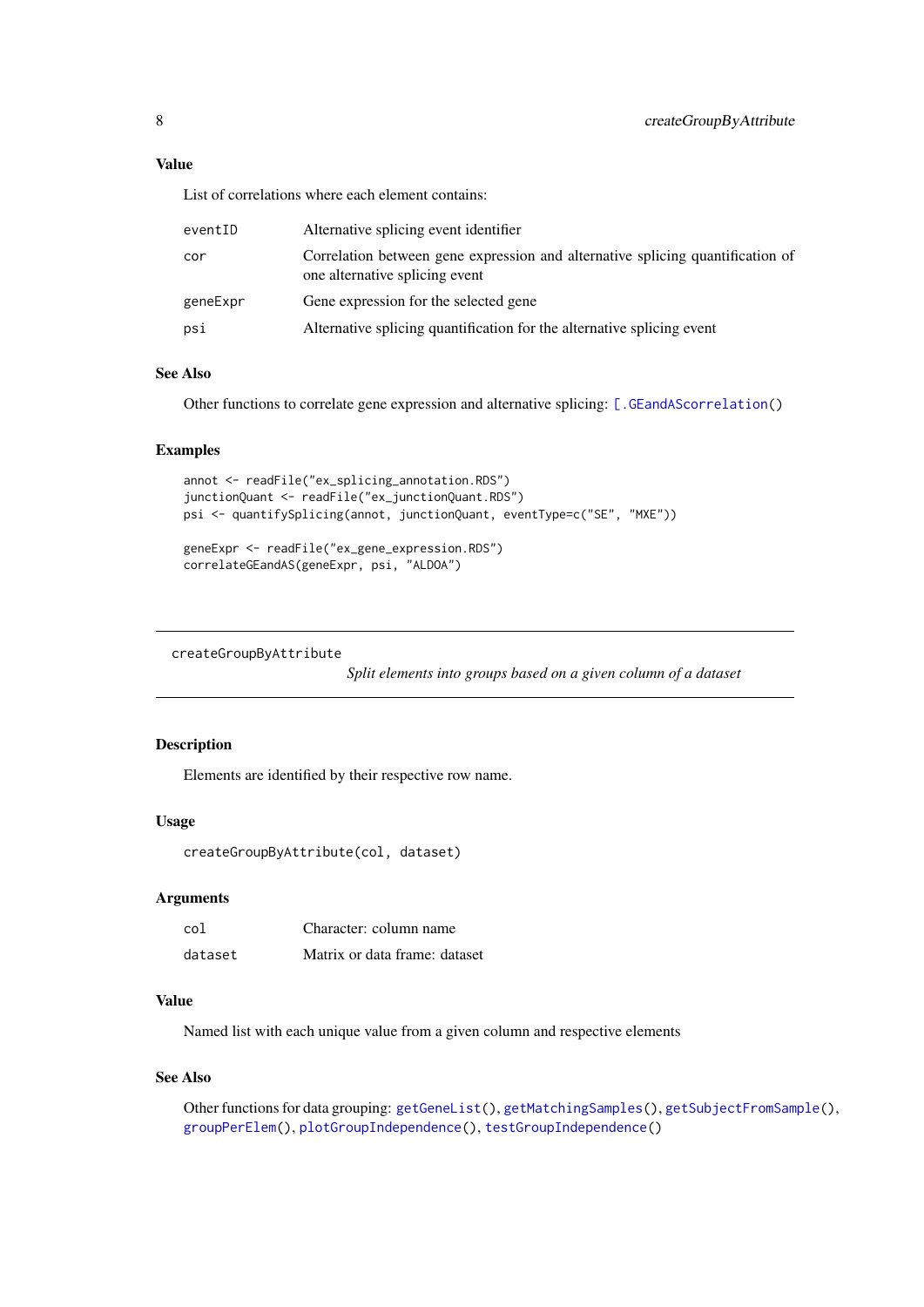### Value

List of correlations where each element contains:

| | |
|---|---|
| eventID | Alternative splicing event identifier |
| cor | Correlation between gene expression and alternative splicing quantification of one alternative splicing event |
| geneExpr | Gene expression for the selected gene |
| psi | Alternative splicing quantification for the alternative splicing event |

### See Also

Other functions to correlate gene expression and alternative splicing: [.GEandAScorrelation()

### Examples

```
annot <- readFile("ex_splicing_annotation.RDS")
junctionQuant <- readFile("ex_junctionQuant.RDS")
psi <- quantifySplicing(annot, junctionQuant, eventType=c("SE", "MXE"))

geneExpr <- readFile("ex_gene_expression.RDS")
correlateGEandAS(geneExpr, psi, "ALDOA")
```

---

## createGroupByAttribute

*Split elements into groups based on a given column of a dataset*

---

### Description

Elements are identified by their respective row name.

### Usage

```
createGroupByAttribute(col, dataset)
```

### Arguments

| | |
|---|---|
| col | Character: column name |
| dataset | Matrix or data frame: dataset |

### Value

Named list with each unique value from a given column and respective elements

### See Also

Other functions for data grouping: getGeneList(), getMatchingSamples(), getSubjectFromSample(), groupPerElem(), plotGroupIndependence(), testGroupIndependence()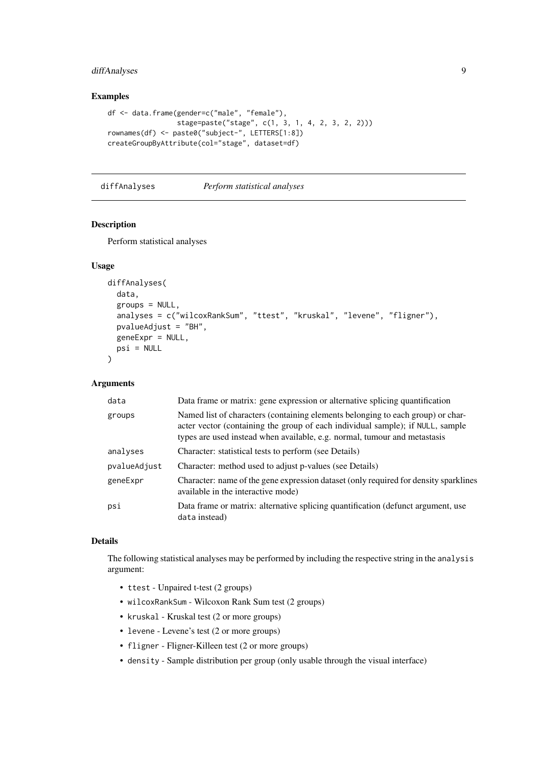### Examples

```
df <- data.frame(gender=c("male", "female"),
                 stage=paste("stage", c(1, 3, 1, 4, 2, 3, 2, 2)))
rownames(df) <- paste0("subject-", LETTERS[1:8])
createGroupByAttribute(col="stage", dataset=df)
```

---

## diffAnalyses — *Perform statistical analyses*

### Description

Perform statistical analyses

### Usage

```
diffAnalyses(
  data,
  groups = NULL,
  analyses = c("wilcoxRankSum", "ttest", "kruskal", "levene", "fligner"),
  pvalueAdjust = "BH",
  geneExpr = NULL,
  psi = NULL
)
```

### Arguments

| | |
|---|---|
| `data` | Data frame or matrix: gene expression or alternative splicing quantification |
| `groups` | Named list of characters (containing elements belonging to each group) or character vector (containing the group of each individual sample); if `NULL`, sample types are used instead when available, e.g. normal, tumour and metastasis |
| `analyses` | Character: statistical tests to perform (see Details) |
| `pvalueAdjust` | Character: method used to adjust p-values (see Details) |
| `geneExpr` | Character: name of the gene expression dataset (only required for density sparklines available in the interactive mode) |
| `psi` | Data frame or matrix: alternative splicing quantification (defunct argument, use `data` instead) |

### Details

The following statistical analyses may be performed by including the respective string in the `analysis` argument:

- `ttest` - Unpaired t-test (2 groups)
- `wilcoxRankSum` - Wilcoxon Rank Sum test (2 groups)
- `kruskal` - Kruskal test (2 or more groups)
- `levene` - Levene's test (2 or more groups)
- `fligner` - Fligner-Killeen test (2 or more groups)
- `density` - Sample distribution per group (only usable through the visual interface)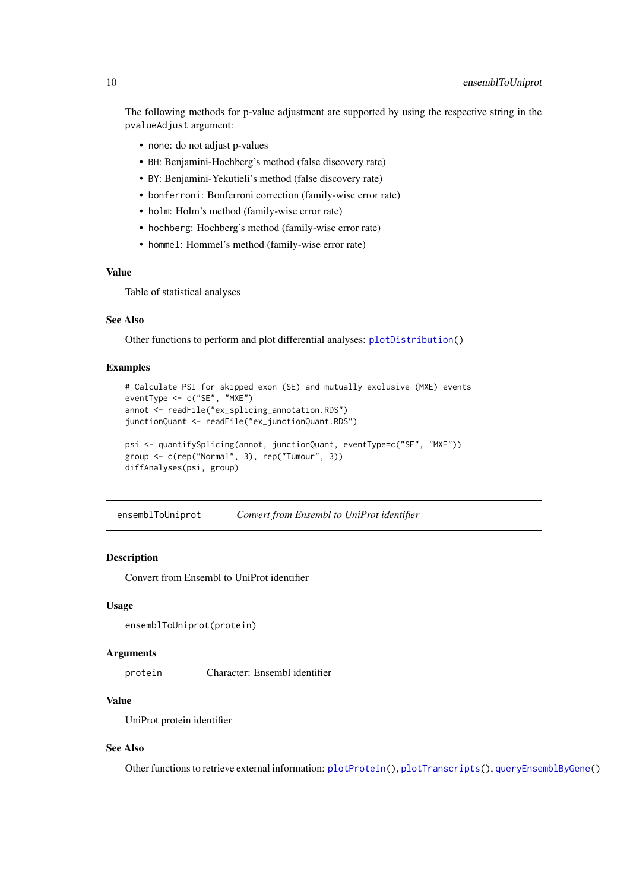The following methods for p-value adjustment are supported by using the respective string in the `pvalueAdjust` argument:

- `none`: do not adjust p-values
- `BH`: Benjamini-Hochberg's method (false discovery rate)
- `BY`: Benjamini-Yekutieli's method (false discovery rate)
- `bonferroni`: Bonferroni correction (family-wise error rate)
- `holm`: Holm's method (family-wise error rate)
- `hochberg`: Hochberg's method (family-wise error rate)
- `hommel`: Hommel's method (family-wise error rate)

### Value

Table of statistical analyses

### See Also

Other functions to perform and plot differential analyses: `plotDistribution()`

### Examples

```
# Calculate PSI for skipped exon (SE) and mutually exclusive (MXE) events
eventType <- c("SE", "MXE")
annot <- readFile("ex_splicing_annotation.RDS")
junctionQuant <- readFile("ex_junctionQuant.RDS")

psi <- quantifySplicing(annot, junctionQuant, eventType=c("SE", "MXE"))
group <- c(rep("Normal", 3), rep("Tumour", 3))
diffAnalyses(psi, group)
```

---

## ensemblToUniprot — *Convert from Ensembl to UniProt identifier*

---

### Description

Convert from Ensembl to UniProt identifier

### Usage

```
ensemblToUniprot(protein)
```

### Arguments

| | |
|---|---|
| `protein` | Character: Ensembl identifier |

### Value

UniProt protein identifier

### See Also

Other functions to retrieve external information: `plotProtein()`, `plotTranscripts()`, `queryEnsemblByGene()`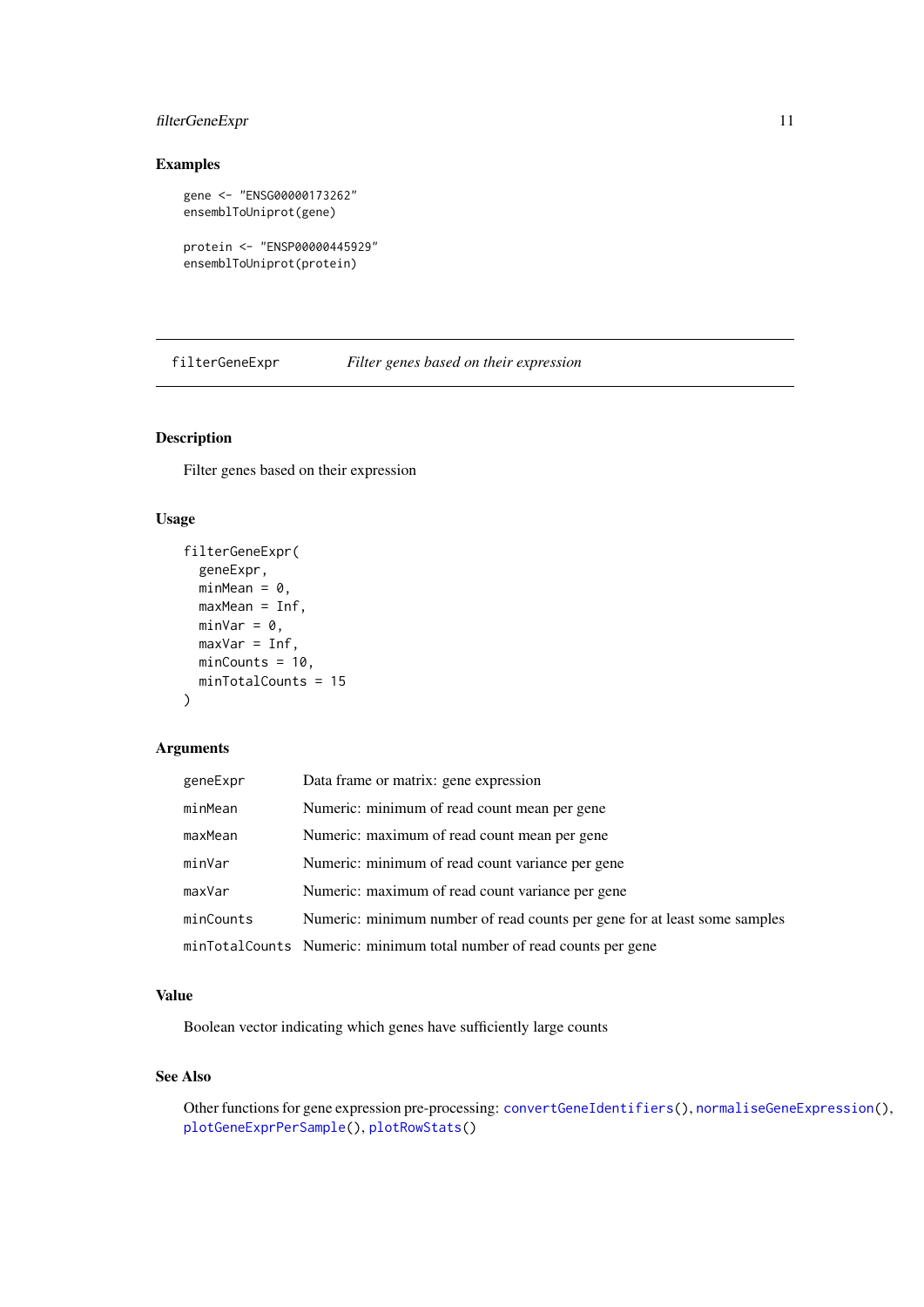### Examples

```
gene <- "ENSG00000173262"
ensemblToUniprot(gene)

protein <- "ENSP00000445929"
ensemblToUniprot(protein)
```

---

## filterGeneExpr *Filter genes based on their expression*

---

### Description

Filter genes based on their expression

### Usage

```
filterGeneExpr(
  geneExpr,
  minMean = 0,
  maxMean = Inf,
  minVar = 0,
  maxVar = Inf,
  minCounts = 10,
  minTotalCounts = 15
)
```

### Arguments

| | |
|---|---|
| geneExpr | Data frame or matrix: gene expression |
| minMean | Numeric: minimum of read count mean per gene |
| maxMean | Numeric: maximum of read count mean per gene |
| minVar | Numeric: minimum of read count variance per gene |
| maxVar | Numeric: maximum of read count variance per gene |
| minCounts | Numeric: minimum number of read counts per gene for at least some samples |
| minTotalCounts | Numeric: minimum total number of read counts per gene |

### Value

Boolean vector indicating which genes have sufficiently large counts

### See Also

Other functions for gene expression pre-processing: `convertGeneIdentifiers()`, `normaliseGeneExpression()`, `plotGeneExprPerSample()`, `plotRowStats()`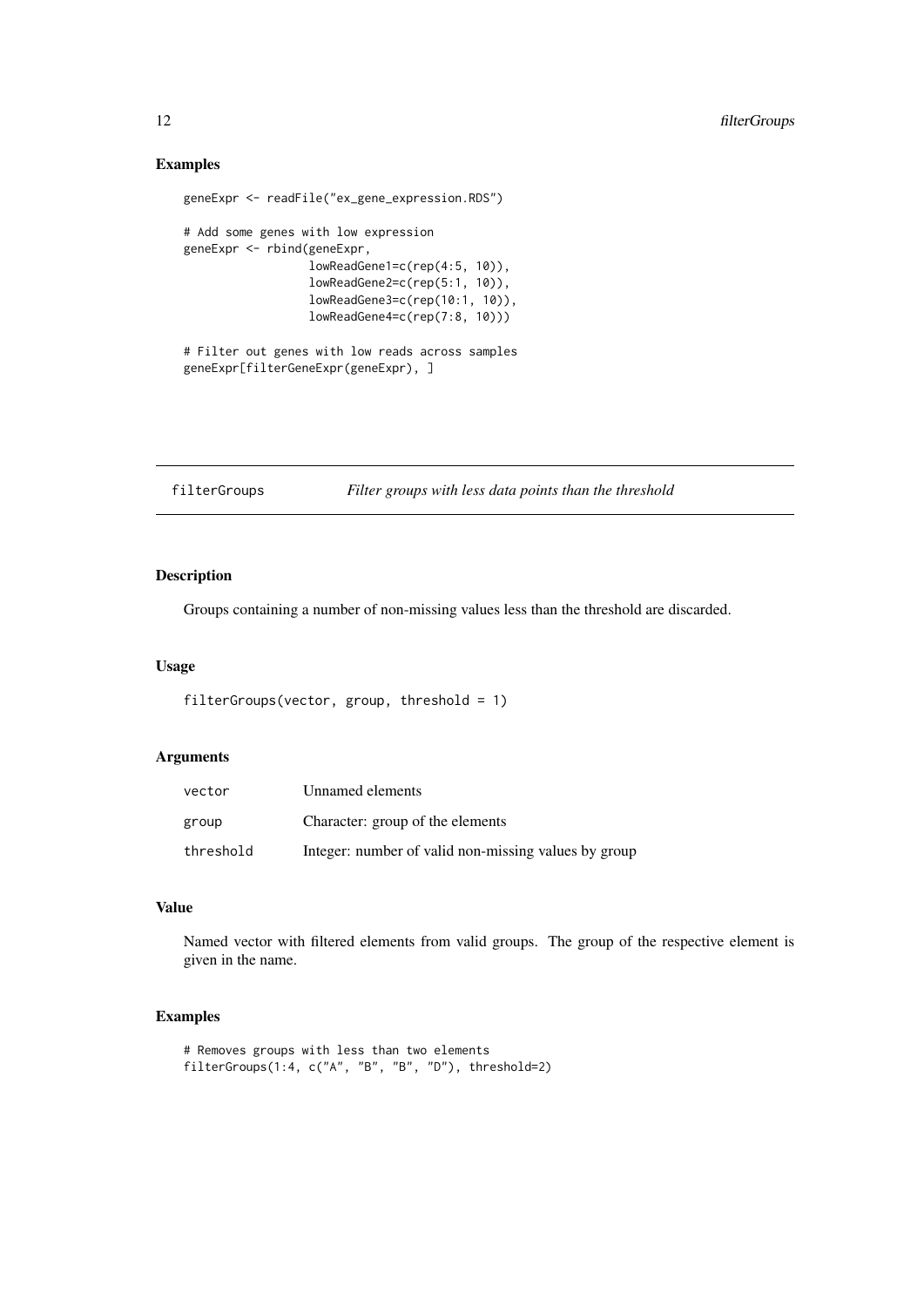## Examples

```
geneExpr <- readFile("ex_gene_expression.RDS")

# Add some genes with low expression
geneExpr <- rbind(geneExpr,
                  lowReadGene1=c(rep(4:5, 10)),
                  lowReadGene2=c(rep(5:1, 10)),
                  lowReadGene3=c(rep(10:1, 10)),
                  lowReadGene4=c(rep(7:8, 10)))

# Filter out genes with low reads across samples
geneExpr[filterGeneExpr(geneExpr), ]
```

---

# filterGroups — *Filter groups with less data points than the threshold*

## Description

Groups containing a number of non-missing values less than the threshold are discarded.

## Usage

```
filterGroups(vector, group, threshold = 1)
```

## Arguments

| | |
|---|---|
| vector | Unnamed elements |
| group | Character: group of the elements |
| threshold | Integer: number of valid non-missing values by group |

## Value

Named vector with filtered elements from valid groups. The group of the respective element is given in the name.

## Examples

```
# Removes groups with less than two elements
filterGroups(1:4, c("A", "B", "B", "D"), threshold=2)
```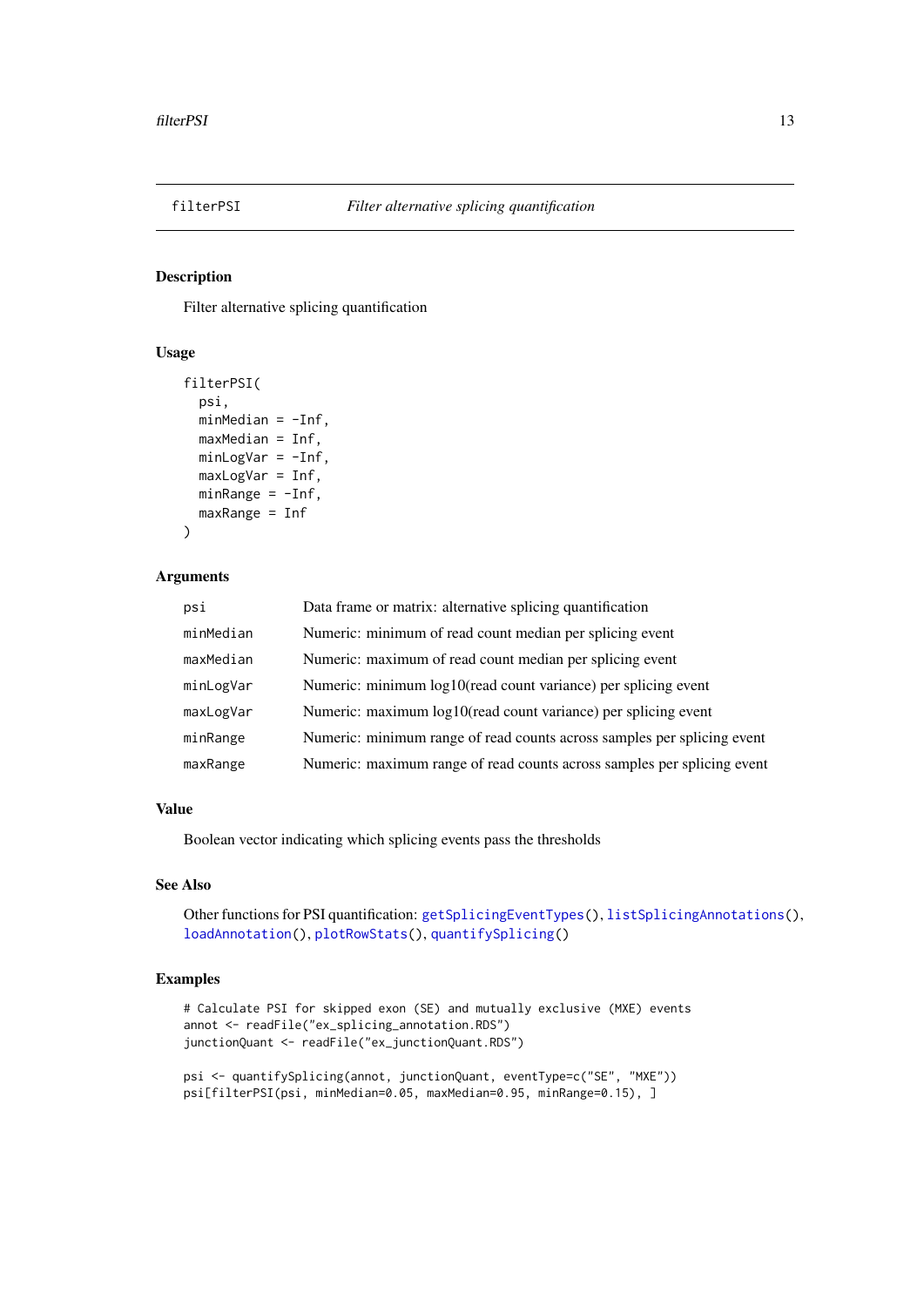# filterPSI — *Filter alternative splicing quantification*

## Description

Filter alternative splicing quantification

## Usage

```
filterPSI(
  psi,
  minMedian = -Inf,
  maxMedian = Inf,
  minLogVar = -Inf,
  maxLogVar = Inf,
  minRange = -Inf,
  maxRange = Inf
)
```

## Arguments

| | |
|---|---|
| `psi` | Data frame or matrix: alternative splicing quantification |
| `minMedian` | Numeric: minimum of read count median per splicing event |
| `maxMedian` | Numeric: maximum of read count median per splicing event |
| `minLogVar` | Numeric: minimum log10(read count variance) per splicing event |
| `maxLogVar` | Numeric: maximum log10(read count variance) per splicing event |
| `minRange` | Numeric: minimum range of read counts across samples per splicing event |
| `maxRange` | Numeric: maximum range of read counts across samples per splicing event |

## Value

Boolean vector indicating which splicing events pass the thresholds

## See Also

Other functions for PSI quantification: `getSplicingEventTypes()`, `listSplicingAnnotations()`, `loadAnnotation()`, `plotRowStats()`, `quantifySplicing()`

## Examples

```
# Calculate PSI for skipped exon (SE) and mutually exclusive (MXE) events
annot <- readFile("ex_splicing_annotation.RDS")
junctionQuant <- readFile("ex_junctionQuant.RDS")

psi <- quantifySplicing(annot, junctionQuant, eventType=c("SE", "MXE"))
psi[filterPSI(psi, minMedian=0.05, maxMedian=0.95, minRange=0.15), ]
```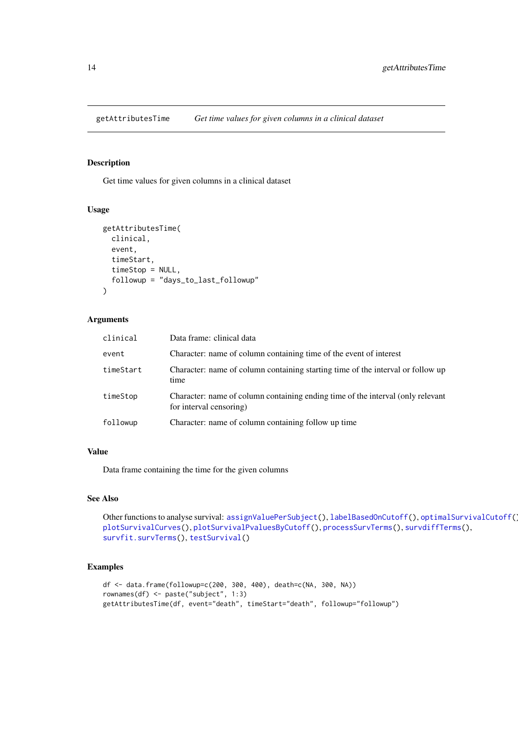## getAttributesTime — *Get time values for given columns in a clinical dataset*

### Description

Get time values for given columns in a clinical dataset

### Usage

```
getAttributesTime(
  clinical,
  event,
  timeStart,
  timeStop = NULL,
  followup = "days_to_last_followup"
)
```

### Arguments

| | |
|---|---|
| `clinical` | Data frame: clinical data |
| `event` | Character: name of column containing time of the event of interest |
| `timeStart` | Character: name of column containing starting time of the interval or follow up time |
| `timeStop` | Character: name of column containing ending time of the interval (only relevant for interval censoring) |
| `followup` | Character: name of column containing follow up time |

### Value

Data frame containing the time for the given columns

### See Also

Other functions to analyse survival: `assignValuePerSubject()`, `labelBasedOnCutoff()`, `optimalSurvivalCutoff()`, `plotSurvivalCurves()`, `plotSurvivalPvaluesByCutoff()`, `processSurvTerms()`, `survdiffTerms()`, `survfit.survTerms()`, `testSurvival()`

### Examples

```
df <- data.frame(followup=c(200, 300, 400), death=c(NA, 300, NA))
rownames(df) <- paste("subject", 1:3)
getAttributesTime(df, event="death", timeStart="death", followup="followup")
```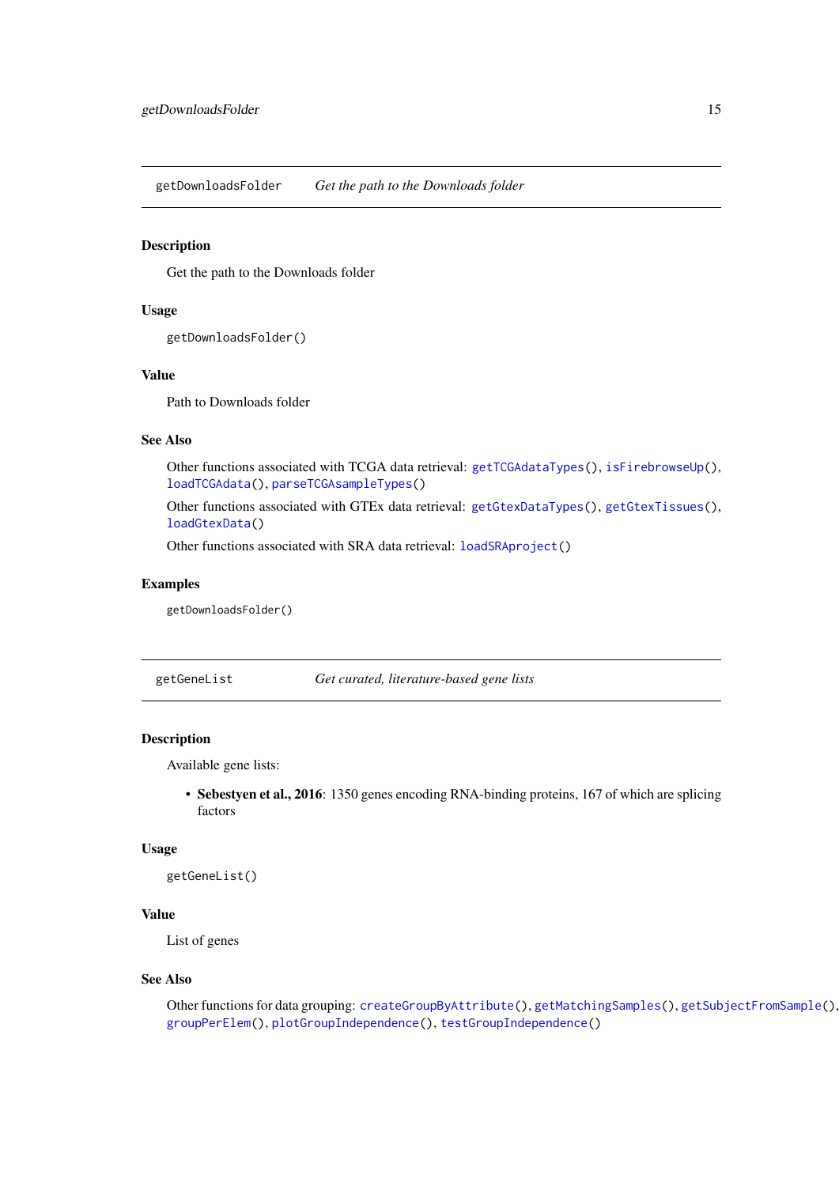## getDownloadsFolder — *Get the path to the Downloads folder*

### Description

Get the path to the Downloads folder

### Usage

```
getDownloadsFolder()
```

### Value

Path to Downloads folder

### See Also

Other functions associated with TCGA data retrieval: `getTCGAdataTypes()`, `isFirebrowseUp()`, `loadTCGAdata()`, `parseTCGAsampleTypes()`

Other functions associated with GTEx data retrieval: `getGtexDataTypes()`, `getGtexTissues()`, `loadGtexData()`

Other functions associated with SRA data retrieval: `loadSRAproject()`

### Examples

```
getDownloadsFolder()
```

## getGeneList — *Get curated, literature-based gene lists*

### Description

Available gene lists:

- **Sebestyen et al., 2016**: 1350 genes encoding RNA-binding proteins, 167 of which are splicing factors

### Usage

```
getGeneList()
```

### Value

List of genes

### See Also

Other functions for data grouping: `createGroupByAttribute()`, `getMatchingSamples()`, `getSubjectFromSample()`, `groupPerElem()`, `plotGroupIndependence()`, `testGroupIndependence()`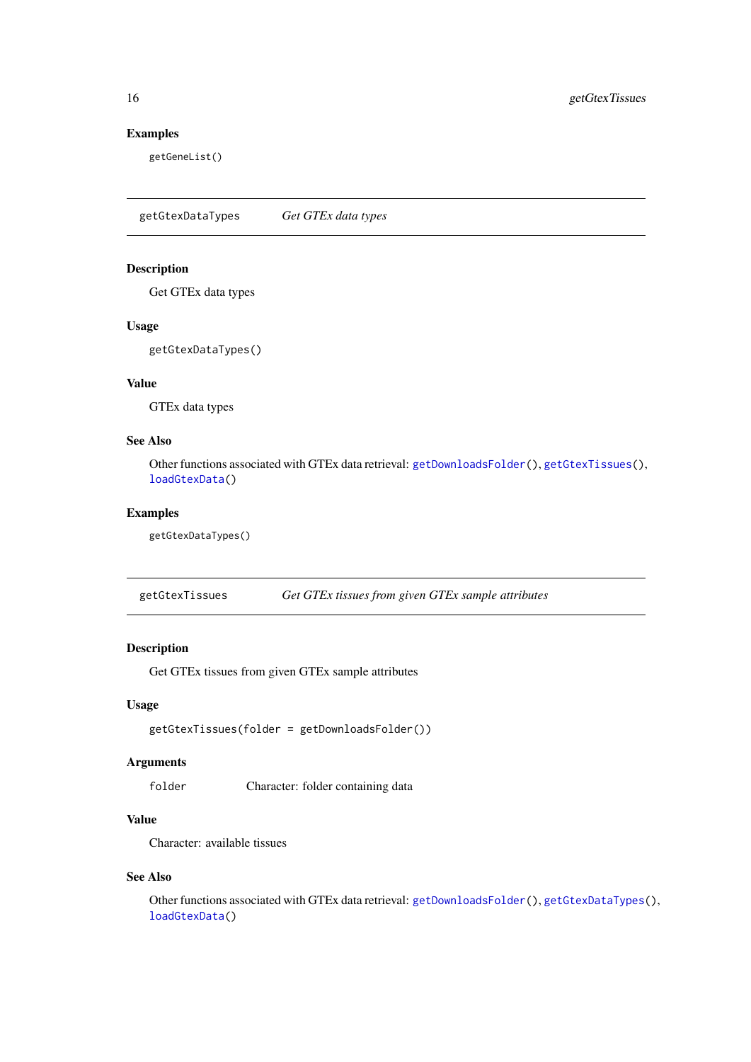### Examples

```
getGeneList()
```

---

## getGtexDataTypes — *Get GTEx data types*

### Description

Get GTEx data types

### Usage

```
getGtexDataTypes()
```

### Value

GTEx data types

### See Also

Other functions associated with GTEx data retrieval: `getDownloadsFolder()`, `getGtexTissues()`, `loadGtexData()`

### Examples

```
getGtexDataTypes()
```

---

## getGtexTissues — *Get GTEx tissues from given GTEx sample attributes*

### Description

Get GTEx tissues from given GTEx sample attributes

### Usage

```
getGtexTissues(folder = getDownloadsFolder())
```

### Arguments

| | |
|---|---|
| folder | Character: folder containing data |

### Value

Character: available tissues

### See Also

Other functions associated with GTEx data retrieval: `getDownloadsFolder()`, `getGtexDataTypes()`, `loadGtexData()`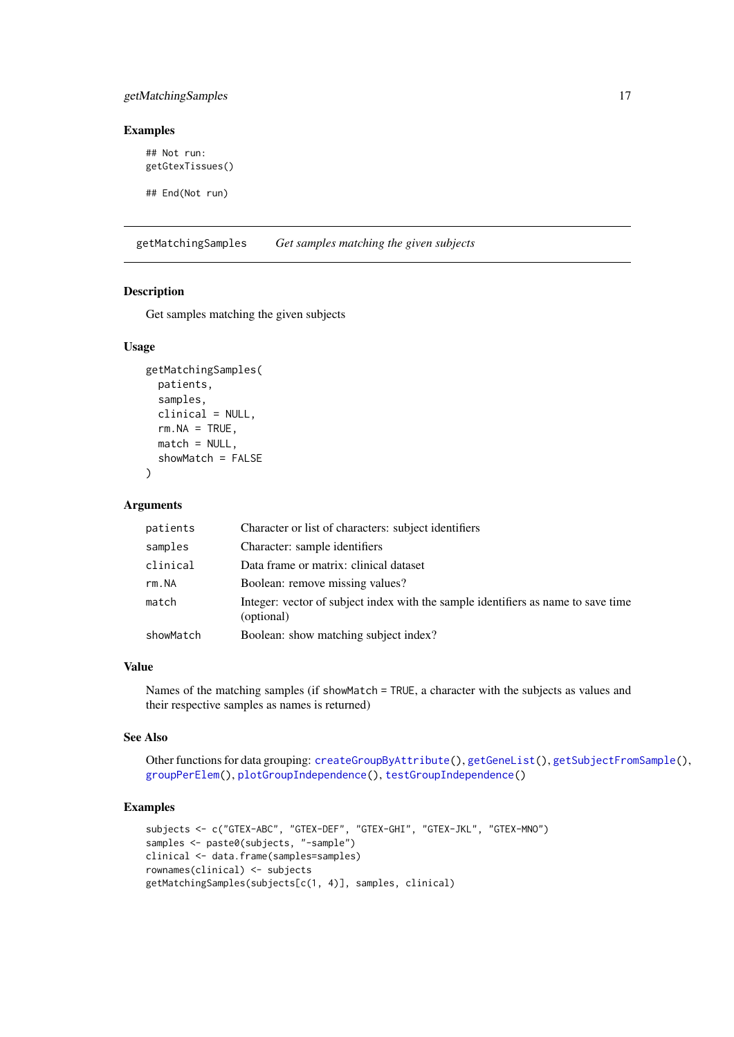### Examples

```
## Not run:
getGtexTissues()

## End(Not run)
```

---

`getMatchingSamples` *Get samples matching the given subjects*

---

### Description

Get samples matching the given subjects

### Usage

```
getMatchingSamples(
  patients,
  samples,
  clinical = NULL,
  rm.NA = TRUE,
  match = NULL,
  showMatch = FALSE
)
```

### Arguments

| | |
|---|---|
| `patients` | Character or list of characters: subject identifiers |
| `samples` | Character: sample identifiers |
| `clinical` | Data frame or matrix: clinical dataset |
| `rm.NA` | Boolean: remove missing values? |
| `match` | Integer: vector of subject index with the sample identifiers as name to save time (optional) |
| `showMatch` | Boolean: show matching subject index? |

### Value

Names of the matching samples (if `showMatch = TRUE`, a character with the subjects as values and their respective samples as names is returned)

### See Also

Other functions for data grouping: `createGroupByAttribute()`, `getGeneList()`, `getSubjectFromSample()`, `groupPerElem()`, `plotGroupIndependence()`, `testGroupIndependence()`

### Examples

```
subjects <- c("GTEX-ABC", "GTEX-DEF", "GTEX-GHI", "GTEX-JKL", "GTEX-MNO")
samples <- paste0(subjects, "-sample")
clinical <- data.frame(samples=samples)
rownames(clinical) <- subjects
getMatchingSamples(subjects[c(1, 4)], samples, clinical)
```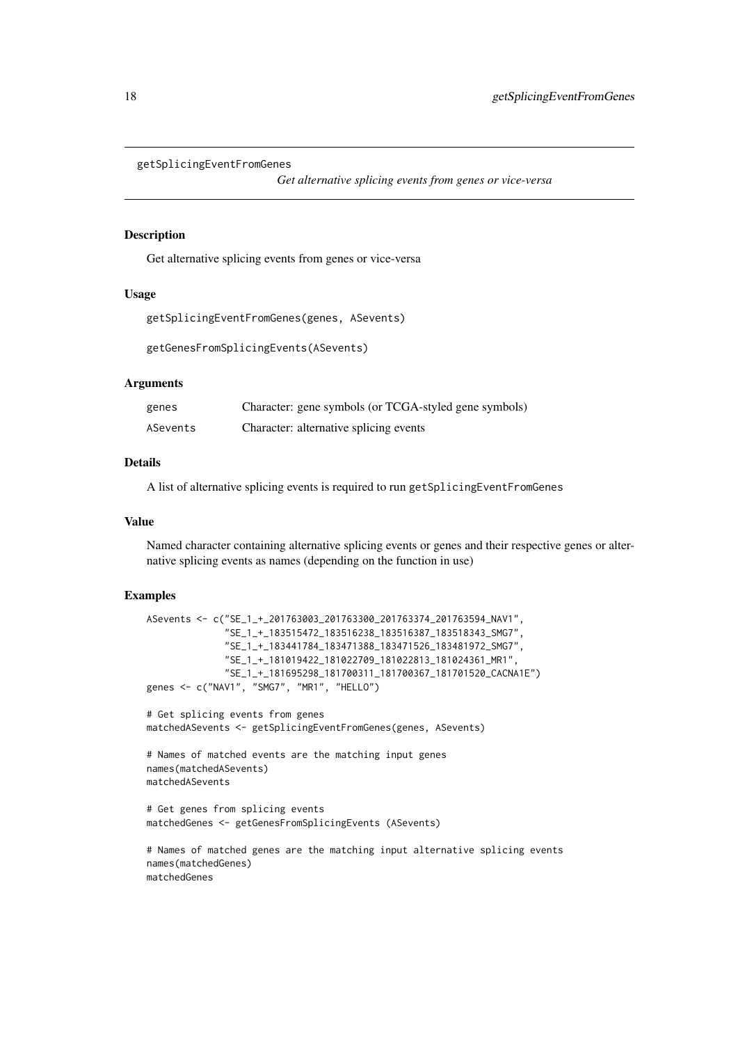getSplicingEventFromGenes

*Get alternative splicing events from genes or vice-versa*

## Description

Get alternative splicing events from genes or vice-versa

## Usage

```
getSplicingEventFromGenes(genes, ASevents)

getGenesFromSplicingEvents(ASevents)
```

## Arguments

| | |
|---|---|
| genes | Character: gene symbols (or TCGA-styled gene symbols) |
| ASevents | Character: alternative splicing events |

## Details

A list of alternative splicing events is required to run `getSplicingEventFromGenes`

## Value

Named character containing alternative splicing events or genes and their respective genes or alternative splicing events as names (depending on the function in use)

## Examples

```
ASevents <- c("SE_1_+_201763003_201763300_201763374_201763594_NAV1",
              "SE_1_+_183515472_183516238_183516387_183518343_SMG7",
              "SE_1_+_183441784_183471388_183471526_183481972_SMG7",
              "SE_1_+_181019422_181022709_181022813_181024361_MR1",
              "SE_1_+_181695298_181700311_181700367_181701520_CACNA1E")
genes <- c("NAV1", "SMG7", "MR1", "HELLO")

# Get splicing events from genes
matchedASevents <- getSplicingEventFromGenes(genes, ASevents)

# Names of matched events are the matching input genes
names(matchedASevents)
matchedASevents

# Get genes from splicing events
matchedGenes <- getGenesFromSplicingEvents (ASevents)

# Names of matched genes are the matching input alternative splicing events
names(matchedGenes)
matchedGenes
```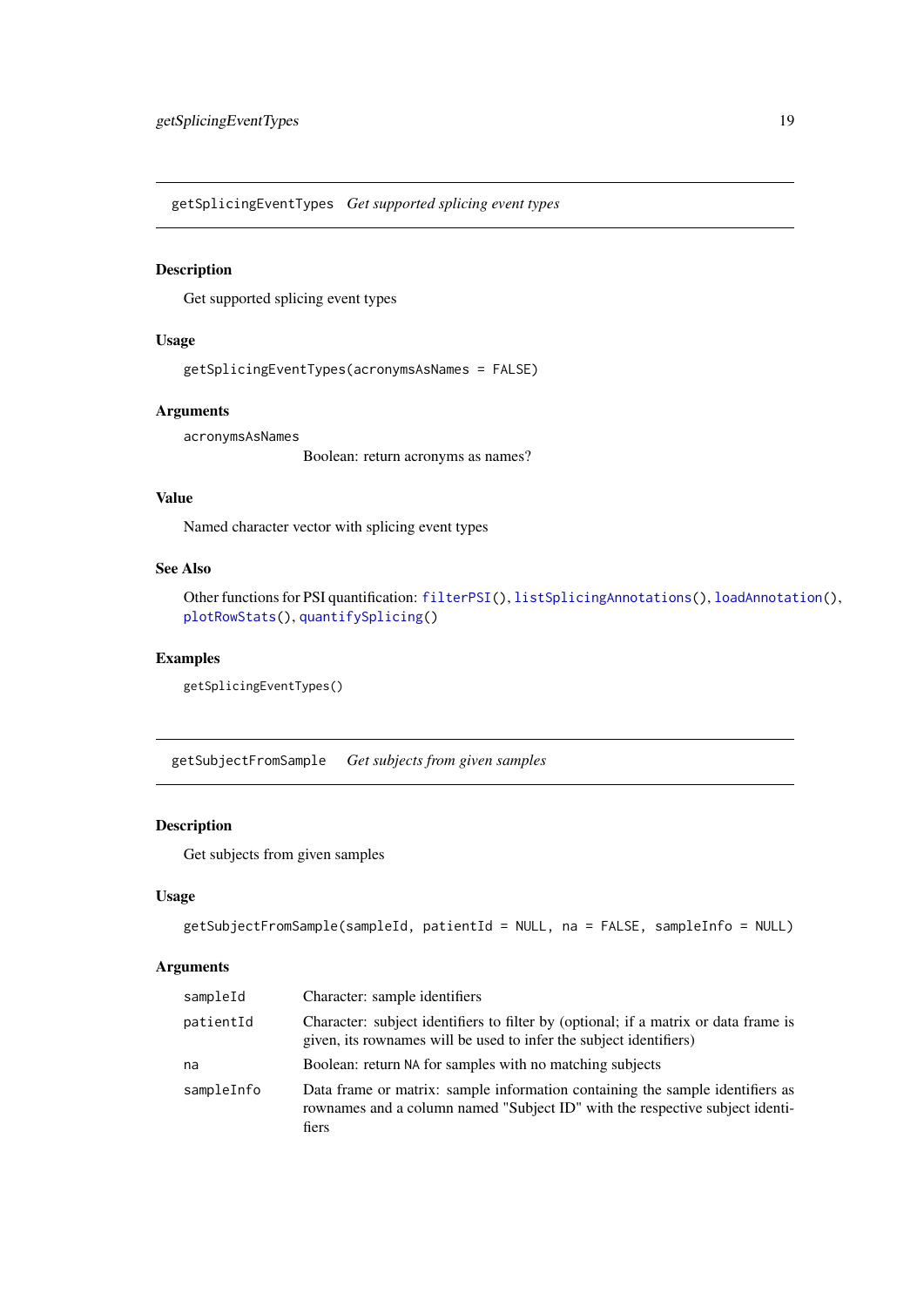## getSplicingEventTypes *Get supported splicing event types*

### Description

Get supported splicing event types

### Usage

```
getSplicingEventTypes(acronymsAsNames = FALSE)
```

### Arguments

| | |
|---|---|
| acronymsAsNames | Boolean: return acronyms as names? |

### Value

Named character vector with splicing event types

### See Also

Other functions for PSI quantification: filterPSI(), listSplicingAnnotations(), loadAnnotation(), plotRowStats(), quantifySplicing()

### Examples

```
getSplicingEventTypes()
```

## getSubjectFromSample *Get subjects from given samples*

### Description

Get subjects from given samples

### Usage

```
getSubjectFromSample(sampleId, patientId = NULL, na = FALSE, sampleInfo = NULL)
```

### Arguments

| | |
|---|---|
| sampleId | Character: sample identifiers |
| patientId | Character: subject identifiers to filter by (optional; if a matrix or data frame is given, its rownames will be used to infer the subject identifiers) |
| na | Boolean: return NA for samples with no matching subjects |
| sampleInfo | Data frame or matrix: sample information containing the sample identifiers as rownames and a column named "Subject ID" with the respective subject identifiers |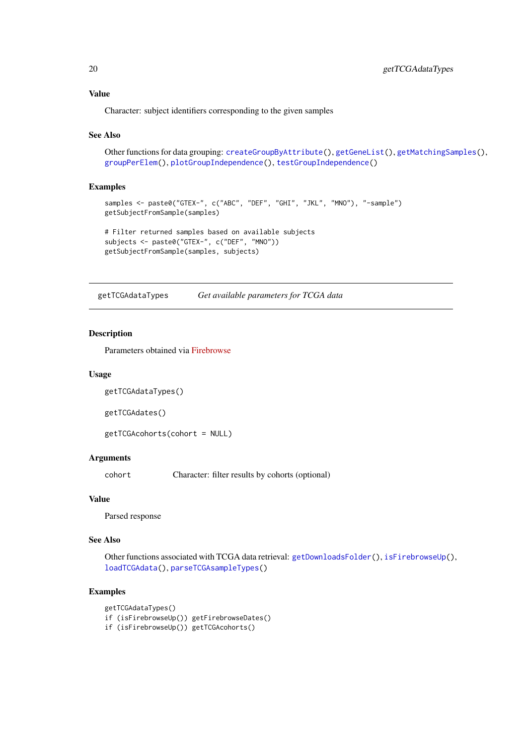### Value

Character: subject identifiers corresponding to the given samples

### See Also

Other functions for data grouping: `createGroupByAttribute()`, `getGeneList()`, `getMatchingSamples()`, `groupPerElem()`, `plotGroupIndependence()`, `testGroupIndependence()`

### Examples

```
samples <- paste0("GTEX-", c("ABC", "DEF", "GHI", "JKL", "MNO"), "-sample")
getSubjectFromSample(samples)

# Filter returned samples based on available subjects
subjects <- paste0("GTEX-", c("DEF", "MNO"))
getSubjectFromSample(samples, subjects)
```

---

## getTCGAdataTypes &nbsp;&nbsp;&nbsp; *Get available parameters for TCGA data*

---

### Description

Parameters obtained via Firebrowse

### Usage

```
getTCGAdataTypes()

getTCGAdates()

getTCGAcohorts(cohort = NULL)
```

### Arguments

| | |
|---|---|
| cohort | Character: filter results by cohorts (optional) |

### Value

Parsed response

### See Also

Other functions associated with TCGA data retrieval: `getDownloadsFolder()`, `isFirebrowseUp()`, `loadTCGAdata()`, `parseTCGAsampleTypes()`

### Examples

```
getTCGAdataTypes()
if (isFirebrowseUp()) getFirebrowseDates()
if (isFirebrowseUp()) getTCGAcohorts()
```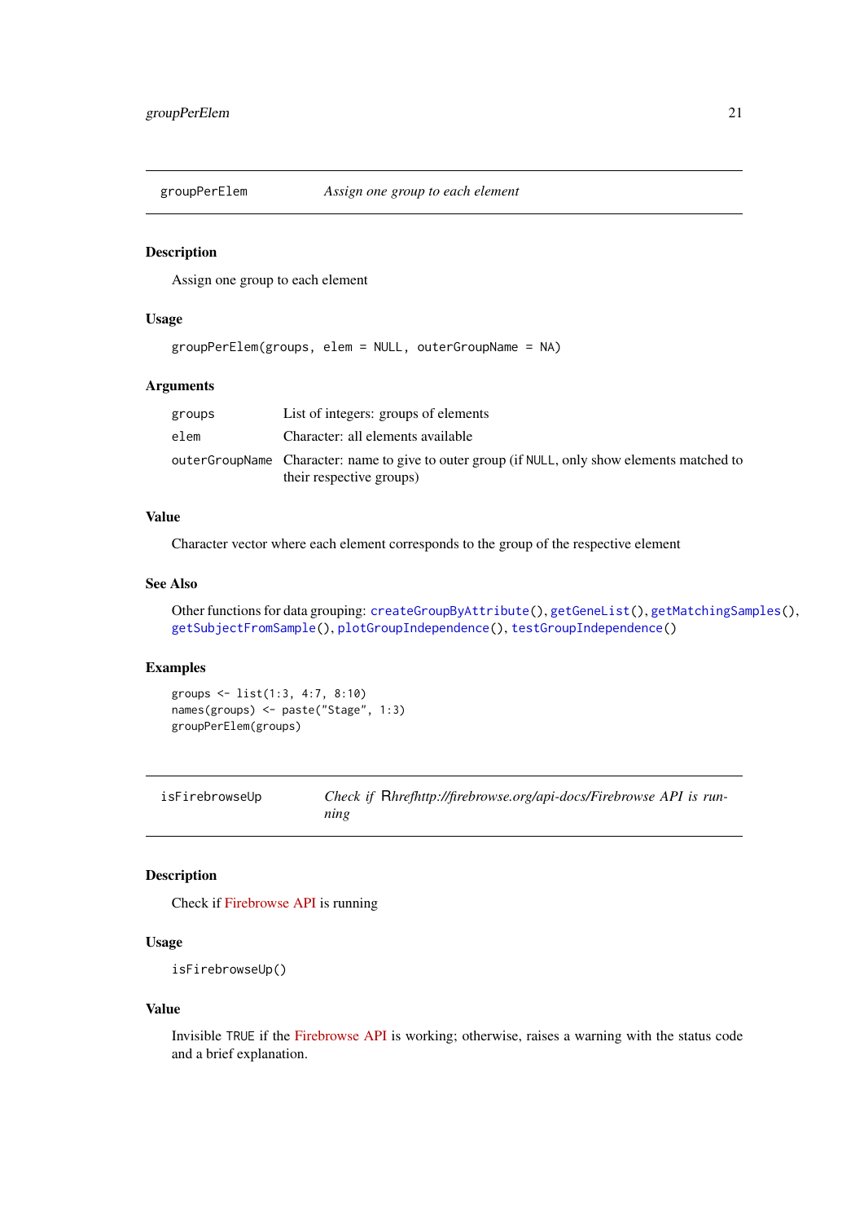## groupPerElem — *Assign one group to each element*

### Description

Assign one group to each element

### Usage

```
groupPerElem(groups, elem = NULL, outerGroupName = NA)
```

### Arguments

| | |
|---|---|
| `groups` | List of integers: groups of elements |
| `elem` | Character: all elements available |
| `outerGroupName` | Character: name to give to outer group (if `NULL`, only show elements matched to their respective groups) |

### Value

Character vector where each element corresponds to the group of the respective element

### See Also

Other functions for data grouping: `createGroupByAttribute()`, `getGeneList()`, `getMatchingSamples()`, `getSubjectFromSample()`, `plotGroupIndependence()`, `testGroupIndependence()`

### Examples

```
groups <- list(1:3, 4:7, 8:10)
names(groups) <- paste("Stage", 1:3)
groupPerElem(groups)
```

## isFirebrowseUp — *Check if* R*hrefhttp://firebrowse.org/api-docs/Firebrowse API is running*

### Description

Check if Firebrowse API is running

### Usage

```
isFirebrowseUp()
```

### Value

Invisible `TRUE` if the Firebrowse API is working; otherwise, raises a warning with the status code and a brief explanation.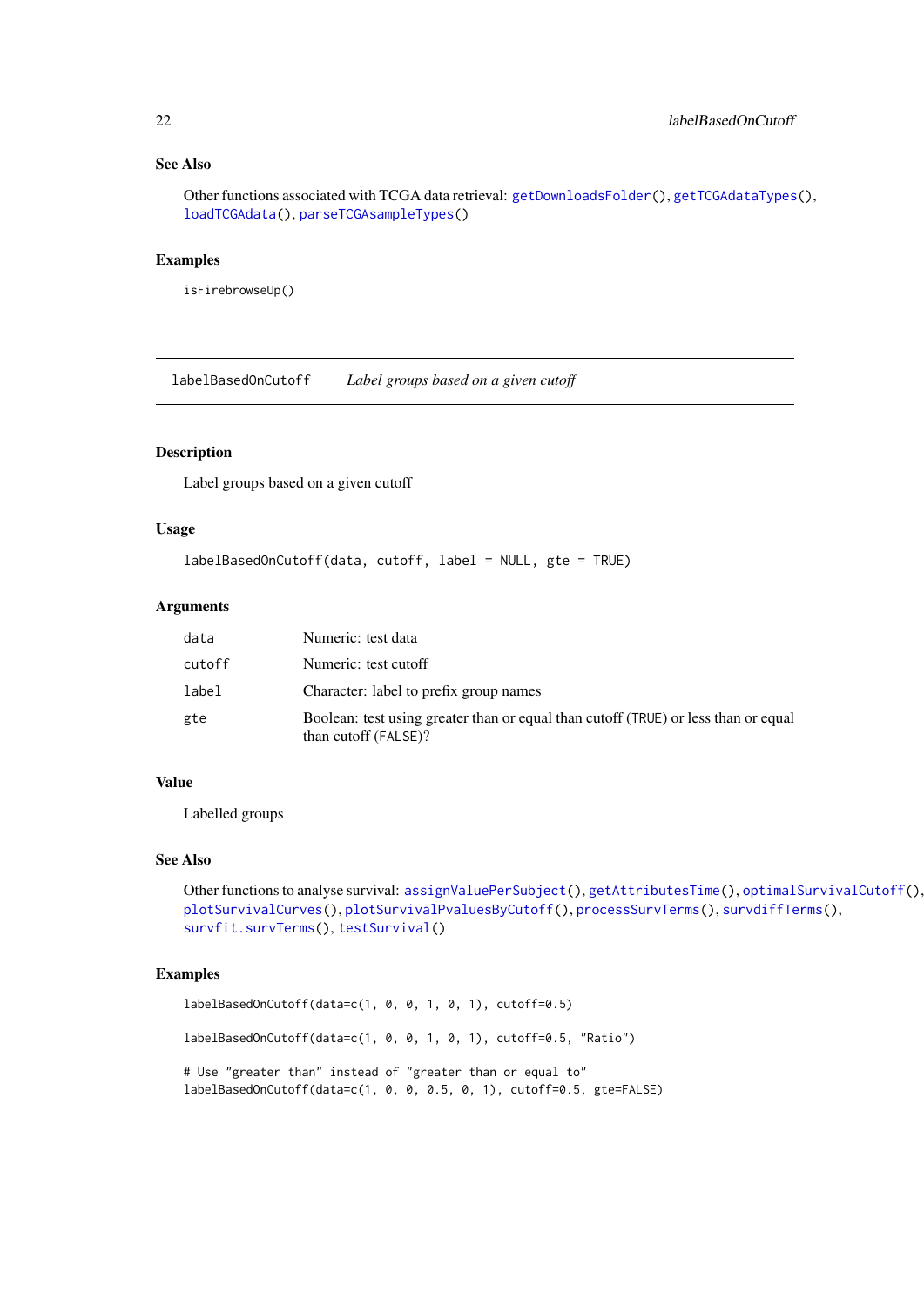### See Also

Other functions associated with TCGA data retrieval: getDownloadsFolder(), getTCGAdataTypes(), loadTCGAdata(), parseTCGAsampleTypes()

### Examples

```
isFirebrowseUp()
```

---

## labelBasedOnCutoff *Label groups based on a given cutoff*

---

### Description

Label groups based on a given cutoff

### Usage

```
labelBasedOnCutoff(data, cutoff, label = NULL, gte = TRUE)
```

### Arguments

| | |
|---|---|
| data | Numeric: test data |
| cutoff | Numeric: test cutoff |
| label | Character: label to prefix group names |
| gte | Boolean: test using greater than or equal than cutoff (TRUE) or less than or equal than cutoff (FALSE)? |

### Value

Labelled groups

### See Also

Other functions to analyse survival: assignValuePerSubject(), getAttributesTime(), optimalSurvivalCutoff(), plotSurvivalCurves(), plotSurvivalPvaluesByCutoff(), processSurvTerms(), survdiffTerms(), survfit.survTerms(), testSurvival()

### Examples

```
labelBasedOnCutoff(data=c(1, 0, 0, 1, 0, 1), cutoff=0.5)

labelBasedOnCutoff(data=c(1, 0, 0, 1, 0, 1), cutoff=0.5, "Ratio")

# Use "greater than" instead of "greater than or equal to"
labelBasedOnCutoff(data=c(1, 0, 0, 0.5, 0, 1), cutoff=0.5, gte=FALSE)
```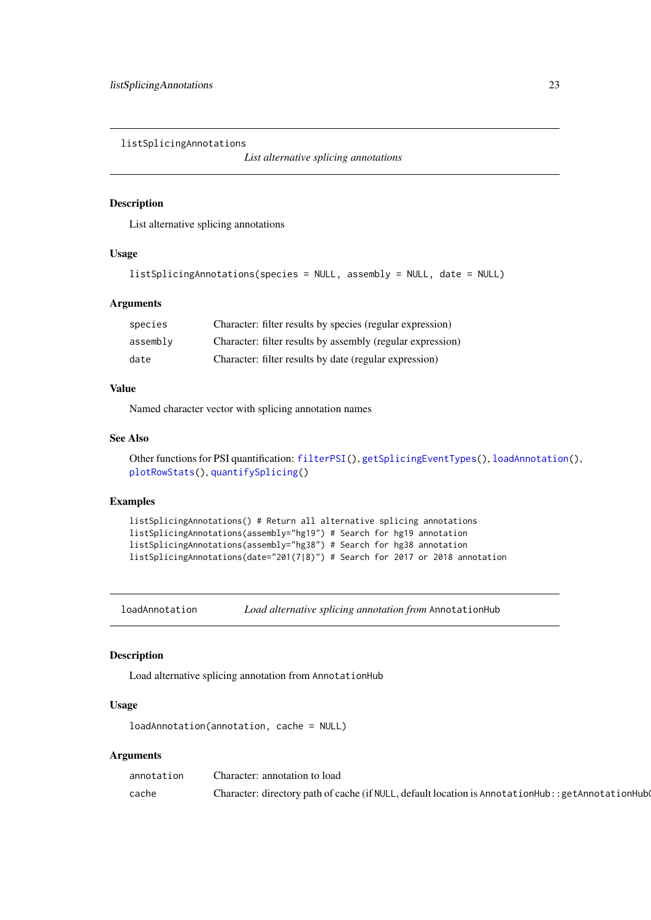## listSplicingAnnotations    *List alternative splicing annotations*

### Description

List alternative splicing annotations

### Usage

```
listSplicingAnnotations(species = NULL, assembly = NULL, date = NULL)
```

### Arguments

| | |
|---|---|
| species | Character: filter results by species (regular expression) |
| assembly | Character: filter results by assembly (regular expression) |
| date | Character: filter results by date (regular expression) |

### Value

Named character vector with splicing annotation names

### See Also

Other functions for PSI quantification: `filterPSI()`, `getSplicingEventTypes()`, `loadAnnotation()`, `plotRowStats()`, `quantifySplicing()`

### Examples

```
listSplicingAnnotations() # Return all alternative splicing annotations
listSplicingAnnotations(assembly="hg19") # Search for hg19 annotation
listSplicingAnnotations(assembly="hg38") # Search for hg38 annotation
listSplicingAnnotations(date="201(7|8)") # Search for 2017 or 2018 annotation
```

## loadAnnotation    *Load alternative splicing annotation from* `AnnotationHub`

### Description

Load alternative splicing annotation from `AnnotationHub`

### Usage

```
loadAnnotation(annotation, cache = NULL)
```

### Arguments

| | |
|---|---|
| annotation | Character: annotation to load |
| cache | Character: directory path of cache (if `NULL`, default location is `AnnotationHub::getAnnotationHubO` |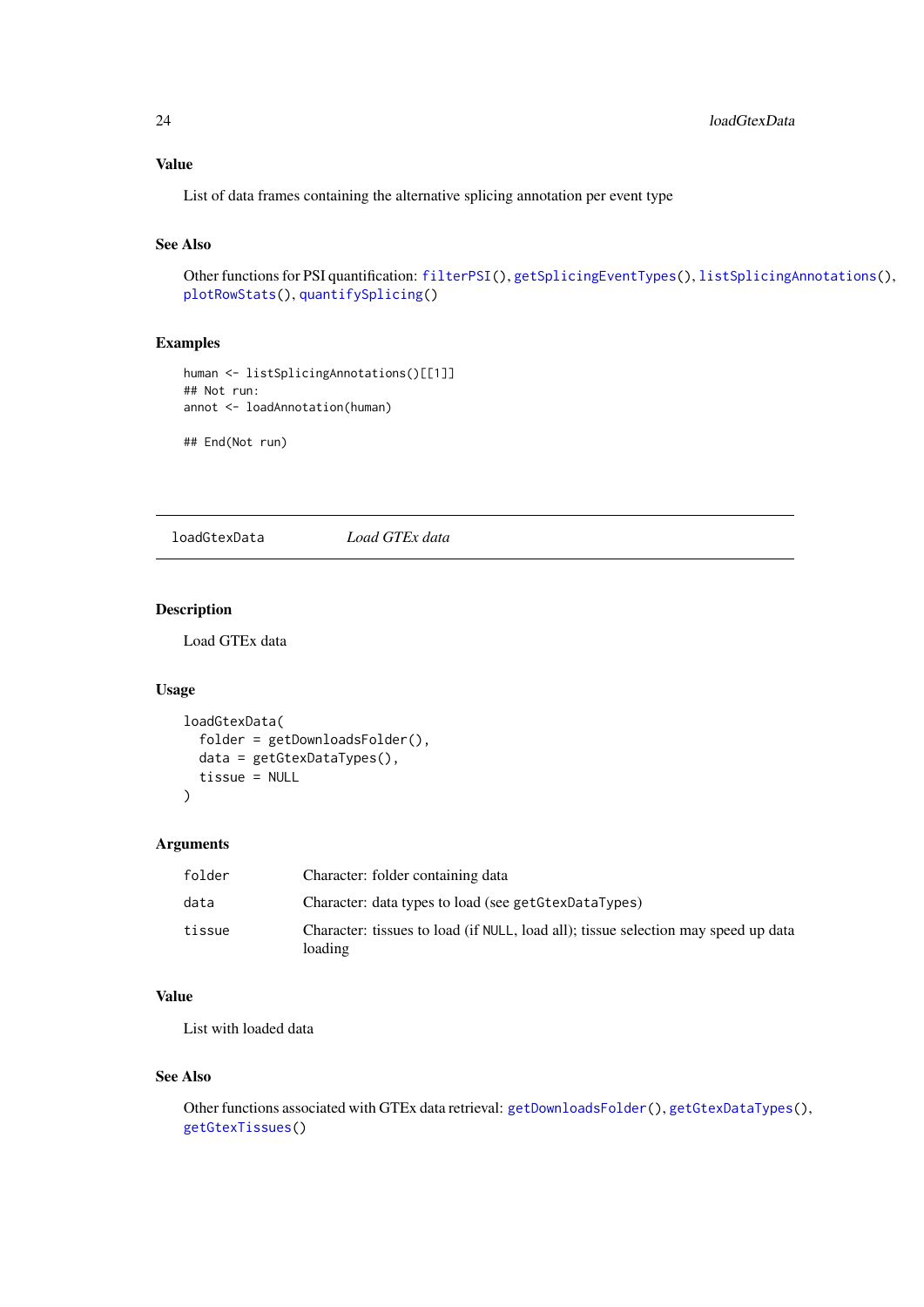### Value

List of data frames containing the alternative splicing annotation per event type

### See Also

Other functions for PSI quantification: `filterPSI()`, `getSplicingEventTypes()`, `listSplicingAnnotations()`, `plotRowStats()`, `quantifySplicing()`

### Examples

```
human <- listSplicingAnnotations()[[1]]
## Not run:
annot <- loadAnnotation(human)

## End(Not run)
```

---

## loadGtexData *Load GTEx data*

---

### Description

Load GTEx data

### Usage

```
loadGtexData(
  folder = getDownloadsFolder(),
  data = getGtexDataTypes(),
  tissue = NULL
)
```

### Arguments

| | |
|---|---|
| folder | Character: folder containing data |
| data | Character: data types to load (see `getGtexDataTypes`) |
| tissue | Character: tissues to load (if `NULL`, load all); tissue selection may speed up data loading |

### Value

List with loaded data

### See Also

Other functions associated with GTEx data retrieval: `getDownloadsFolder()`, `getGtexDataTypes()`, `getGtexTissues()`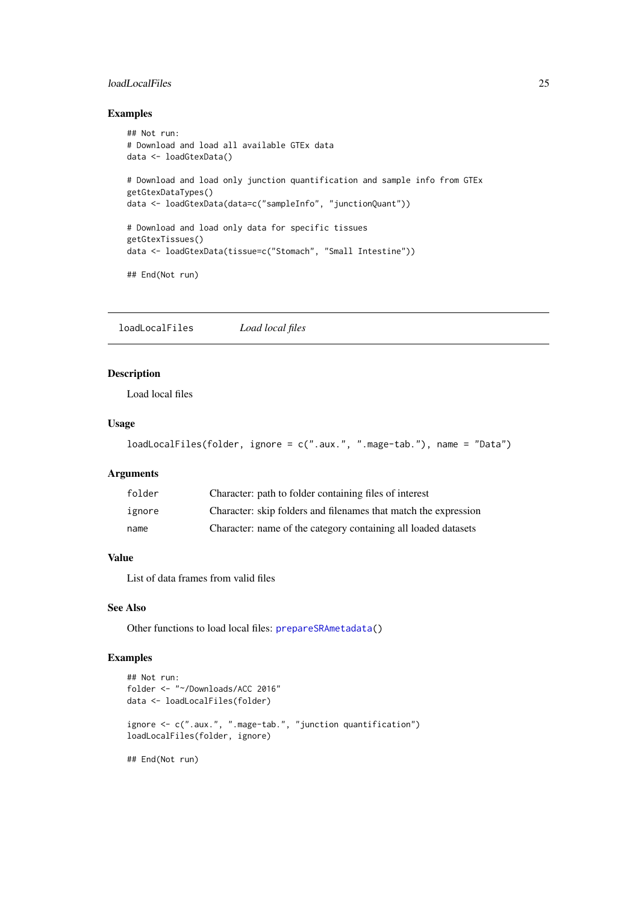### Examples

```
## Not run:
# Download and load all available GTEx data
data <- loadGtexData()

# Download and load only junction quantification and sample info from GTEx
getGtexDataTypes()
data <- loadGtexData(data=c("sampleInfo", "junctionQuant"))

# Download and load only data for specific tissues
getGtexTissues()
data <- loadGtexData(tissue=c("Stomach", "Small Intestine"))

## End(Not run)
```

---

## loadLocalFiles *Load local files*

---

### Description

Load local files

### Usage

```
loadLocalFiles(folder, ignore = c(".aux.", ".mage-tab."), name = "Data")
```

### Arguments

| | |
|---|---|
| folder | Character: path to folder containing files of interest |
| ignore | Character: skip folders and filenames that match the expression |
| name | Character: name of the category containing all loaded datasets |

### Value

List of data frames from valid files

### See Also

Other functions to load local files: prepareSRAmetadata()

### Examples

```
## Not run:
folder <- "~/Downloads/ACC 2016"
data <- loadLocalFiles(folder)

ignore <- c(".aux.", ".mage-tab.", "junction quantification")
loadLocalFiles(folder, ignore)

## End(Not run)
```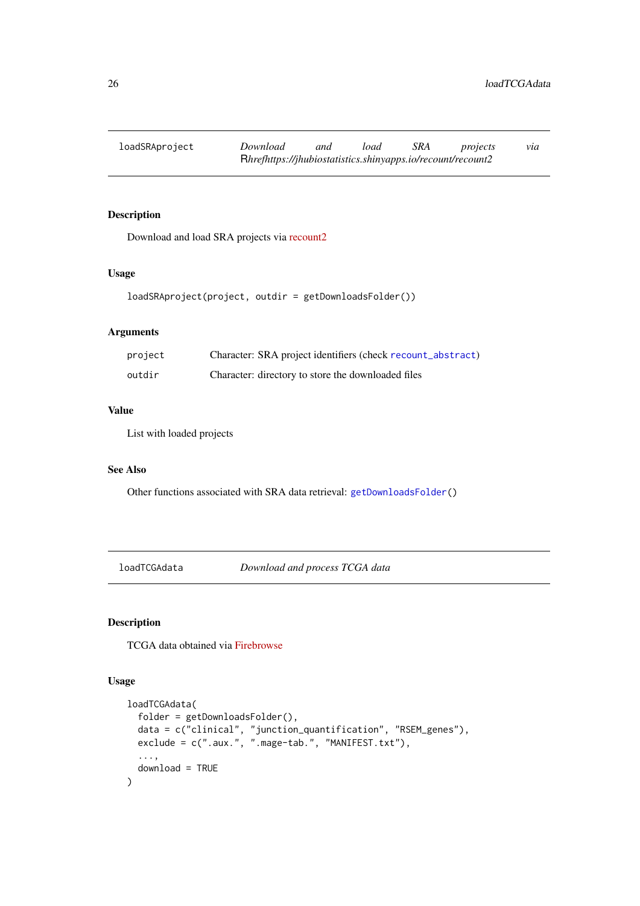## loadSRAproject — *Download and load SRA projects via* R*hrefhttps://jhubiostatistics.shinyapps.io/recount/recount2*

### Description

Download and load SRA projects via recount2

### Usage

```
loadSRAproject(project, outdir = getDownloadsFolder())
```

### Arguments

| | |
|---|---|
| project | Character: SRA project identifiers (check `recount_abstract`) |
| outdir | Character: directory to store the downloaded files |

### Value

List with loaded projects

### See Also

Other functions associated with SRA data retrieval: `getDownloadsFolder()`

## loadTCGAdata — *Download and process TCGA data*

### Description

TCGA data obtained via Firebrowse

### Usage

```
loadTCGAdata(
  folder = getDownloadsFolder(),
  data = c("clinical", "junction_quantification", "RSEM_genes"),
  exclude = c(".aux.", ".mage-tab.", "MANIFEST.txt"),
  ...,
  download = TRUE
)
```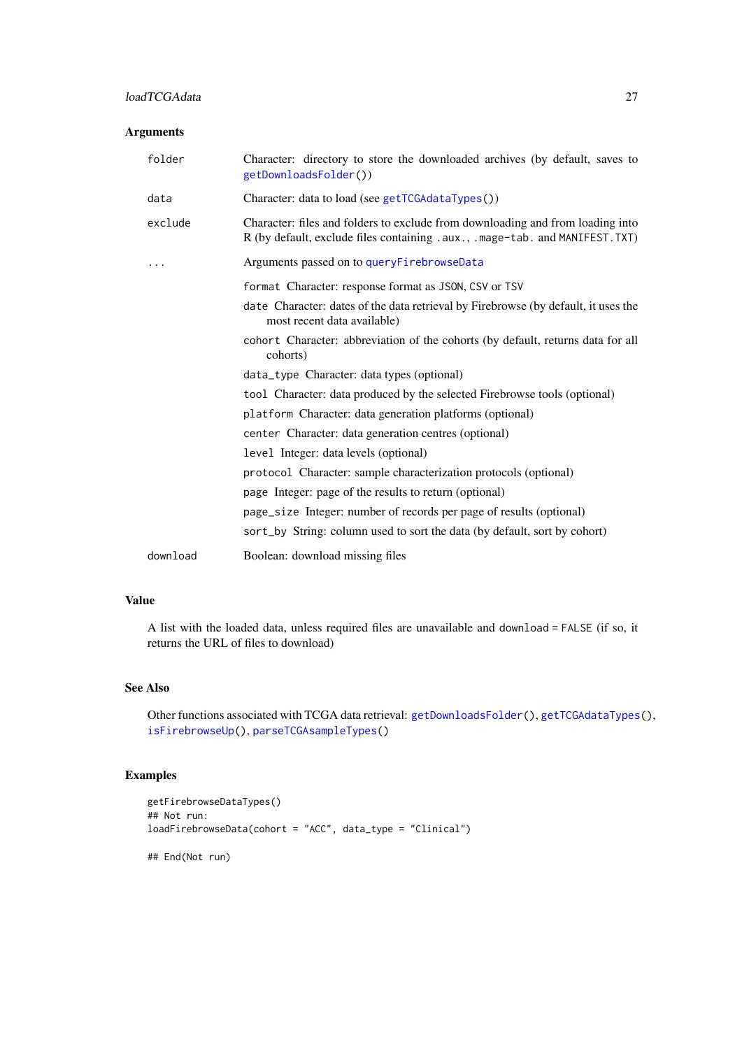### Arguments

| | |
|---|---|
| `folder` | Character: directory to store the downloaded archives (by default, saves to `getDownloadsFolder()`) |
| `data` | Character: data to load (see `getTCGAdataTypes()`) |
| `exclude` | Character: files and folders to exclude from downloading and from loading into R (by default, exclude files containing `.aux.`, `.mage-tab.` and `MANIFEST.TXT`) |
| `...` | Arguments passed on to `queryFirebrowseData` |
| | `format` Character: response format as `JSON`, `CSV` or `TSV` |
| | `date` Character: dates of the data retrieval by Firebrowse (by default, it uses the most recent data available) |
| | `cohort` Character: abbreviation of the cohorts (by default, returns data for all cohorts) |
| | `data_type` Character: data types (optional) |
| | `tool` Character: data produced by the selected Firebrowse tools (optional) |
| | `platform` Character: data generation platforms (optional) |
| | `center` Character: data generation centres (optional) |
| | `level` Integer: data levels (optional) |
| | `protocol` Character: sample characterization protocols (optional) |
| | `page` Integer: page of the results to return (optional) |
| | `page_size` Integer: number of records per page of results (optional) |
| | `sort_by` String: column used to sort the data (by default, sort by cohort) |
| `download` | Boolean: download missing files |

### Value

A list with the loaded data, unless required files are unavailable and `download = FALSE` (if so, it returns the URL of files to download)

### See Also

Other functions associated with TCGA data retrieval: `getDownloadsFolder()`, `getTCGAdataTypes()`, `isFirebrowseUp()`, `parseTCGAsampleTypes()`

### Examples

```
getFirebrowseDataTypes()
## Not run:
loadFirebrowseData(cohort = "ACC", data_type = "Clinical")

## End(Not run)
```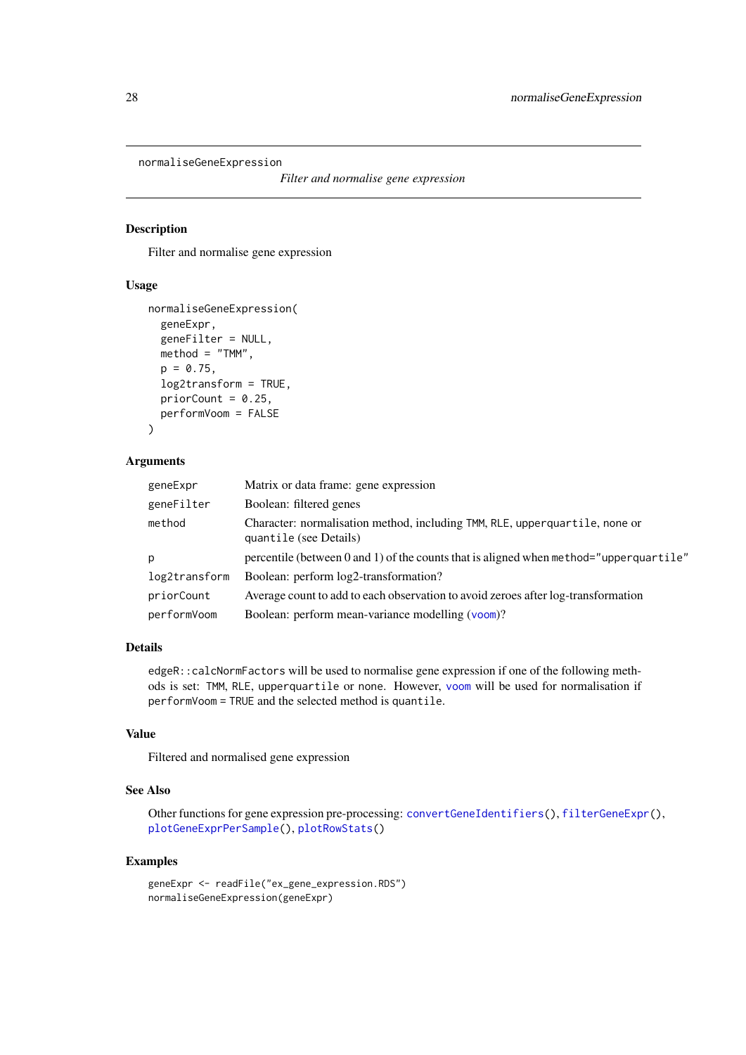`normaliseGeneExpression` *Filter and normalise gene expression*

---

## Description

Filter and normalise gene expression

## Usage

```
normaliseGeneExpression(
  geneExpr,
  geneFilter = NULL,
  method = "TMM",
  p = 0.75,
  log2transform = TRUE,
  priorCount = 0.25,
  performVoom = FALSE
)
```

## Arguments

| | |
|---|---|
| `geneExpr` | Matrix or data frame: gene expression |
| `geneFilter` | Boolean: filtered genes |
| `method` | Character: normalisation method, including `TMM`, `RLE`, `upperquartile`, `none` or `quantile` (see Details) |
| `p` | percentile (between 0 and 1) of the counts that is aligned when `method="upperquartile"` |
| `log2transform` | Boolean: perform log2-transformation? |
| `priorCount` | Average count to add to each observation to avoid zeroes after log-transformation |
| `performVoom` | Boolean: perform mean-variance modelling (`voom`)? |

## Details

`edgeR::calcNormFactors` will be used to normalise gene expression if one of the following methods is set: `TMM`, `RLE`, `upperquartile` or `none`. However, `voom` will be used for normalisation if `performVoom = TRUE` and the selected method is `quantile`.

## Value

Filtered and normalised gene expression

## See Also

Other functions for gene expression pre-processing: `convertGeneIdentifiers()`, `filterGeneExpr()`, `plotGeneExprPerSample()`, `plotRowStats()`

## Examples

```
geneExpr <- readFile("ex_gene_expression.RDS")
normaliseGeneExpression(geneExpr)
```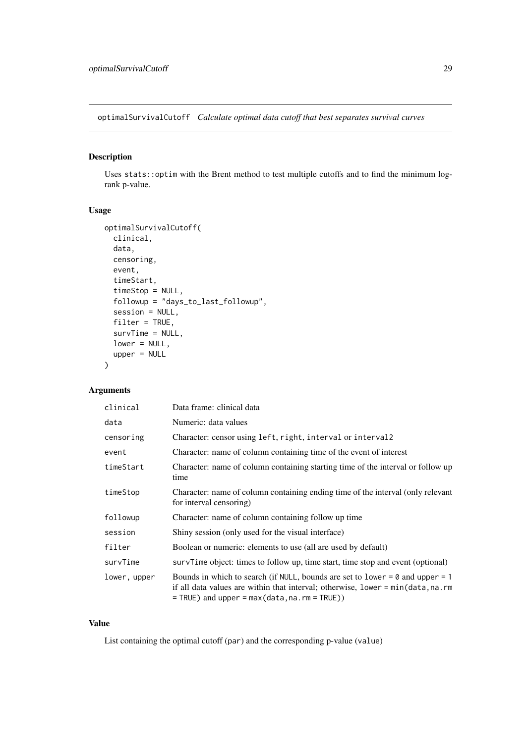optimalSurvivalCutoff *Calculate optimal data cutoff that best separates survival curves*

## Description

Uses `stats::optim` with the Brent method to test multiple cutoffs and to find the minimum log-rank p-value.

## Usage

```
optimalSurvivalCutoff(
  clinical,
  data,
  censoring,
  event,
  timeStart,
  timeStop = NULL,
  followup = "days_to_last_followup",
  session = NULL,
  filter = TRUE,
  survTime = NULL,
  lower = NULL,
  upper = NULL
)
```

## Arguments

| | |
|---|---|
| `clinical` | Data frame: clinical data |
| `data` | Numeric: data values |
| `censoring` | Character: censor using `left`, `right`, `interval` or `interval2` |
| `event` | Character: name of column containing time of the event of interest |
| `timeStart` | Character: name of column containing starting time of the interval or follow up time |
| `timeStop` | Character: name of column containing ending time of the interval (only relevant for interval censoring) |
| `followup` | Character: name of column containing follow up time |
| `session` | Shiny session (only used for the visual interface) |
| `filter` | Boolean or numeric: elements to use (all are used by default) |
| `survTime` | `survTime` object: times to follow up, time start, time stop and event (optional) |
| `lower, upper` | Bounds in which to search (if `NULL`, bounds are set to `lower = 0` and `upper = 1` if all data values are within that interval; otherwise, `lower = min(data,na.rm = TRUE)` and `upper = max(data,na.rm = TRUE)`) |

## Value

List containing the optimal cutoff (`par`) and the corresponding p-value (`value`)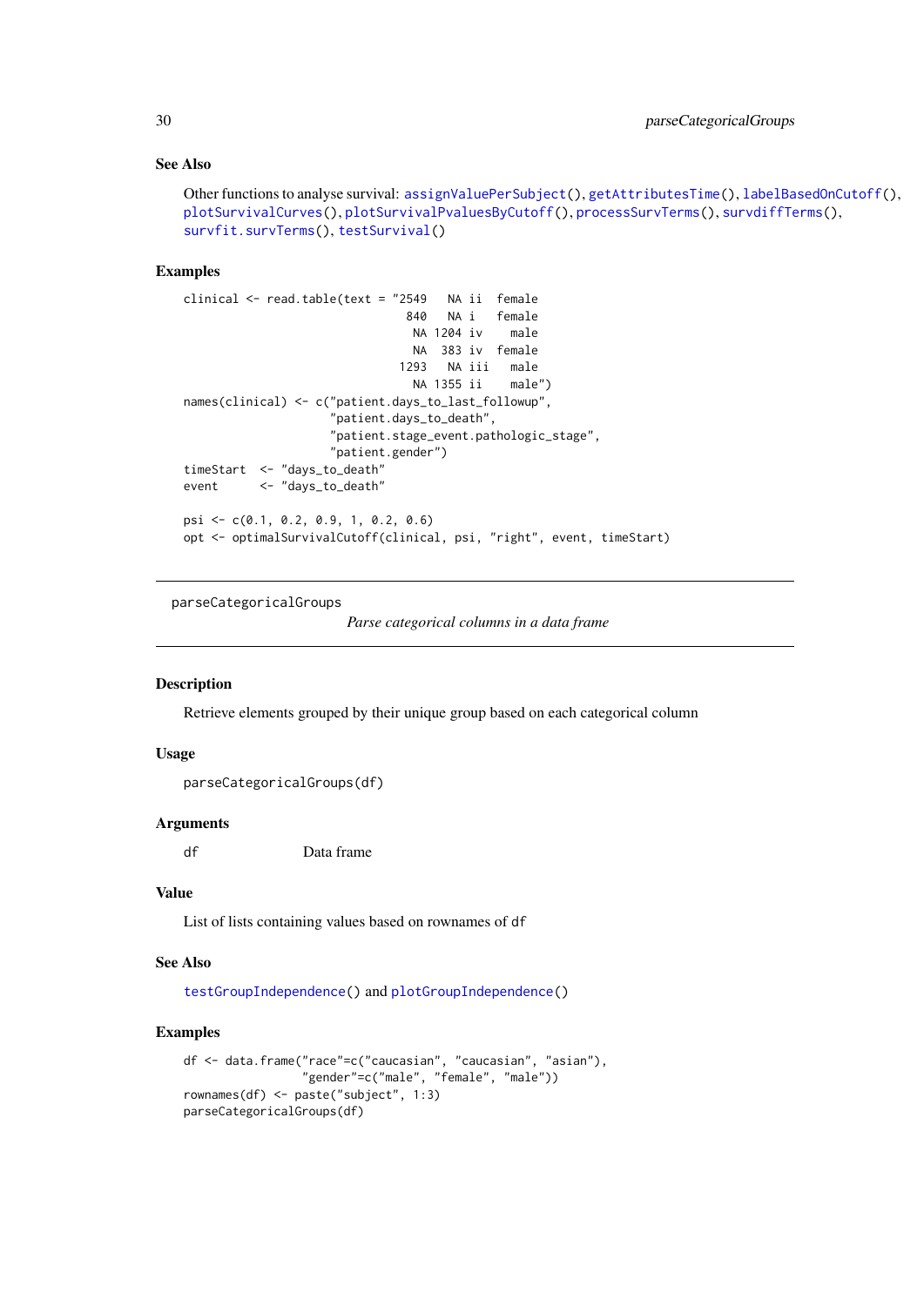### See Also

Other functions to analyse survival: `assignValuePerSubject()`, `getAttributesTime()`, `labelBasedOnCutoff()`, `plotSurvivalCurves()`, `plotSurvivalPvaluesByCutoff()`, `processSurvTerms()`, `survdiffTerms()`, `survfit.survTerms()`, `testSurvival()`

### Examples

```
clinical <- read.table(text = "2549   NA ii  female
                                840   NA i   female
                                 NA 1204 iv    male
                                 NA  383 iv  female
                               1293   NA iii   male
                                 NA 1355 ii    male")
names(clinical) <- c("patient.days_to_last_followup",
                     "patient.days_to_death",
                     "patient.stage_event.pathologic_stage",
                     "patient.gender")
timeStart  <- "days_to_death"
event      <- "days_to_death"

psi <- c(0.1, 0.2, 0.9, 1, 0.2, 0.6)
opt <- optimalSurvivalCutoff(clinical, psi, "right", event, timeStart)
```

---

## parseCategoricalGroups

*Parse categorical columns in a data frame*

---

### Description

Retrieve elements grouped by their unique group based on each categorical column

### Usage

```
parseCategoricalGroups(df)
```

### Arguments

| | |
|---|---|
| df | Data frame |

### Value

List of lists containing values based on rownames of `df`

### See Also

`testGroupIndependence()` and `plotGroupIndependence()`

### Examples

```
df <- data.frame("race"=c("caucasian", "caucasian", "asian"),
                 "gender"=c("male", "female", "male"))
rownames(df) <- paste("subject", 1:3)
parseCategoricalGroups(df)
```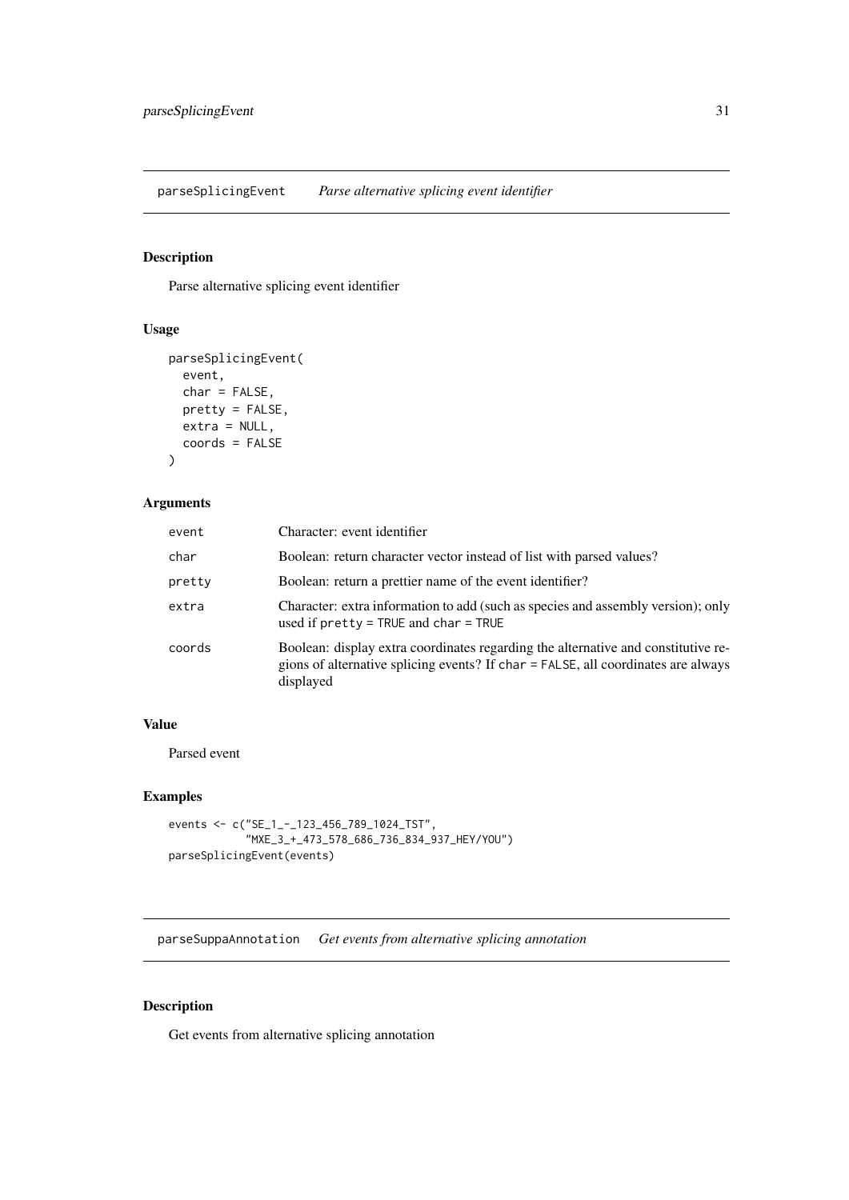## parseSplicingEvent *Parse alternative splicing event identifier*

### Description

Parse alternative splicing event identifier

### Usage

```
parseSplicingEvent(
  event,
  char = FALSE,
  pretty = FALSE,
  extra = NULL,
  coords = FALSE
)
```

### Arguments

| | |
|---|---|
| event | Character: event identifier |
| char | Boolean: return character vector instead of list with parsed values? |
| pretty | Boolean: return a prettier name of the event identifier? |
| extra | Character: extra information to add (such as species and assembly version); only used if `pretty = TRUE` and `char = TRUE` |
| coords | Boolean: display extra coordinates regarding the alternative and constitutive regions of alternative splicing events? If `char = FALSE`, all coordinates are always displayed |

### Value

Parsed event

### Examples

```
events <- c("SE_1_-_123_456_789_1024_TST",
            "MXE_3_+_473_578_686_736_834_937_HEY/YOU")
parseSplicingEvent(events)
```

## parseSuppaAnnotation *Get events from alternative splicing annotation*

### Description

Get events from alternative splicing annotation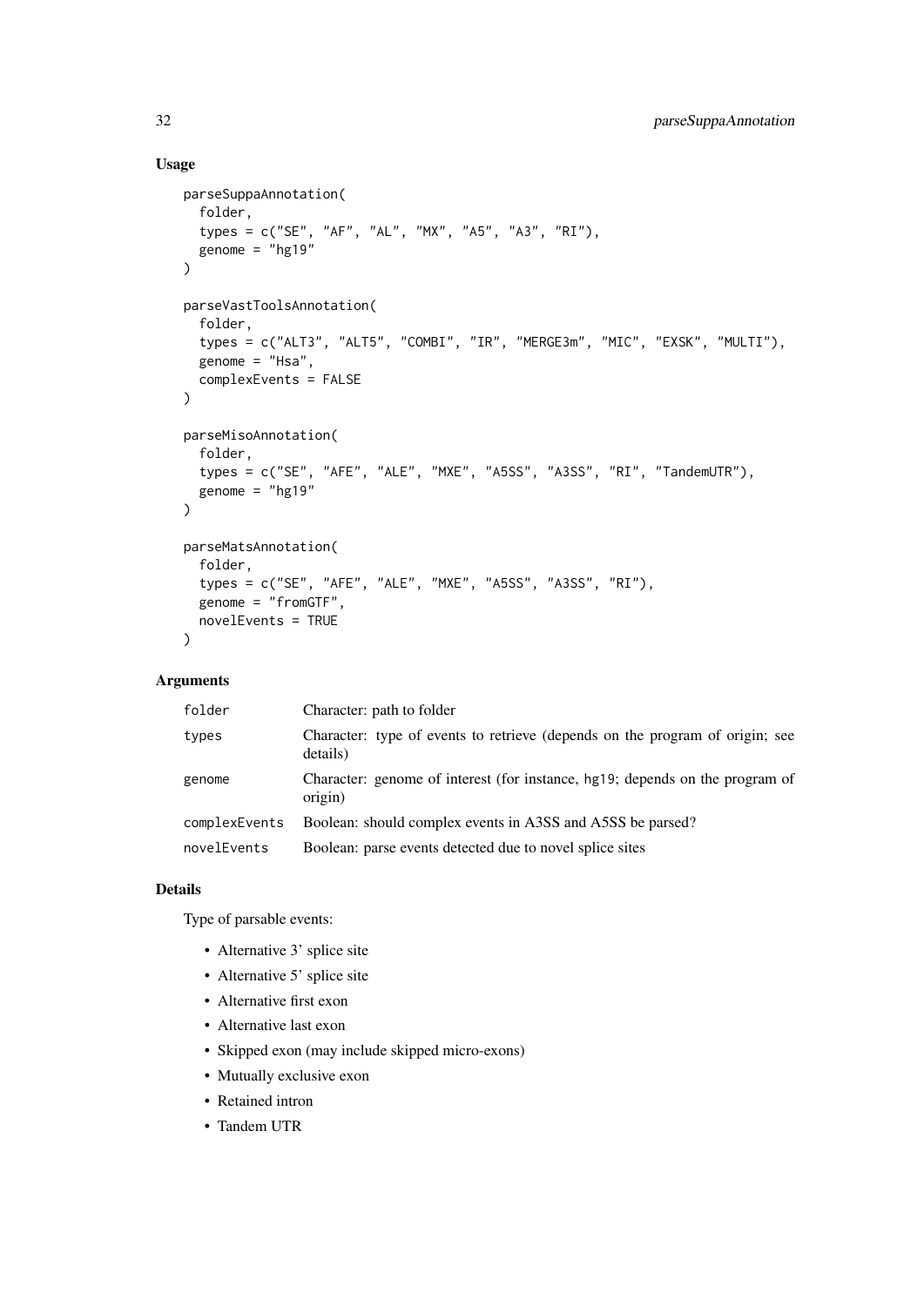## Usage

```
parseSuppaAnnotation(
  folder,
  types = c("SE", "AF", "AL", "MX", "A5", "A3", "RI"),
  genome = "hg19"
)

parseVastToolsAnnotation(
  folder,
  types = c("ALT3", "ALT5", "COMBI", "IR", "MERGE3m", "MIC", "EXSK", "MULTI"),
  genome = "Hsa",
  complexEvents = FALSE
)

parseMisoAnnotation(
  folder,
  types = c("SE", "AFE", "ALE", "MXE", "A5SS", "A3SS", "RI", "TandemUTR"),
  genome = "hg19"
)

parseMatsAnnotation(
  folder,
  types = c("SE", "AFE", "ALE", "MXE", "A5SS", "A3SS", "RI"),
  genome = "fromGTF",
  novelEvents = TRUE
)
```

## Arguments

| | |
|---|---|
| `folder` | Character: path to folder |
| `types` | Character: type of events to retrieve (depends on the program of origin; see details) |
| `genome` | Character: genome of interest (for instance, `hg19`; depends on the program of origin) |
| `complexEvents` | Boolean: should complex events in A3SS and A5SS be parsed? |
| `novelEvents` | Boolean: parse events detected due to novel splice sites |

## Details

Type of parsable events:

- Alternative 3' splice site
- Alternative 5' splice site
- Alternative first exon
- Alternative last exon
- Skipped exon (may include skipped micro-exons)
- Mutually exclusive exon
- Retained intron
- Tandem UTR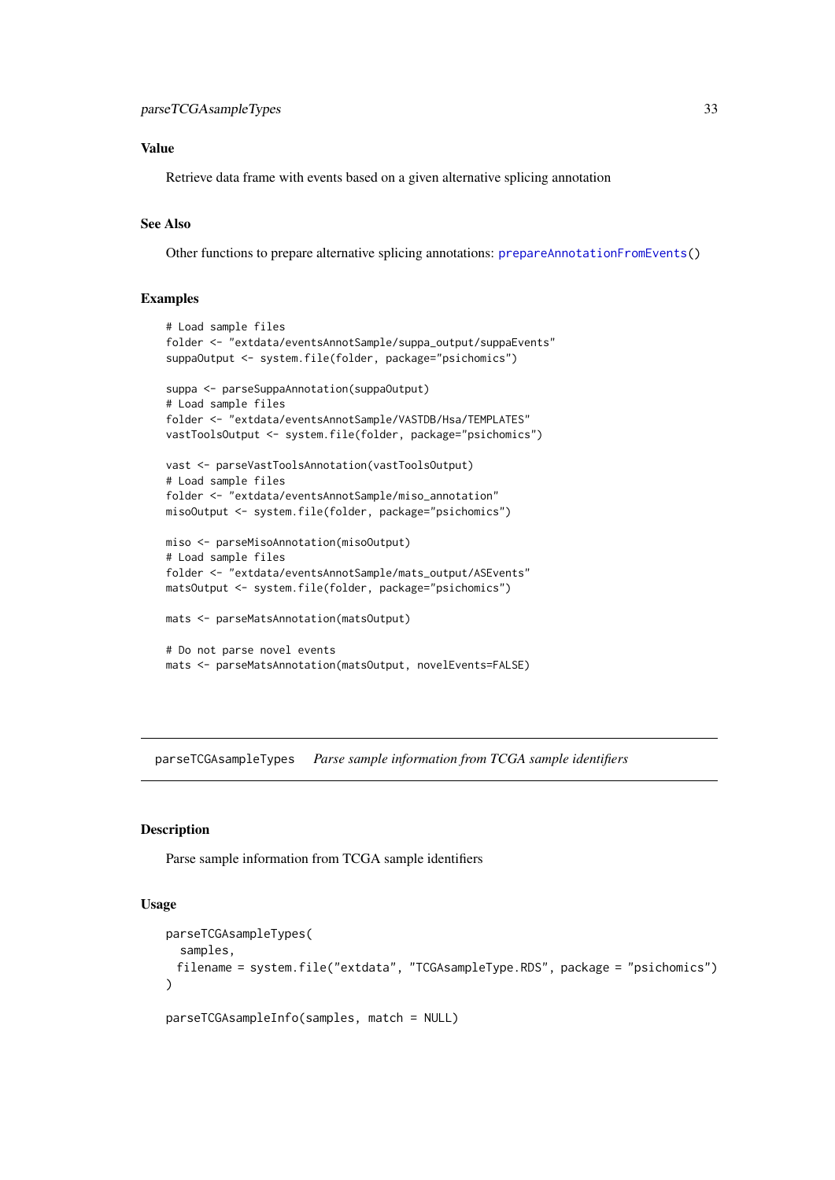### Value

Retrieve data frame with events based on a given alternative splicing annotation

### See Also

Other functions to prepare alternative splicing annotations: prepareAnnotationFromEvents()

### Examples

```
# Load sample files
folder <- "extdata/eventsAnnotSample/suppa_output/suppaEvents"
suppaOutput <- system.file(folder, package="psichomics")

suppa <- parseSuppaAnnotation(suppaOutput)
# Load sample files
folder <- "extdata/eventsAnnotSample/VASTDB/Hsa/TEMPLATES"
vastToolsOutput <- system.file(folder, package="psichomics")

vast <- parseVastToolsAnnotation(vastToolsOutput)
# Load sample files
folder <- "extdata/eventsAnnotSample/miso_annotation"
misoOutput <- system.file(folder, package="psichomics")

miso <- parseMisoAnnotation(misoOutput)
# Load sample files
folder <- "extdata/eventsAnnotSample/mats_output/ASEvents"
matsOutput <- system.file(folder, package="psichomics")

mats <- parseMatsAnnotation(matsOutput)

# Do not parse novel events
mats <- parseMatsAnnotation(matsOutput, novelEvents=FALSE)
```

---

## parseTCGAsampleTypes *Parse sample information from TCGA sample identifiers*

### Description

Parse sample information from TCGA sample identifiers

### Usage

```
parseTCGAsampleTypes(
  samples,
  filename = system.file("extdata", "TCGAsampleType.RDS", package = "psichomics")
)

parseTCGAsampleInfo(samples, match = NULL)
```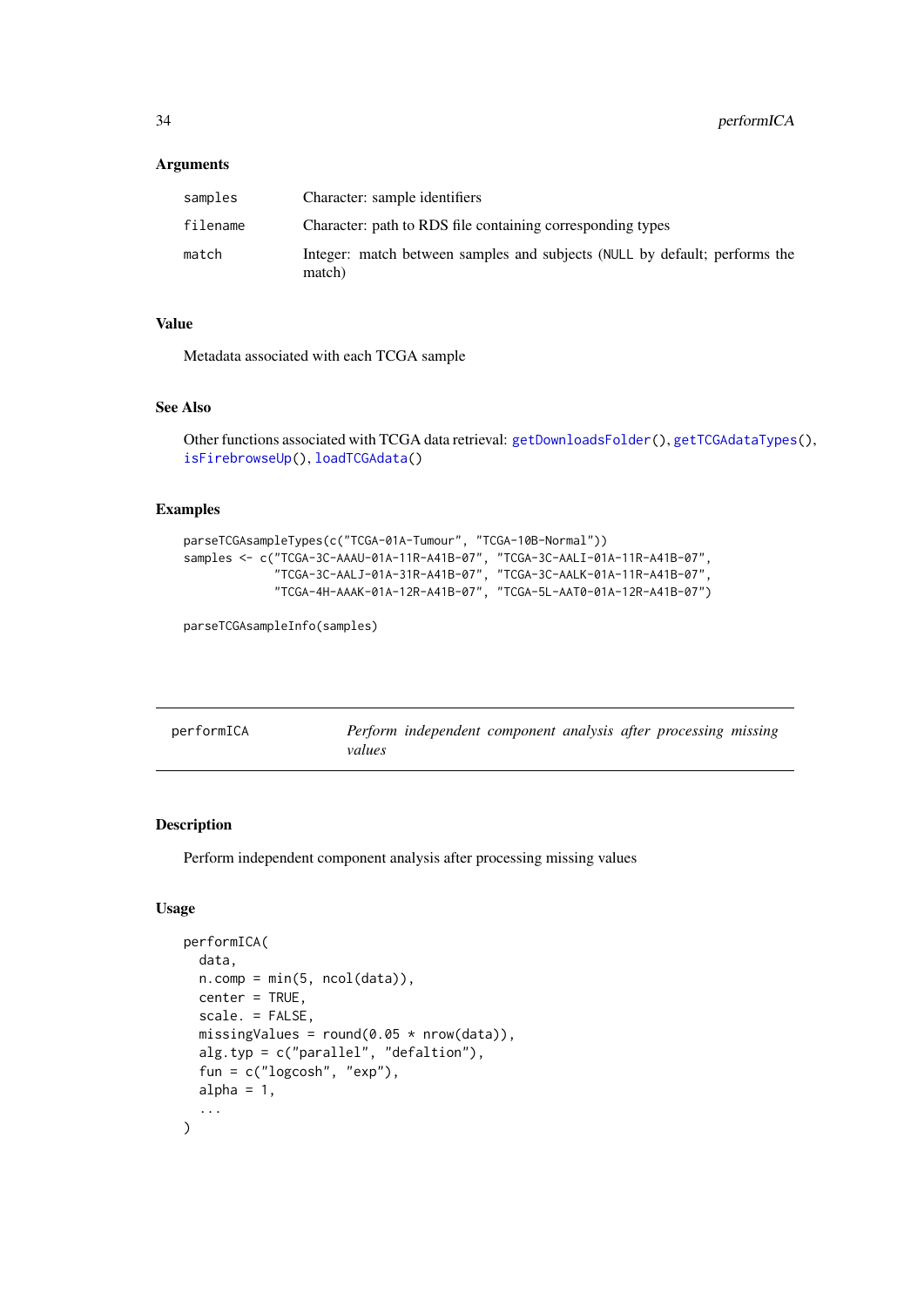### Arguments

| | |
|---|---|
| samples | Character: sample identifiers |
| filename | Character: path to RDS file containing corresponding types |
| match | Integer: match between samples and subjects (NULL by default; performs the match) |

### Value

Metadata associated with each TCGA sample

### See Also

Other functions associated with TCGA data retrieval: getDownloadsFolder(), getTCGAdataTypes(), isFirebrowseUp(), loadTCGAdata()

### Examples

```
parseTCGAsampleTypes(c("TCGA-01A-Tumour", "TCGA-10B-Normal"))
samples <- c("TCGA-3C-AAAU-01A-11R-A41B-07", "TCGA-3C-AALI-01A-11R-A41B-07",
             "TCGA-3C-AALJ-01A-31R-A41B-07", "TCGA-3C-AALK-01A-11R-A41B-07",
             "TCGA-4H-AAAK-01A-12R-A41B-07", "TCGA-5L-AAT0-01A-12R-A41B-07")

parseTCGAsampleInfo(samples)
```

---

## performICA — *Perform independent component analysis after processing missing values*

---

### Description

Perform independent component analysis after processing missing values

### Usage

```
performICA(
  data,
  n.comp = min(5, ncol(data)),
  center = TRUE,
  scale. = FALSE,
  missingValues = round(0.05 * nrow(data)),
  alg.typ = c("parallel", "defaltion"),
  fun = c("logcosh", "exp"),
  alpha = 1,
  ...
)
```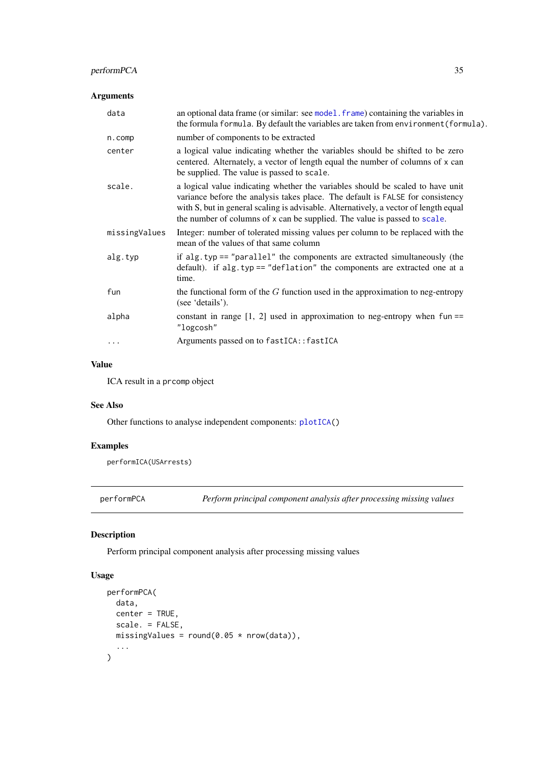## Arguments

| | |
|---|---|
| data | an optional data frame (or similar: see `model.frame`) containing the variables in the formula `formula`. By default the variables are taken from `environment(formula)`. |
| n.comp | number of components to be extracted |
| center | a logical value indicating whether the variables should be shifted to be zero centered. Alternately, a vector of length equal the number of columns of `x` can be supplied. The value is passed to `scale`. |
| scale. | a logical value indicating whether the variables should be scaled to have unit variance before the analysis takes place. The default is `FALSE` for consistency with S, but in general scaling is advisable. Alternatively, a vector of length equal the number of columns of `x` can be supplied. The value is passed to `scale`. |
| missingValues | Integer: number of tolerated missing values per column to be replaced with the mean of the values of that same column |
| alg.typ | if `alg.typ == "parallel"` the components are extracted simultaneously (the default). if `alg.typ == "deflation"` the components are extracted one at a time. |
| fun | the functional form of the $G$ function used in the approximation to neg-entropy (see 'details'). |
| alpha | constant in range [1, 2] used in approximation to neg-entropy when `fun == "logcosh"` |
| ... | Arguments passed on to `fastICA::fastICA` |

## Value

ICA result in a `prcomp` object

## See Also

Other functions to analyse independent components: `plotICA()`

## Examples

```
performICA(USArrests)
```

---

# performPCA — *Perform principal component analysis after processing missing values*

## Description

Perform principal component analysis after processing missing values

## Usage

```
performPCA(
  data,
  center = TRUE,
  scale. = FALSE,
  missingValues = round(0.05 * nrow(data)),
  ...
)
```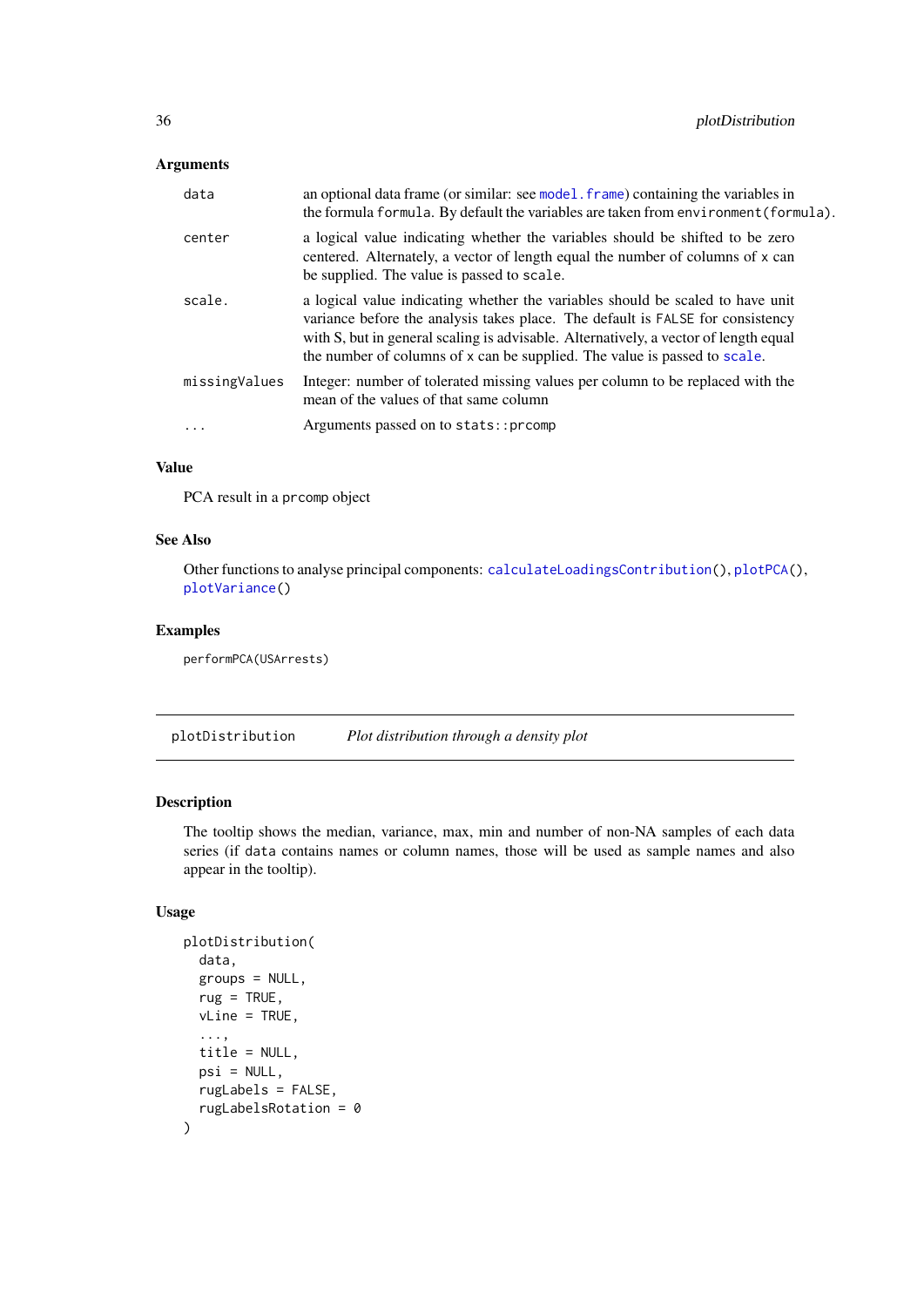### Arguments

| | |
|---|---|
| data | an optional data frame (or similar: see `model.frame`) containing the variables in the formula `formula`. By default the variables are taken from `environment(formula)`. |
| center | a logical value indicating whether the variables should be shifted to be zero centered. Alternately, a vector of length equal the number of columns of `x` can be supplied. The value is passed to `scale`. |
| scale. | a logical value indicating whether the variables should be scaled to have unit variance before the analysis takes place. The default is `FALSE` for consistency with S, but in general scaling is advisable. Alternatively, a vector of length equal the number of columns of `x` can be supplied. The value is passed to `scale`. |
| missingValues | Integer: number of tolerated missing values per column to be replaced with the mean of the values of that same column |
| ... | Arguments passed on to `stats::prcomp` |

### Value

PCA result in a `prcomp` object

### See Also

Other functions to analyse principal components: `calculateLoadingsContribution()`, `plotPCA()`, `plotVariance()`

### Examples

```
performPCA(USArrests)
```

---

## plotDistribution *Plot distribution through a density plot*

---

### Description

The tooltip shows the median, variance, max, min and number of non-NA samples of each data series (if `data` contains names or column names, those will be used as sample names and also appear in the tooltip).

### Usage

```
plotDistribution(
  data,
  groups = NULL,
  rug = TRUE,
  vLine = TRUE,
  ...,
  title = NULL,
  psi = NULL,
  rugLabels = FALSE,
  rugLabelsRotation = 0
)
```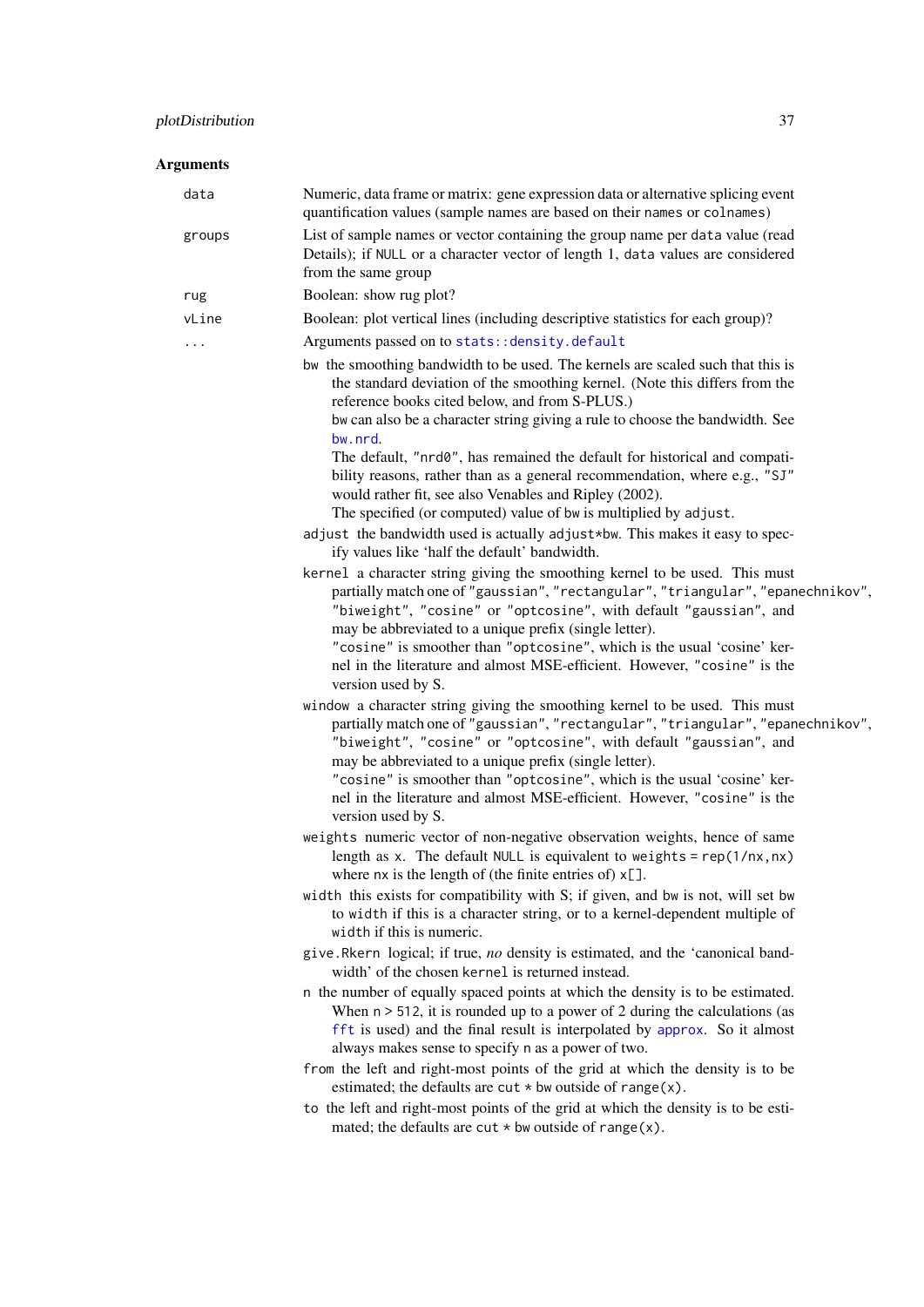### Arguments

- `data` — Numeric, data frame or matrix: gene expression data or alternative splicing event quantification values (sample names are based on their `names` or `colnames`)
- `groups` — List of sample names or vector containing the group name per `data` value (read Details); if `NULL` or a character vector of length 1, `data` values are considered from the same group
- `rug` — Boolean: show rug plot?
- `vLine` — Boolean: plot vertical lines (including descriptive statistics for each group)?
- `...` — Arguments passed on to `stats::density.default`
  - `bw` the smoothing bandwidth to be used. The kernels are scaled such that this is the standard deviation of the smoothing kernel. (Note this differs from the reference books cited below, and from S-PLUS.)
    `bw` can also be a character string giving a rule to choose the bandwidth. See `bw.nrd`.
    The default, `"nrd0"`, has remained the default for historical and compatibility reasons, rather than as a general recommendation, where e.g., `"SJ"` would rather fit, see also Venables and Ripley (2002).
    The specified (or computed) value of `bw` is multiplied by `adjust`.
  - `adjust` the bandwidth used is actually `adjust*bw`. This makes it easy to specify values like 'half the default' bandwidth.
  - `kernel` a character string giving the smoothing kernel to be used. This must partially match one of `"gaussian"`, `"rectangular"`, `"triangular"`, `"epanechnikov"`, `"biweight"`, `"cosine"` or `"optcosine"`, with default `"gaussian"`, and may be abbreviated to a unique prefix (single letter).
    `"cosine"` is smoother than `"optcosine"`, which is the usual 'cosine' kernel in the literature and almost MSE-efficient. However, `"cosine"` is the version used by S.
  - `window` a character string giving the smoothing kernel to be used. This must partially match one of `"gaussian"`, `"rectangular"`, `"triangular"`, `"epanechnikov"`, `"biweight"`, `"cosine"` or `"optcosine"`, with default `"gaussian"`, and may be abbreviated to a unique prefix (single letter).
    `"cosine"` is smoother than `"optcosine"`, which is the usual 'cosine' kernel in the literature and almost MSE-efficient. However, `"cosine"` is the version used by S.
  - `weights` numeric vector of non-negative observation weights, hence of same length as `x`. The default `NULL` is equivalent to `weights = rep(1/nx,nx)` where `nx` is the length of (the finite entries of) `x[]`.
  - `width` this exists for compatibility with S; if given, and `bw` is not, will set `bw` to `width` if this is a character string, or to a kernel-dependent multiple of `width` if this is numeric.
  - `give.Rkern` logical; if true, *no* density is estimated, and the 'canonical bandwidth' of the chosen `kernel` is returned instead.
  - `n` the number of equally spaced points at which the density is to be estimated. When `n > 512`, it is rounded up to a power of 2 during the calculations (as `fft` is used) and the final result is interpolated by `approx`. So it almost always makes sense to specify `n` as a power of two.
  - `from` the left and right-most points of the grid at which the density is to be estimated; the defaults are `cut * bw` outside of `range(x)`.
  - `to` the left and right-most points of the grid at which the density is to be estimated; the defaults are `cut * bw` outside of `range(x)`.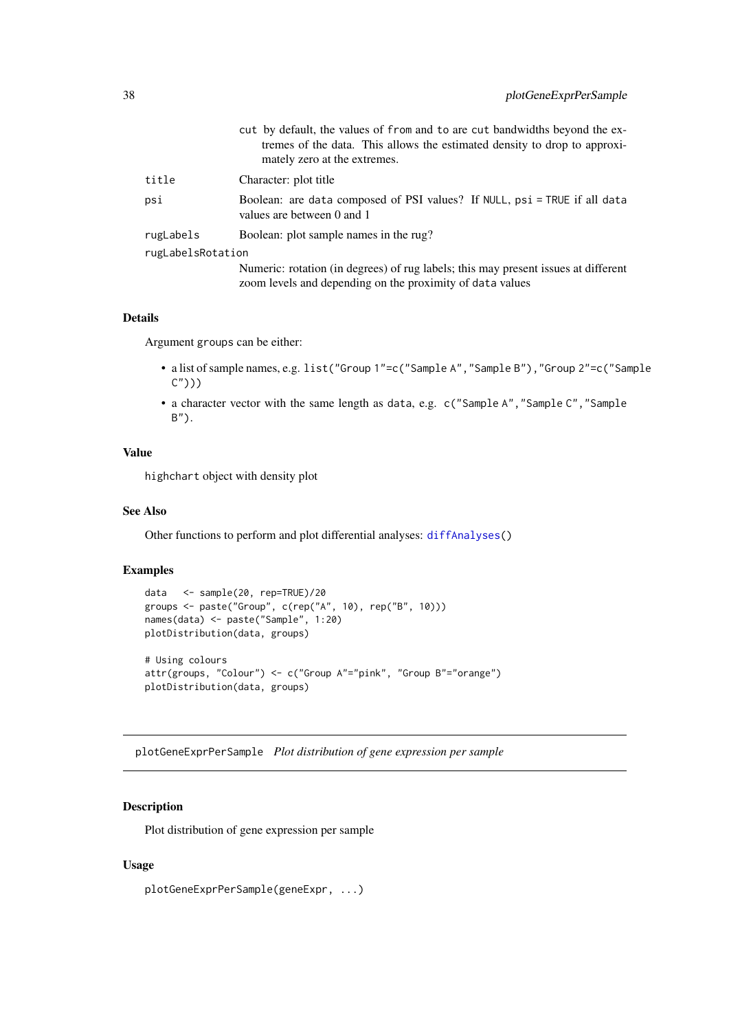`cut` by default, the values of `from` and `to` are `cut` bandwidths beyond the extremes of the data. This allows the estimated density to drop to approximately zero at the extremes.

| | |
|---|---|
| `title` | Character: plot title |
| `psi` | Boolean: are `data` composed of PSI values? If `NULL`, `psi = TRUE` if all `data` values are between 0 and 1 |
| `rugLabels` | Boolean: plot sample names in the rug? |
| `rugLabelsRotation` | Numeric: rotation (in degrees) of rug labels; this may present issues at different zoom levels and depending on the proximity of `data` values |

### Details

Argument `groups` can be either:

- a list of sample names, e.g. `list("Group 1"=c("Sample A","Sample B"),"Group 2"=c("Sample C"))`
- a character vector with the same length as `data`, e.g. `c("Sample A","Sample C","Sample B")`.

### Value

`highchart` object with density plot

### See Also

Other functions to perform and plot differential analyses: `diffAnalyses()`

### Examples

```
data   <- sample(20, rep=TRUE)/20
groups <- paste("Group", c(rep("A", 10), rep("B", 10)))
names(data) <- paste("Sample", 1:20)
plotDistribution(data, groups)

# Using colours
attr(groups, "Colour") <- c("Group A"="pink", "Group B"="orange")
plotDistribution(data, groups)
```

---

## plotGeneExprPerSample *Plot distribution of gene expression per sample*

---

### Description

Plot distribution of gene expression per sample

### Usage

```
plotGeneExprPerSample(geneExpr, ...)
```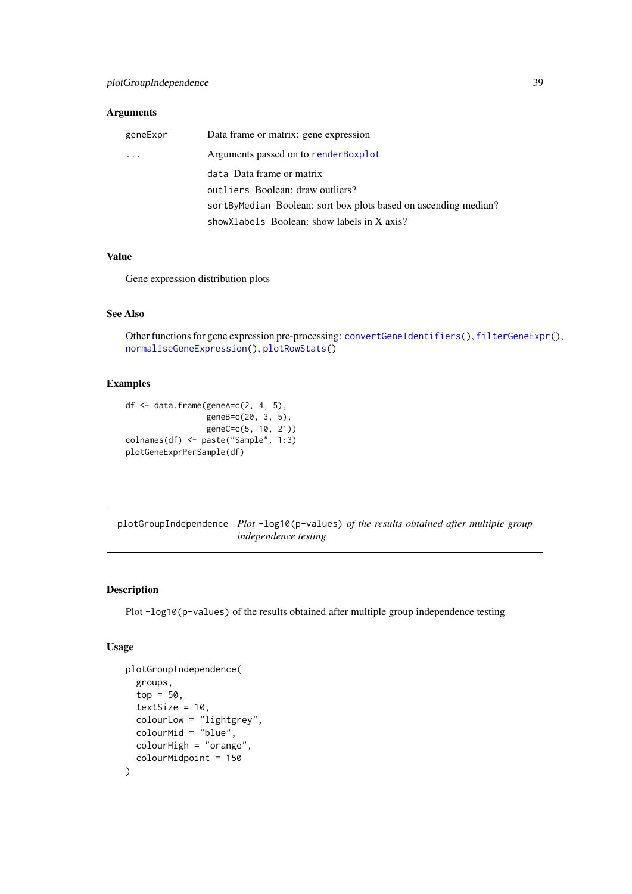### Arguments

| | |
|---|---|
| `geneExpr` | Data frame or matrix: gene expression |
| `...` | Arguments passed on to `renderBoxplot` |
| | `data` Data frame or matrix |
| | `outliers` Boolean: draw outliers? |
| | `sortByMedian` Boolean: sort box plots based on ascending median? |
| | `showXlabels` Boolean: show labels in X axis? |

### Value

Gene expression distribution plots

### See Also

Other functions for gene expression pre-processing: `convertGeneIdentifiers()`, `filterGeneExpr()`, `normaliseGeneExpression()`, `plotRowStats()`

### Examples

```
df <- data.frame(geneA=c(2, 4, 5),
                 geneB=c(20, 3, 5),
                 geneC=c(5, 10, 21))
colnames(df) <- paste("Sample", 1:3)
plotGeneExprPerSample(df)
```

---

## plotGroupIndependence &nbsp;&nbsp; *Plot* `-log10(p-values)` *of the results obtained after multiple group independence testing*

---

### Description

Plot `-log10(p-values)` of the results obtained after multiple group independence testing

### Usage

```
plotGroupIndependence(
  groups,
  top = 50,
  textSize = 10,
  colourLow = "lightgrey",
  colourMid = "blue",
  colourHigh = "orange",
  colourMidpoint = 150
)
```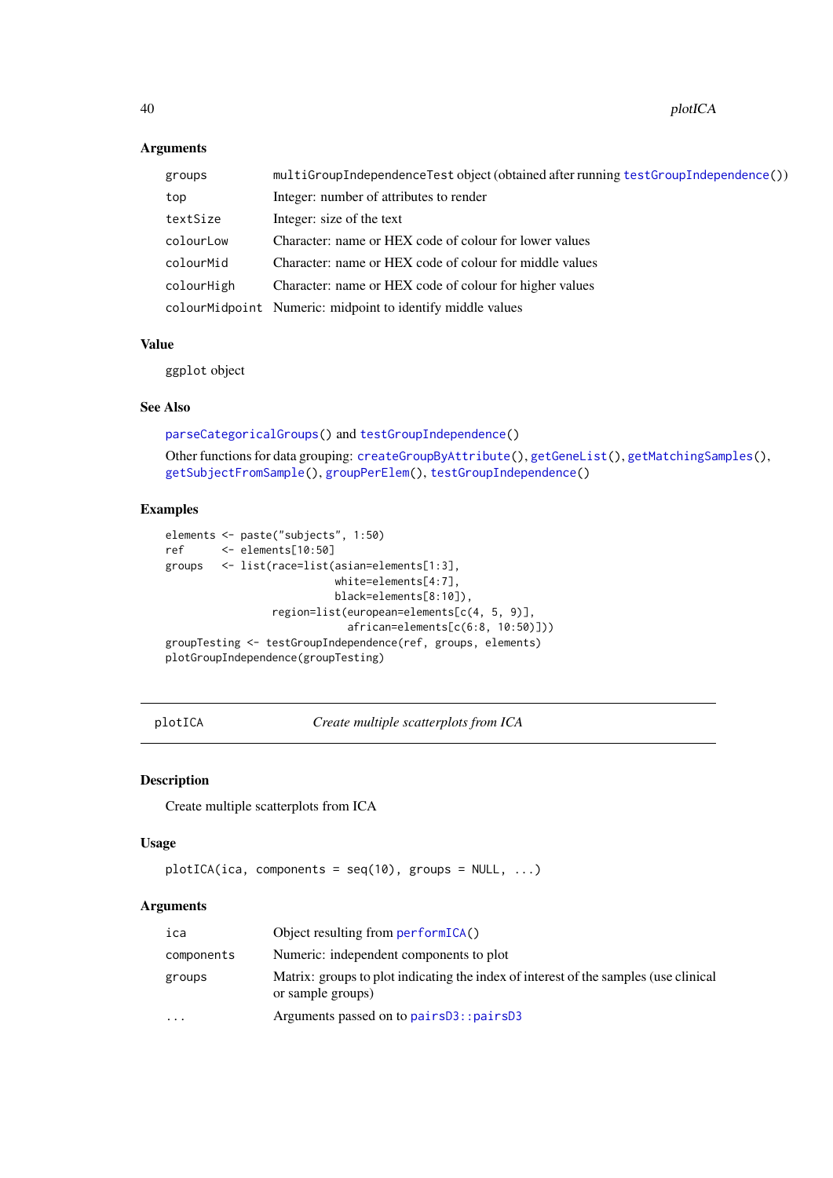### Arguments

| | |
|---|---|
| groups | multiGroupIndependenceTest object (obtained after running testGroupIndependence()) |
| top | Integer: number of attributes to render |
| textSize | Integer: size of the text |
| colourLow | Character: name or HEX code of colour for lower values |
| colourMid | Character: name or HEX code of colour for middle values |
| colourHigh | Character: name or HEX code of colour for higher values |
| colourMidpoint | Numeric: midpoint to identify middle values |

### Value

ggplot object

### See Also

parseCategoricalGroups() and testGroupIndependence()

Other functions for data grouping: createGroupByAttribute(), getGeneList(), getMatchingSamples(), getSubjectFromSample(), groupPerElem(), testGroupIndependence()

### Examples

```
elements <- paste("subjects", 1:50)
ref      <- elements[10:50]
groups   <- list(race=list(asian=elements[1:3],
                           white=elements[4:7],
                           black=elements[8:10]),
                 region=list(european=elements[c(4, 5, 9)],
                             african=elements[c(6:8, 10:50)]))
groupTesting <- testGroupIndependence(ref, groups, elements)
plotGroupIndependence(groupTesting)
```

---

## plotICA — *Create multiple scatterplots from ICA*

### Description

Create multiple scatterplots from ICA

### Usage

```
plotICA(ica, components = seq(10), groups = NULL, ...)
```

### Arguments

| | |
|---|---|
| ica | Object resulting from performICA() |
| components | Numeric: independent components to plot |
| groups | Matrix: groups to plot indicating the index of interest of the samples (use clinical or sample groups) |
| ... | Arguments passed on to pairsD3::pairsD3 |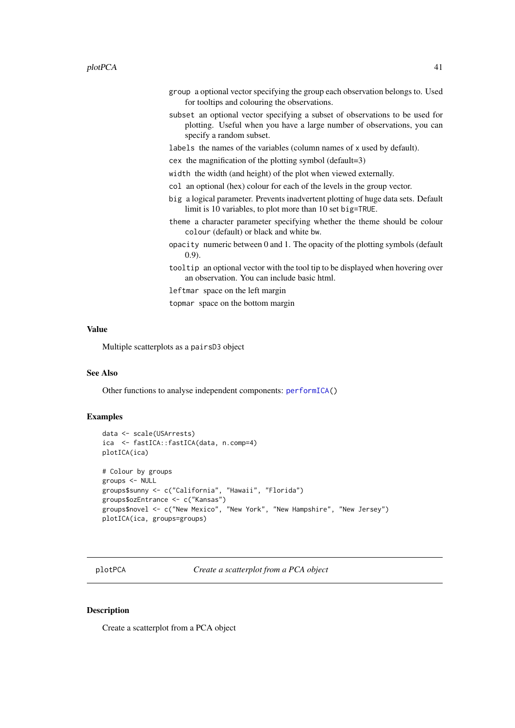`group` a optional vector specifying the group each observation belongs to. Used for tooltips and colouring the observations.

`subset` an optional vector specifying a subset of observations to be used for plotting. Useful when you have a large number of observations, you can specify a random subset.

`labels` the names of the variables (column names of x used by default).

`cex` the magnification of the plotting symbol (default=3)

`width` the width (and height) of the plot when viewed externally.

`col` an optional (hex) colour for each of the levels in the group vector.

`big` a logical parameter. Prevents inadvertent plotting of huge data sets. Default limit is 10 variables, to plot more than 10 set `big=TRUE`.

`theme` a character parameter specifying whether the theme should be colour `colour` (default) or black and white `bw`.

`opacity` numeric between 0 and 1. The opacity of the plotting symbols (default 0.9).

`tooltip` an optional vector with the tool tip to be displayed when hovering over an observation. You can include basic html.

`leftmar` space on the left margin

`topmar` space on the bottom margin

### Value

Multiple scatterplots as a `pairsD3` object

### See Also

Other functions to analyse independent components: `performICA()`

### Examples

```
data <- scale(USArrests)
ica  <- fastICA::fastICA(data, n.comp=4)
plotICA(ica)

# Colour by groups
groups <- NULL
groups$sunny <- c("California", "Hawaii", "Florida")
groups$ozEntrance <- c("Kansas")
groups$novel <- c("New Mexico", "New York", "New Hampshire", "New Jersey")
plotICA(ica, groups=groups)
```

---

## plotPCA *Create a scatterplot from a PCA object*

### Description

Create a scatterplot from a PCA object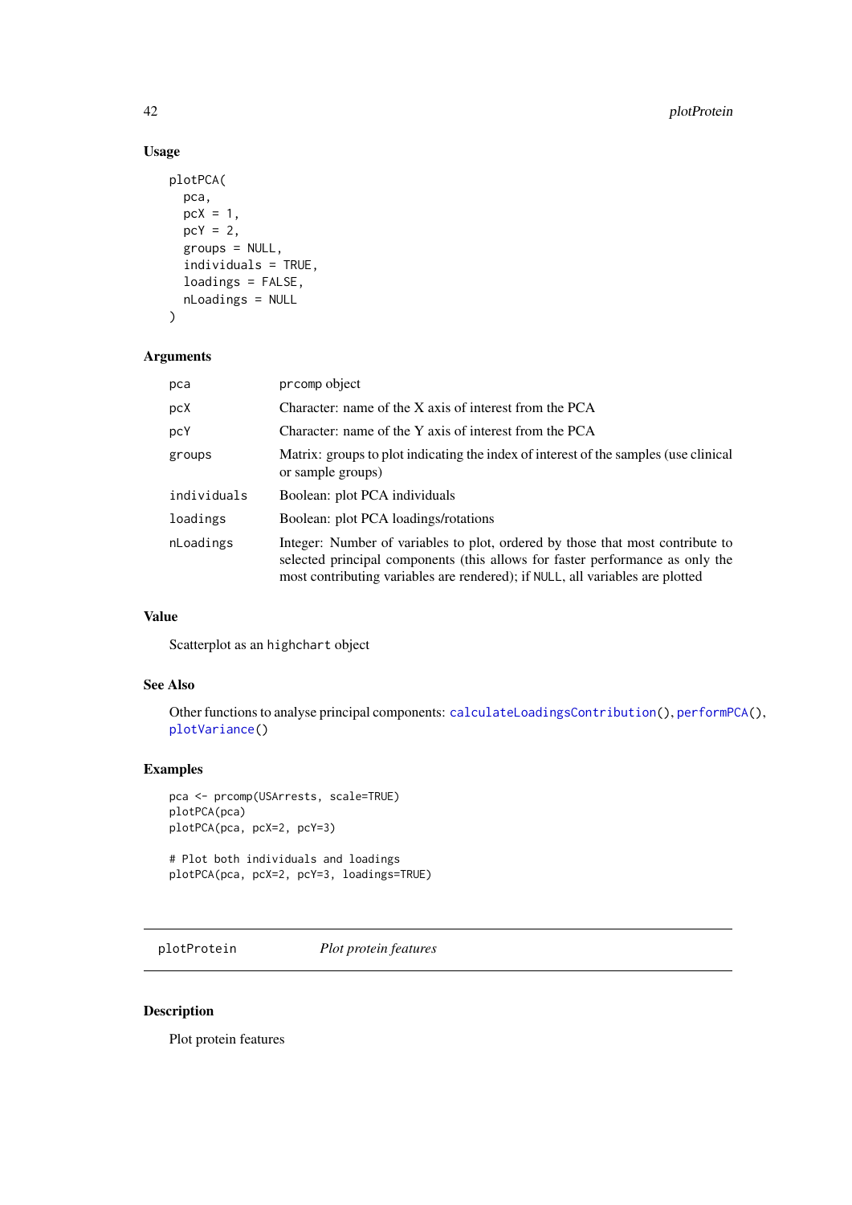### Usage

```
plotPCA(
  pca,
  pcX = 1,
  pcY = 2,
  groups = NULL,
  individuals = TRUE,
  loadings = FALSE,
  nLoadings = NULL
)
```

### Arguments

| | |
|---|---|
| pca | prcomp object |
| pcX | Character: name of the X axis of interest from the PCA |
| pcY | Character: name of the Y axis of interest from the PCA |
| groups | Matrix: groups to plot indicating the index of interest of the samples (use clinical or sample groups) |
| individuals | Boolean: plot PCA individuals |
| loadings | Boolean: plot PCA loadings/rotations |
| nLoadings | Integer: Number of variables to plot, ordered by those that most contribute to selected principal components (this allows for faster performance as only the most contributing variables are rendered); if NULL, all variables are plotted |

### Value

Scatterplot as an highchart object

### See Also

Other functions to analyse principal components: calculateLoadingsContribution(), performPCA(), plotVariance()

### Examples

```
pca <- prcomp(USArrests, scale=TRUE)
plotPCA(pca)
plotPCA(pca, pcX=2, pcY=3)

# Plot both individuals and loadings
plotPCA(pca, pcX=2, pcY=3, loadings=TRUE)
```

---

## plotProtein &nbsp;&nbsp;&nbsp; *Plot protein features*

### Description

Plot protein features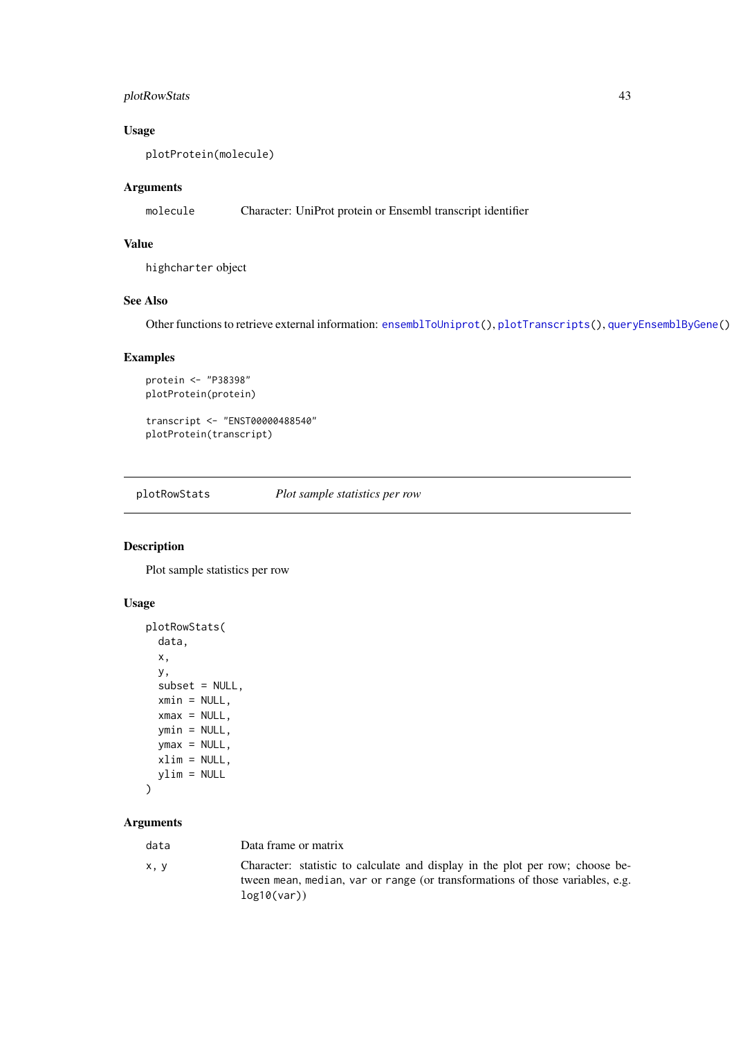### Usage

```
plotProtein(molecule)
```

### Arguments

| | |
|---|---|
| molecule | Character: UniProt protein or Ensembl transcript identifier |

### Value

highcharter object

### See Also

Other functions to retrieve external information: ensemblToUniprot(), plotTranscripts(), queryEnsemblByGene()

### Examples

```
protein <- "P38398"
plotProtein(protein)

transcript <- "ENST00000488540"
plotProtein(transcript)
```

---

## plotRowStats &nbsp;&nbsp;&nbsp;&nbsp; *Plot sample statistics per row*

---

### Description

Plot sample statistics per row

### Usage

```
plotRowStats(
  data,
  x,
  y,
  subset = NULL,
  xmin = NULL,
  xmax = NULL,
  ymin = NULL,
  ymax = NULL,
  xlim = NULL,
  ylim = NULL
)
```

### Arguments

| | |
|---|---|
| data | Data frame or matrix |
| x, y | Character: statistic to calculate and display in the plot per row; choose between mean, median, var or range (or transformations of those variables, e.g. log10(var)) |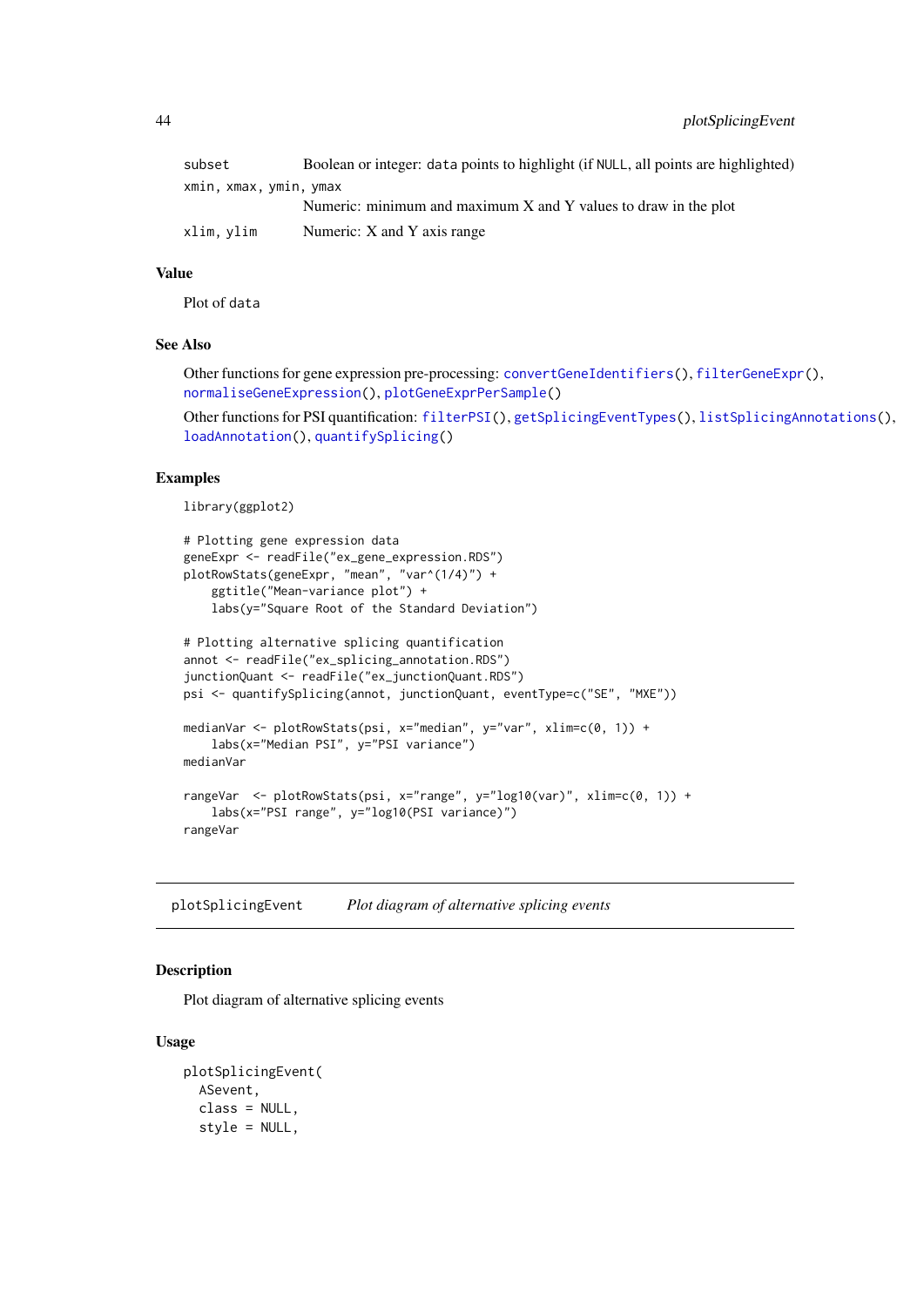| | |
|---|---|
| subset | Boolean or integer: data points to highlight (if NULL, all points are highlighted) |
| xmin, xmax, ymin, ymax | Numeric: minimum and maximum X and Y values to draw in the plot |
| xlim, ylim | Numeric: X and Y axis range |

### Value

Plot of data

### See Also

Other functions for gene expression pre-processing: convertGeneIdentifiers(), filterGeneExpr(), normaliseGeneExpression(), plotGeneExprPerSample()

Other functions for PSI quantification: filterPSI(), getSplicingEventTypes(), listSplicingAnnotations(), loadAnnotation(), quantifySplicing()

### Examples

```
library(ggplot2)

# Plotting gene expression data
geneExpr <- readFile("ex_gene_expression.RDS")
plotRowStats(geneExpr, "mean", "var^(1/4)") +
    ggtitle("Mean-variance plot") +
    labs(y="Square Root of the Standard Deviation")

# Plotting alternative splicing quantification
annot <- readFile("ex_splicing_annotation.RDS")
junctionQuant <- readFile("ex_junctionQuant.RDS")
psi <- quantifySplicing(annot, junctionQuant, eventType=c("SE", "MXE"))

medianVar <- plotRowStats(psi, x="median", y="var", xlim=c(0, 1)) +
    labs(x="Median PSI", y="PSI variance")
medianVar

rangeVar  <- plotRowStats(psi, x="range", y="log10(var)", xlim=c(0, 1)) +
    labs(x="PSI range", y="log10(PSI variance)")
rangeVar
```

---

## plotSplicingEvent    *Plot diagram of alternative splicing events*

### Description

Plot diagram of alternative splicing events

### Usage

```
plotSplicingEvent(
  ASevent,
  class = NULL,
  style = NULL,
```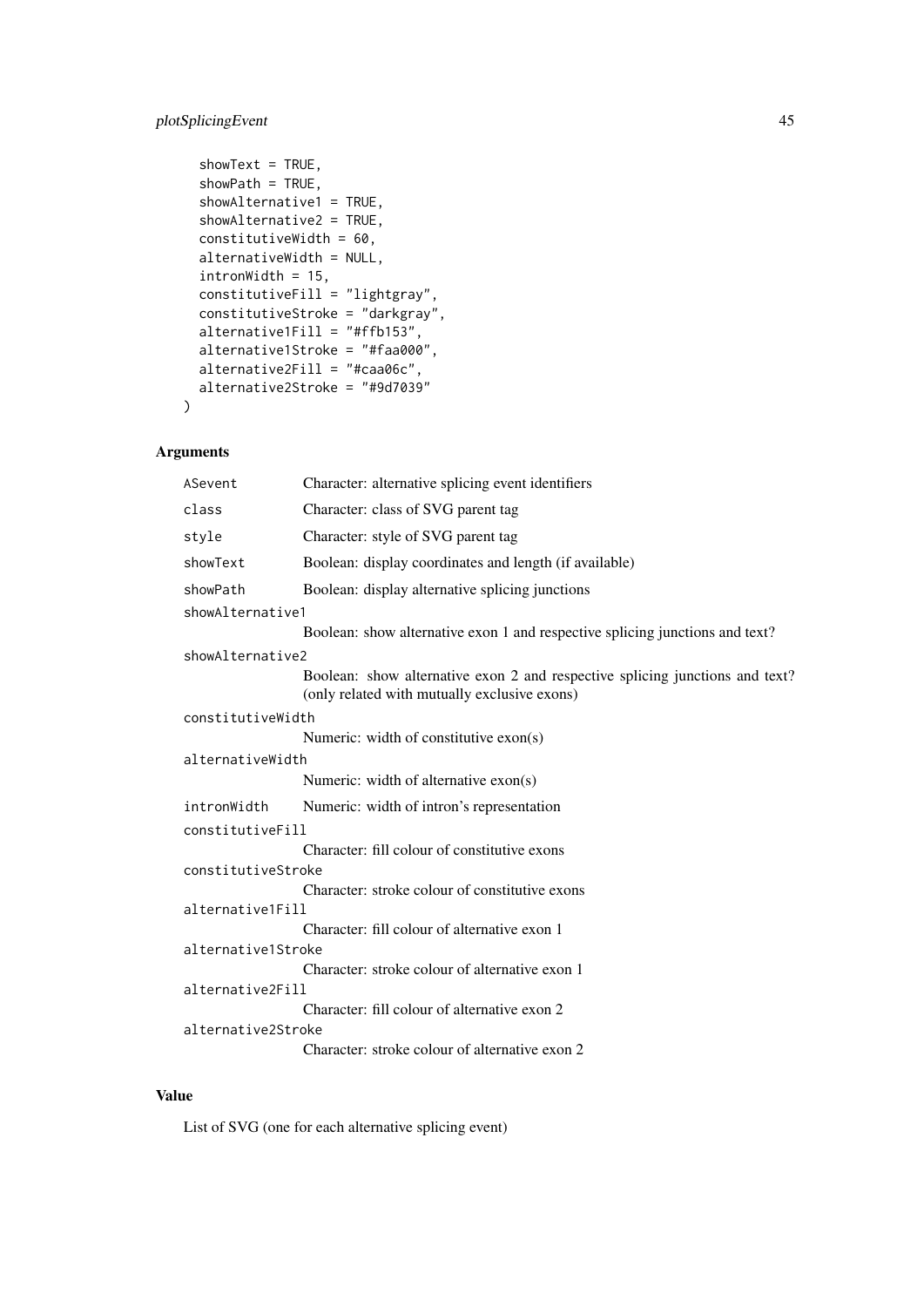```
  showText = TRUE,
  showPath = TRUE,
  showAlternative1 = TRUE,
  showAlternative2 = TRUE,
  constitutiveWidth = 60,
  alternativeWidth = NULL,
  intronWidth = 15,
  constitutiveFill = "lightgray",
  constitutiveStroke = "darkgray",
  alternative1Fill = "#ffb153",
  alternative1Stroke = "#faa000",
  alternative2Fill = "#caa06c",
  alternative2Stroke = "#9d7039"
)
```

## Arguments

| | |
|---|---|
| `ASevent` | Character: alternative splicing event identifiers |
| `class` | Character: class of SVG parent tag |
| `style` | Character: style of SVG parent tag |
| `showText` | Boolean: display coordinates and length (if available) |
| `showPath` | Boolean: display alternative splicing junctions |
| `showAlternative1` | Boolean: show alternative exon 1 and respective splicing junctions and text? |
| `showAlternative2` | Boolean: show alternative exon 2 and respective splicing junctions and text? (only related with mutually exclusive exons) |
| `constitutiveWidth` | Numeric: width of constitutive exon(s) |
| `alternativeWidth` | Numeric: width of alternative exon(s) |
| `intronWidth` | Numeric: width of intron's representation |
| `constitutiveFill` | Character: fill colour of constitutive exons |
| `constitutiveStroke` | Character: stroke colour of constitutive exons |
| `alternative1Fill` | Character: fill colour of alternative exon 1 |
| `alternative1Stroke` | Character: stroke colour of alternative exon 1 |
| `alternative2Fill` | Character: fill colour of alternative exon 2 |
| `alternative2Stroke` | Character: stroke colour of alternative exon 2 |

## Value

List of SVG (one for each alternative splicing event)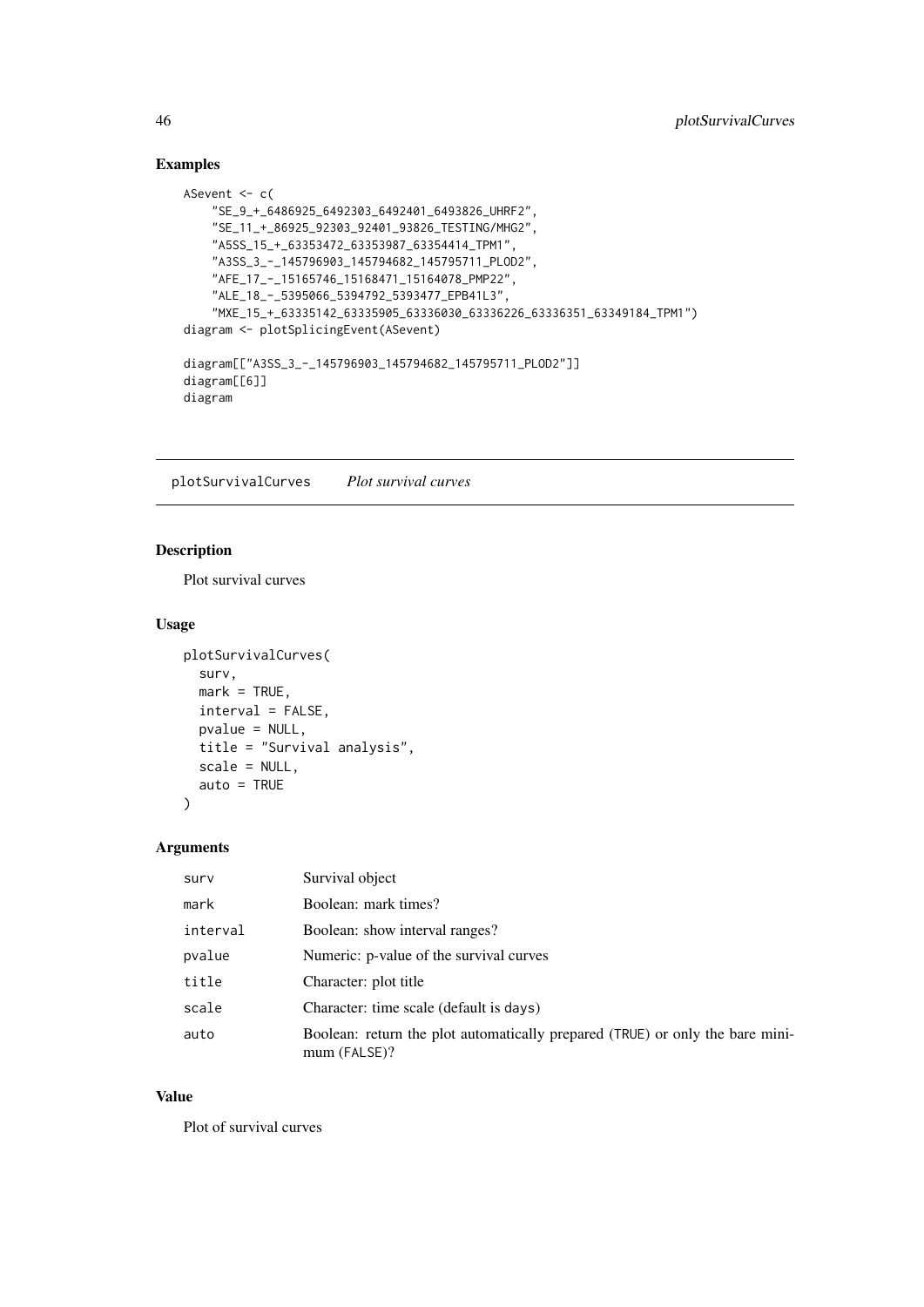## Examples

```
ASevent <- c(
    "SE_9_+_6486925_6492303_6492401_6493826_UHRF2",
    "SE_11_+_86925_92303_92401_93826_TESTING/MHG2",
    "A5SS_15_+_63353472_63353987_63354414_TPM1",
    "A3SS_3_-_145796903_145794682_145795711_PLOD2",
    "AFE_17_-_15165746_15168471_15164078_PMP22",
    "ALE_18_-_5395066_5394792_5393477_EPB41L3",
    "MXE_15_+_63335142_63335905_63336030_63336226_63336351_63349184_TPM1")
diagram <- plotSplicingEvent(ASevent)

diagram[["A3SS_3_-_145796903_145794682_145795711_PLOD2"]]
diagram[[6]]
diagram
```

---

# plotSurvivalCurves *Plot survival curves*

## Description

Plot survival curves

## Usage

```
plotSurvivalCurves(
  surv,
  mark = TRUE,
  interval = FALSE,
  pvalue = NULL,
  title = "Survival analysis",
  scale = NULL,
  auto = TRUE
)
```

## Arguments

| | |
|---|---|
| surv | Survival object |
| mark | Boolean: mark times? |
| interval | Boolean: show interval ranges? |
| pvalue | Numeric: p-value of the survival curves |
| title | Character: plot title |
| scale | Character: time scale (default is days) |
| auto | Boolean: return the plot automatically prepared (TRUE) or only the bare minimum (FALSE)? |

## Value

Plot of survival curves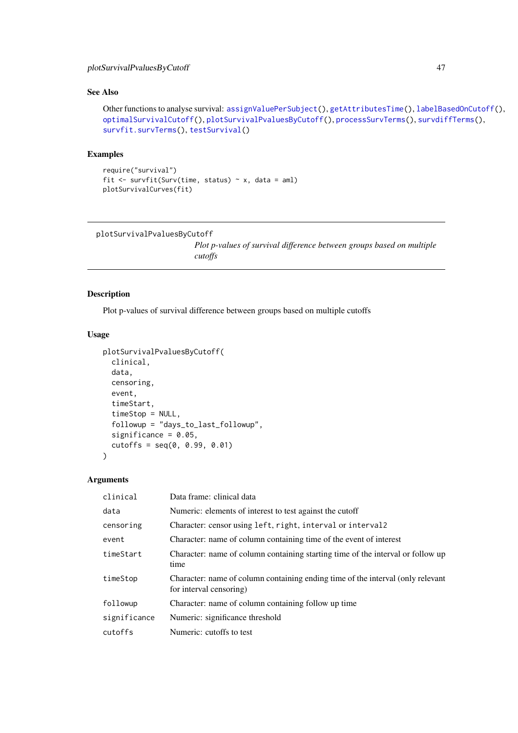### See Also

Other functions to analyse survival: `assignValuePerSubject()`, `getAttributesTime()`, `labelBasedOnCutoff()`, `optimalSurvivalCutoff()`, `plotSurvivalPvaluesByCutoff()`, `processSurvTerms()`, `survdiffTerms()`, `survfit.survTerms()`, `testSurvival()`

### Examples

```
require("survival")
fit <- survfit(Surv(time, status) ~ x, data = aml)
plotSurvivalCurves(fit)
```

---

## plotSurvivalPvaluesByCutoff

*Plot p-values of survival difference between groups based on multiple cutoffs*

---

### Description

Plot p-values of survival difference between groups based on multiple cutoffs

### Usage

```
plotSurvivalPvaluesByCutoff(
  clinical,
  data,
  censoring,
  event,
  timeStart,
  timeStop = NULL,
  followup = "days_to_last_followup",
  significance = 0.05,
  cutoffs = seq(0, 0.99, 0.01)
)
```

### Arguments

| | |
|---|---|
| `clinical` | Data frame: clinical data |
| `data` | Numeric: elements of interest to test against the cutoff |
| `censoring` | Character: censor using `left`, `right`, `interval` or `interval2` |
| `event` | Character: name of column containing time of the event of interest |
| `timeStart` | Character: name of column containing starting time of the interval or follow up time |
| `timeStop` | Character: name of column containing ending time of the interval (only relevant for interval censoring) |
| `followup` | Character: name of column containing follow up time |
| `significance` | Numeric: significance threshold |
| `cutoffs` | Numeric: cutoffs to test |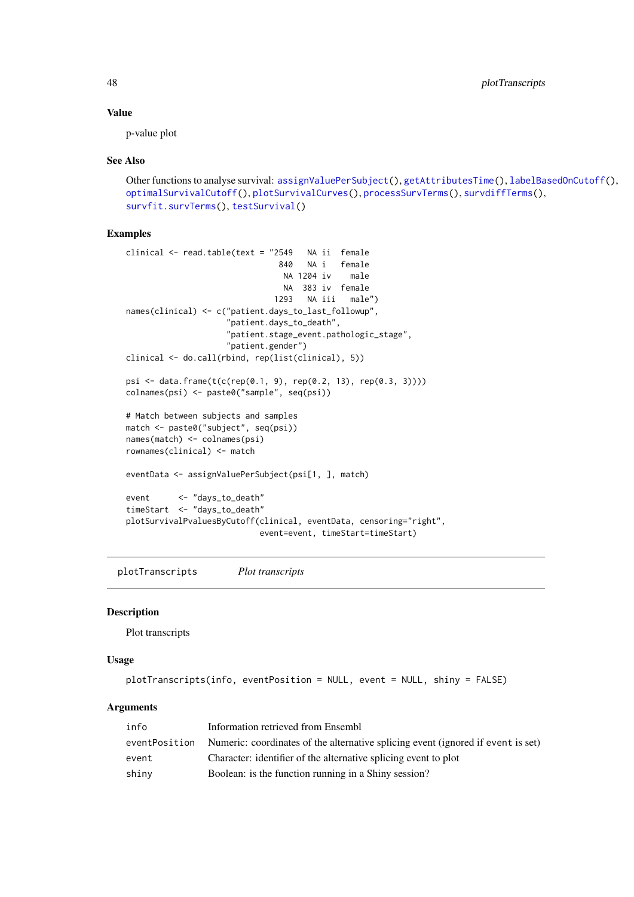### Value

p-value plot

### See Also

Other functions to analyse survival: assignValuePerSubject(), getAttributesTime(), labelBasedOnCutoff(), optimalSurvivalCutoff(), plotSurvivalCurves(), processSurvTerms(), survdiffTerms(), survfit.survTerms(), testSurvival()

### Examples

```
clinical <- read.table(text = "2549   NA ii  female
                               840   NA i   female
                                NA 1204 iv    male
                                NA  383 iv  female
                              1293   NA iii   male")
names(clinical) <- c("patient.days_to_last_followup",
                     "patient.days_to_death",
                     "patient.stage_event.pathologic_stage",
                     "patient.gender")
clinical <- do.call(rbind, rep(list(clinical), 5))

psi <- data.frame(t(c(rep(0.1, 9), rep(0.2, 13), rep(0.3, 3))))
colnames(psi) <- paste0("sample", seq(psi))

# Match between subjects and samples
match <- paste0("subject", seq(psi))
names(match) <- colnames(psi)
rownames(clinical) <- match

eventData <- assignValuePerSubject(psi[1, ], match)

event      <- "days_to_death"
timeStart  <- "days_to_death"
plotSurvivalPvaluesByCutoff(clinical, eventData, censoring="right",
                            event=event, timeStart=timeStart)
```

---

## plotTranscripts *Plot transcripts*

### Description

Plot transcripts

### Usage

```
plotTranscripts(info, eventPosition = NULL, event = NULL, shiny = FALSE)
```

### Arguments

| | |
|---|---|
| info | Information retrieved from Ensembl |
| eventPosition | Numeric: coordinates of the alternative splicing event (ignored if event is set) |
| event | Character: identifier of the alternative splicing event to plot |
| shiny | Boolean: is the function running in a Shiny session? |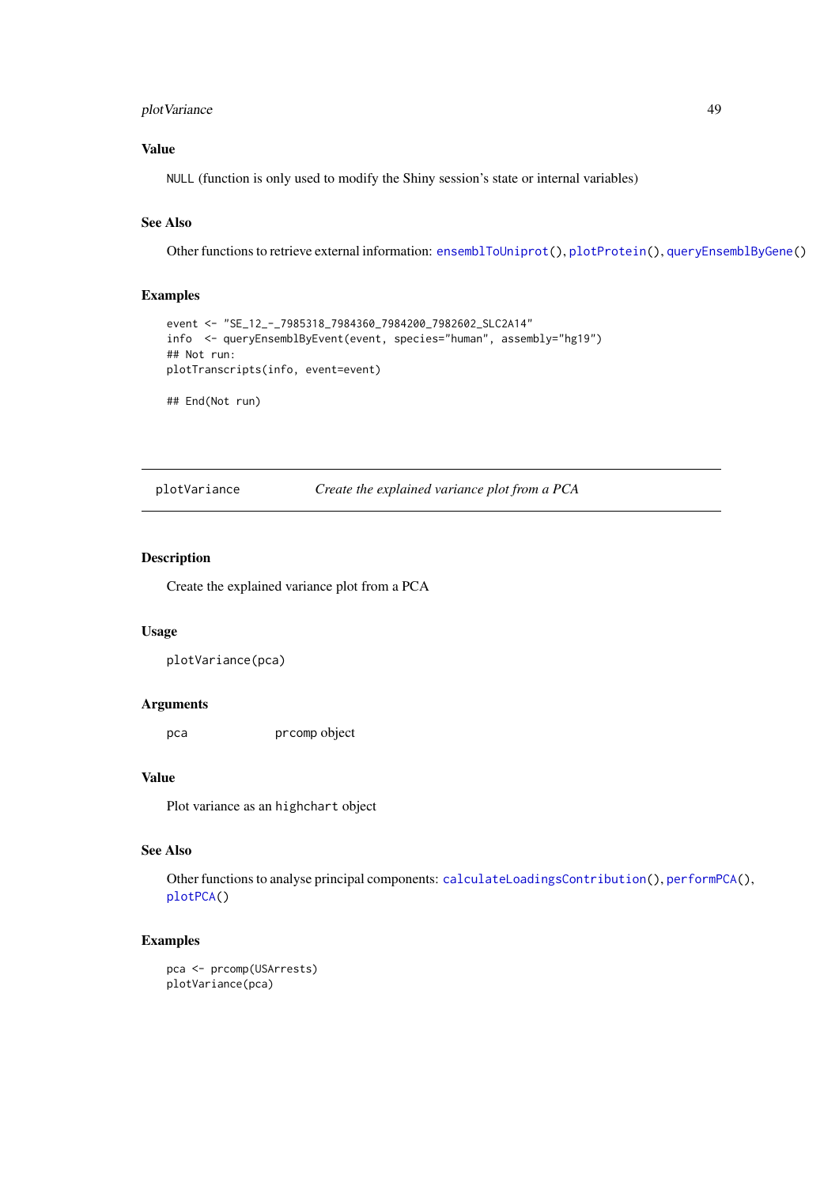### Value

`NULL` (function is only used to modify the Shiny session's state or internal variables)

### See Also

Other functions to retrieve external information: `ensemblToUniprot()`, `plotProtein()`, `queryEnsemblByGene()`

### Examples

```
event <- "SE_12_-_7985318_7984360_7984200_7982602_SLC2A14"
info  <- queryEnsemblByEvent(event, species="human", assembly="hg19")
## Not run:
plotTranscripts(info, event=event)

## End(Not run)
```

---

## plotVariance    *Create the explained variance plot from a PCA*

---

### Description

Create the explained variance plot from a PCA

### Usage

```
plotVariance(pca)
```

### Arguments

| | |
|---|---|
| pca | `prcomp` object |

### Value

Plot variance as an `highchart` object

### See Also

Other functions to analyse principal components: `calculateLoadingsContribution()`, `performPCA()`, `plotPCA()`

### Examples

```
pca <- prcomp(USArrests)
plotVariance(pca)
```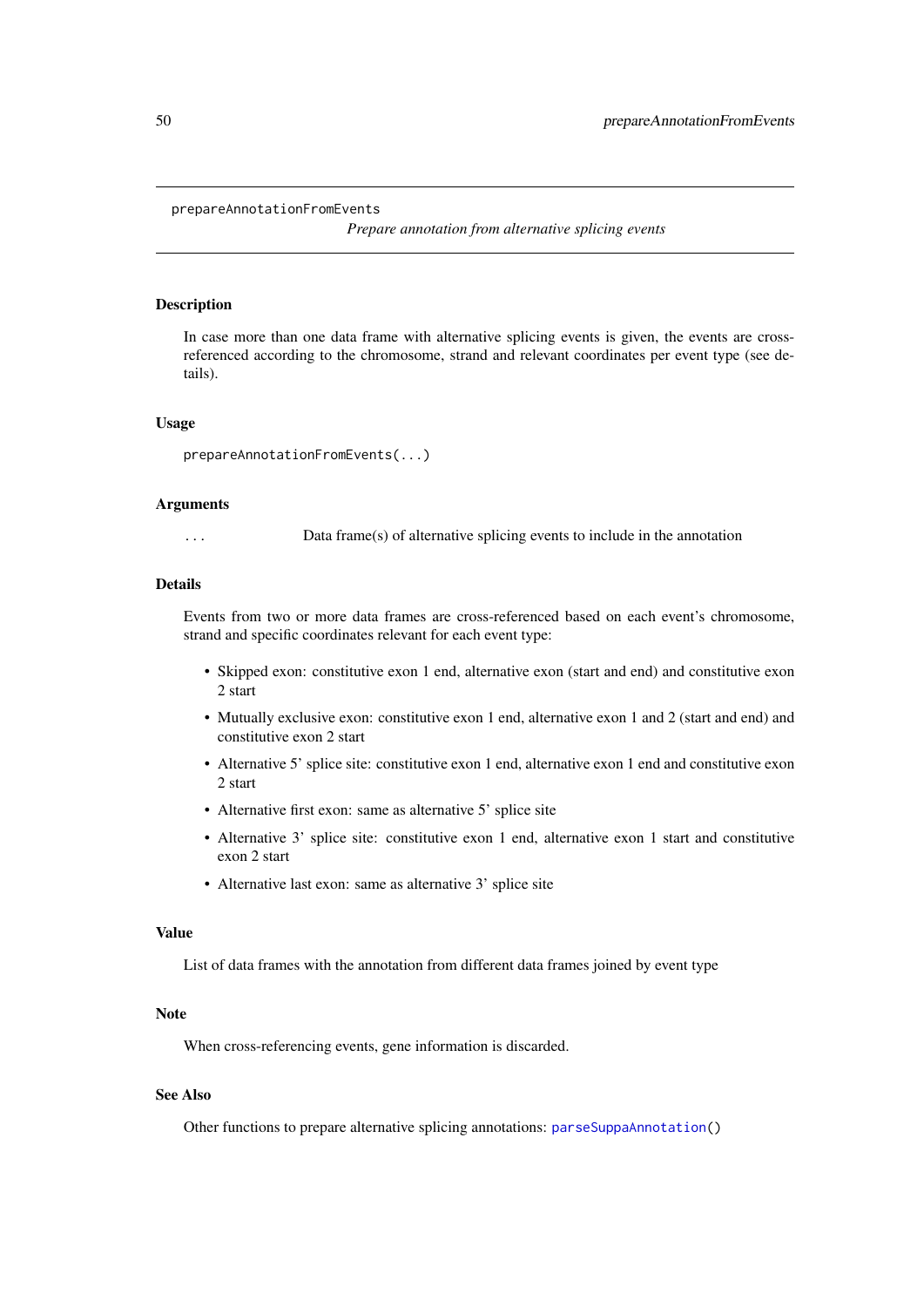`prepareAnnotationFromEvents` *Prepare annotation from alternative splicing events*

## Description

In case more than one data frame with alternative splicing events is given, the events are cross-referenced according to the chromosome, strand and relevant coordinates per event type (see details).

## Usage

```
prepareAnnotationFromEvents(...)
```

## Arguments

| | |
|---|---|
| `...` | Data frame(s) of alternative splicing events to include in the annotation |

## Details

Events from two or more data frames are cross-referenced based on each event's chromosome, strand and specific coordinates relevant for each event type:

- Skipped exon: constitutive exon 1 end, alternative exon (start and end) and constitutive exon 2 start
- Mutually exclusive exon: constitutive exon 1 end, alternative exon 1 and 2 (start and end) and constitutive exon 2 start
- Alternative 5' splice site: constitutive exon 1 end, alternative exon 1 end and constitutive exon 2 start
- Alternative first exon: same as alternative 5' splice site
- Alternative 3' splice site: constitutive exon 1 end, alternative exon 1 start and constitutive exon 2 start
- Alternative last exon: same as alternative 3' splice site

## Value

List of data frames with the annotation from different data frames joined by event type

## Note

When cross-referencing events, gene information is discarded.

## See Also

Other functions to prepare alternative splicing annotations: `parseSuppaAnnotation()`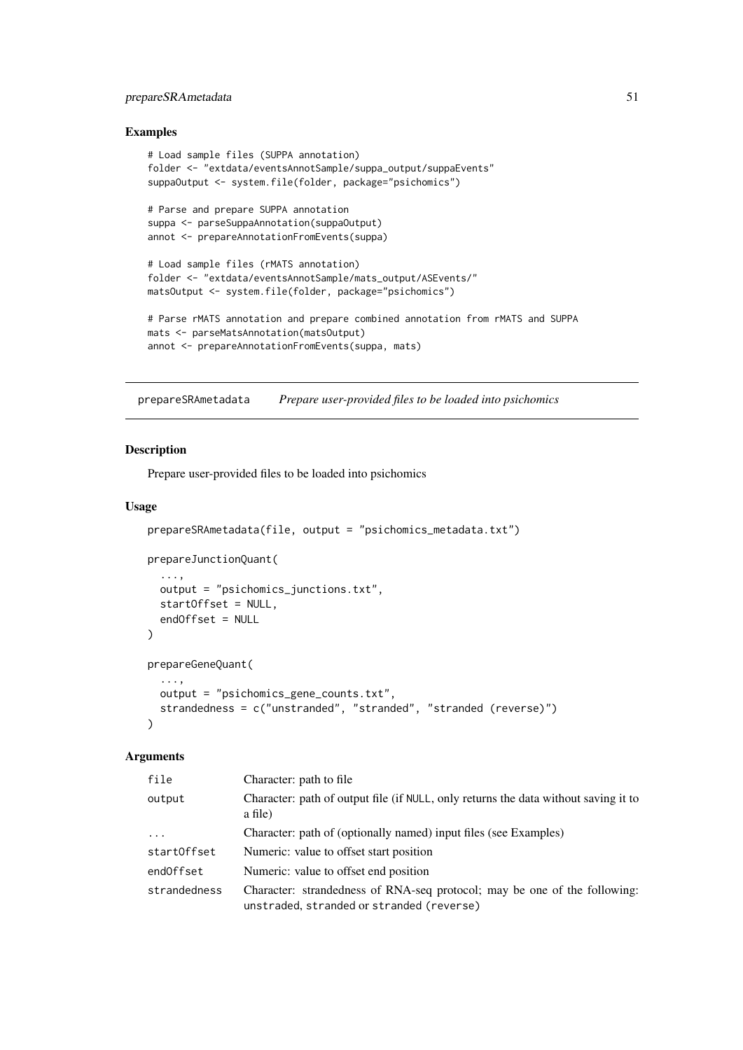## Examples

```
# Load sample files (SUPPA annotation)
folder <- "extdata/eventsAnnotSample/suppa_output/suppaEvents"
suppaOutput <- system.file(folder, package="psichomics")

# Parse and prepare SUPPA annotation
suppa <- parseSuppaAnnotation(suppaOutput)
annot <- prepareAnnotationFromEvents(suppa)

# Load sample files (rMATS annotation)
folder <- "extdata/eventsAnnotSample/mats_output/ASEvents/"
matsOutput <- system.file(folder, package="psichomics")

# Parse rMATS annotation and prepare combined annotation from rMATS and SUPPA
mats <- parseMatsAnnotation(matsOutput)
annot <- prepareAnnotationFromEvents(suppa, mats)
```

---

# prepareSRAmetadata *Prepare user-provided files to be loaded into psichomics*

---

## Description

Prepare user-provided files to be loaded into psichomics

## Usage

```
prepareSRAmetadata(file, output = "psichomics_metadata.txt")

prepareJunctionQuant(
  ...,
  output = "psichomics_junctions.txt",
  startOffset = NULL,
  endOffset = NULL
)

prepareGeneQuant(
  ...,
  output = "psichomics_gene_counts.txt",
  strandedness = c("unstranded", "stranded", "stranded (reverse)")
)
```

## Arguments

| | |
|---|---|
| `file` | Character: path to file |
| `output` | Character: path of output file (if `NULL`, only returns the data without saving it to a file) |
| `...` | Character: path of (optionally named) input files (see Examples) |
| `startOffset` | Numeric: value to offset start position |
| `endOffset` | Numeric: value to offset end position |
| `strandedness` | Character: strandedness of RNA-seq protocol; may be one of the following: `unstraded`, `stranded` or `stranded (reverse)` |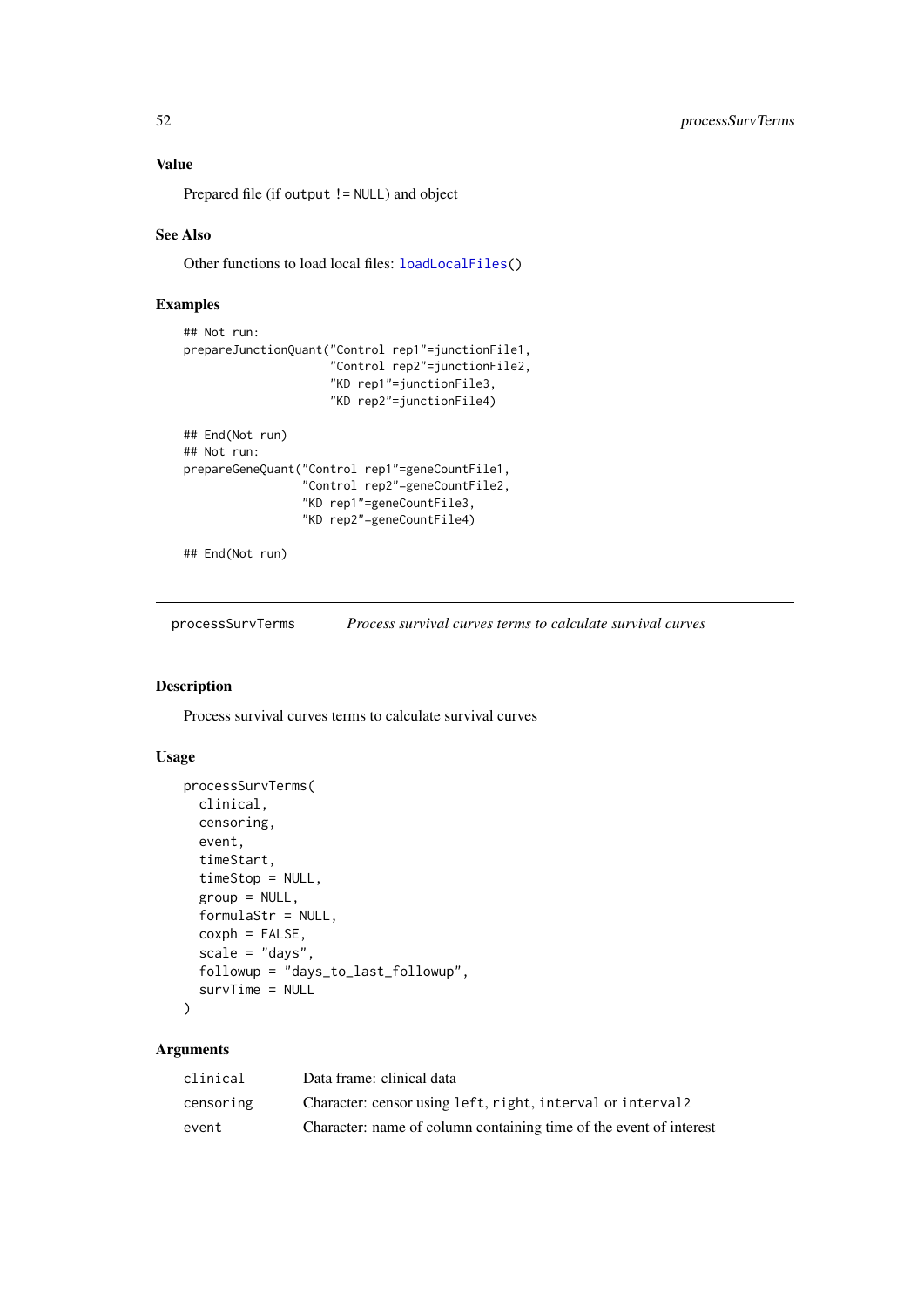### Value

Prepared file (if `output != NULL`) and object

### See Also

Other functions to load local files: `loadLocalFiles()`

### Examples

```
## Not run:
prepareJunctionQuant("Control rep1"=junctionFile1,
                     "Control rep2"=junctionFile2,
                     "KD rep1"=junctionFile3,
                     "KD rep2"=junctionFile4)

## End(Not run)
## Not run:
prepareGeneQuant("Control rep1"=geneCountFile1,
                 "Control rep2"=geneCountFile2,
                 "KD rep1"=geneCountFile3,
                 "KD rep2"=geneCountFile4)

## End(Not run)
```

---

## processSurvTerms — *Process survival curves terms to calculate survival curves*

### Description

Process survival curves terms to calculate survival curves

### Usage

```
processSurvTerms(
  clinical,
  censoring,
  event,
  timeStart,
  timeStop = NULL,
  group = NULL,
  formulaStr = NULL,
  coxph = FALSE,
  scale = "days",
  followup = "days_to_last_followup",
  survTime = NULL
)
```

### Arguments

| | |
|---|---|
| `clinical` | Data frame: clinical data |
| `censoring` | Character: censor using `left`, `right`, `interval` or `interval2` |
| `event` | Character: name of column containing time of the event of interest |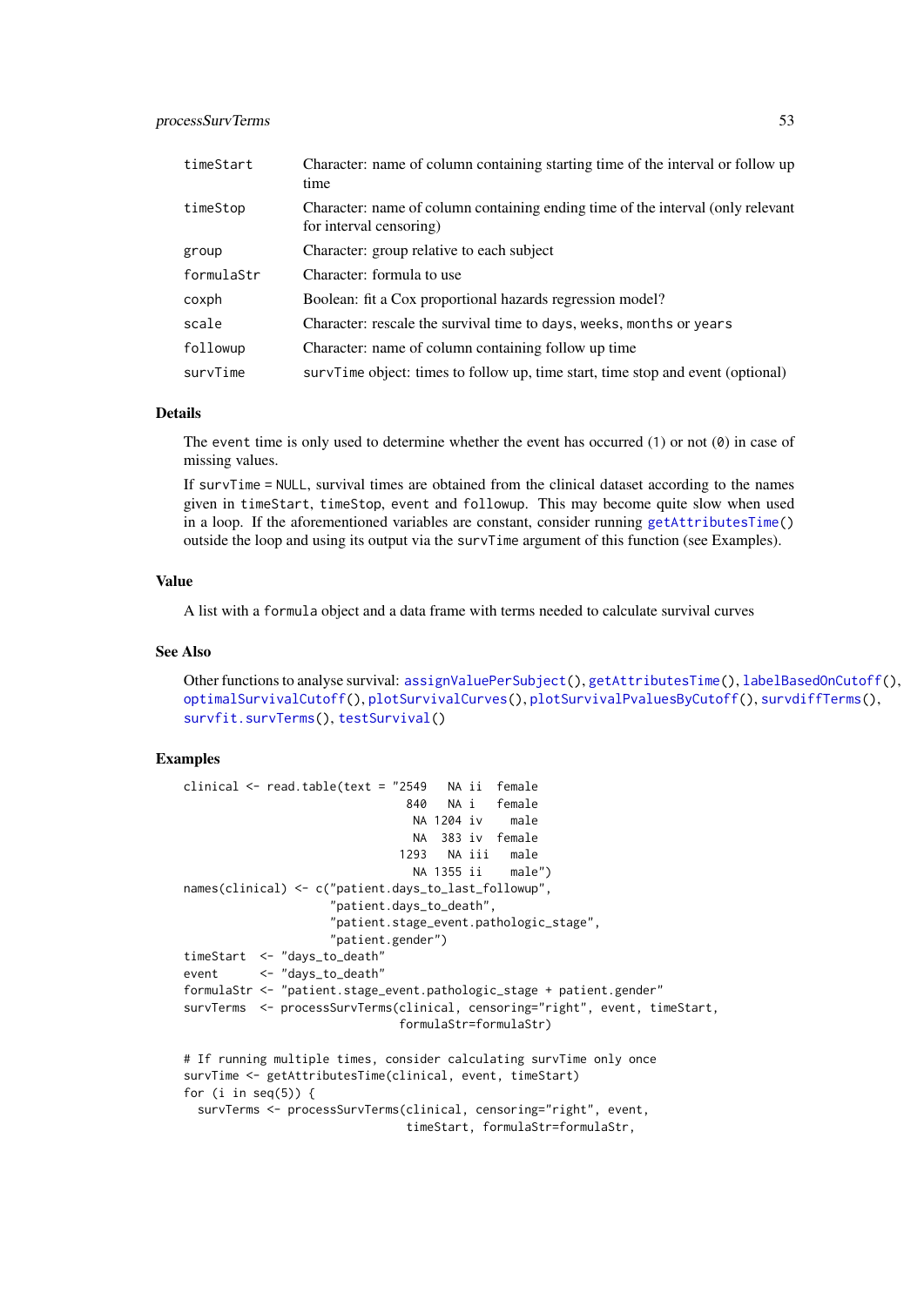| | |
|---|---|
| timeStart | Character: name of column containing starting time of the interval or follow up time |
| timeStop | Character: name of column containing ending time of the interval (only relevant for interval censoring) |
| group | Character: group relative to each subject |
| formulaStr | Character: formula to use |
| coxph | Boolean: fit a Cox proportional hazards regression model? |
| scale | Character: rescale the survival time to days, weeks, months or years |
| followup | Character: name of column containing follow up time |
| survTime | survTime object: times to follow up, time start, time stop and event (optional) |

### Details

The event time is only used to determine whether the event has occurred (1) or not (0) in case of missing values.

If survTime = NULL, survival times are obtained from the clinical dataset according to the names given in timeStart, timeStop, event and followup. This may become quite slow when used in a loop. If the aforementioned variables are constant, consider running getAttributesTime() outside the loop and using its output via the survTime argument of this function (see Examples).

### Value

A list with a formula object and a data frame with terms needed to calculate survival curves

### See Also

Other functions to analyse survival: assignValuePerSubject(), getAttributesTime(), labelBasedOnCutoff(), optimalSurvivalCutoff(), plotSurvivalCurves(), plotSurvivalPvaluesByCutoff(), survdiffTerms(), survfit.survTerms(), testSurvival()

### Examples

```
clinical <- read.table(text = "2549   NA ii  female
                                840   NA i   female
                                 NA 1204 iv    male
                                 NA  383 iv  female
                               1293   NA iii   male
                                 NA 1355 ii    male")
names(clinical) <- c("patient.days_to_last_followup",
                     "patient.days_to_death",
                     "patient.stage_event.pathologic_stage",
                     "patient.gender")
timeStart  <- "days_to_death"
event      <- "days_to_death"
formulaStr <- "patient.stage_event.pathologic_stage + patient.gender"
survTerms  <- processSurvTerms(clinical, censoring="right", event, timeStart,
                               formulaStr=formulaStr)

# If running multiple times, consider calculating survTime only once
survTime <- getAttributesTime(clinical, event, timeStart)
for (i in seq(5)) {
  survTerms <- processSurvTerms(clinical, censoring="right", event,
                                timeStart, formulaStr=formulaStr,
```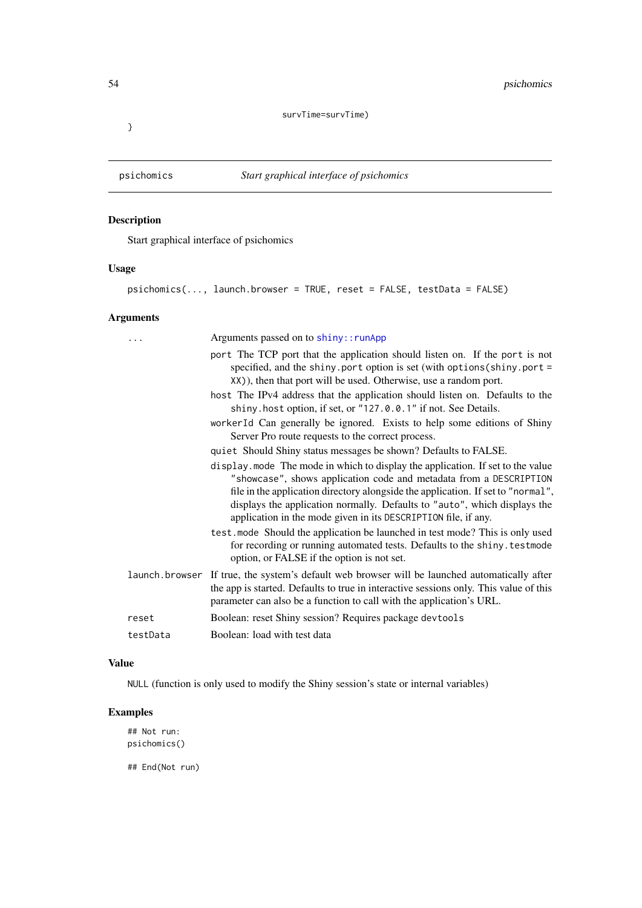```
                              survTime=survTime)
}
```

## psichomics — *Start graphical interface of psichomics*

### Description

Start graphical interface of psichomics

### Usage

```
psichomics(..., launch.browser = TRUE, reset = FALSE, testData = FALSE)
```

### Arguments

- `...` Arguments passed on to `shiny::runApp`
  - `port` The TCP port that the application should listen on. If the `port` is not specified, and the `shiny.port` option is set (with `options(shiny.port = XX)`), then that port will be used. Otherwise, use a random port.
  - `host` The IPv4 address that the application should listen on. Defaults to the `shiny.host` option, if set, or `"127.0.0.1"` if not. See Details.
  - `workerId` Can generally be ignored. Exists to help some editions of Shiny Server Pro route requests to the correct process.
  - `quiet` Should Shiny status messages be shown? Defaults to FALSE.
  - `display.mode` The mode in which to display the application. If set to the value `"showcase"`, shows application code and metadata from a `DESCRIPTION` file in the application directory alongside the application. If set to `"normal"`, displays the application normally. Defaults to `"auto"`, which displays the application in the mode given in its `DESCRIPTION` file, if any.
  - `test.mode` Should the application be launched in test mode? This is only used for recording or running automated tests. Defaults to the `shiny.testmode` option, or FALSE if the option is not set.
- `launch.browser` If true, the system's default web browser will be launched automatically after the app is started. Defaults to true in interactive sessions only. This value of this parameter can also be a function to call with the application's URL.
- `reset` Boolean: reset Shiny session? Requires package `devtools`
- `testData` Boolean: load with test data

### Value

`NULL` (function is only used to modify the Shiny session's state or internal variables)

### Examples

```
## Not run:
psichomics()

## End(Not run)
```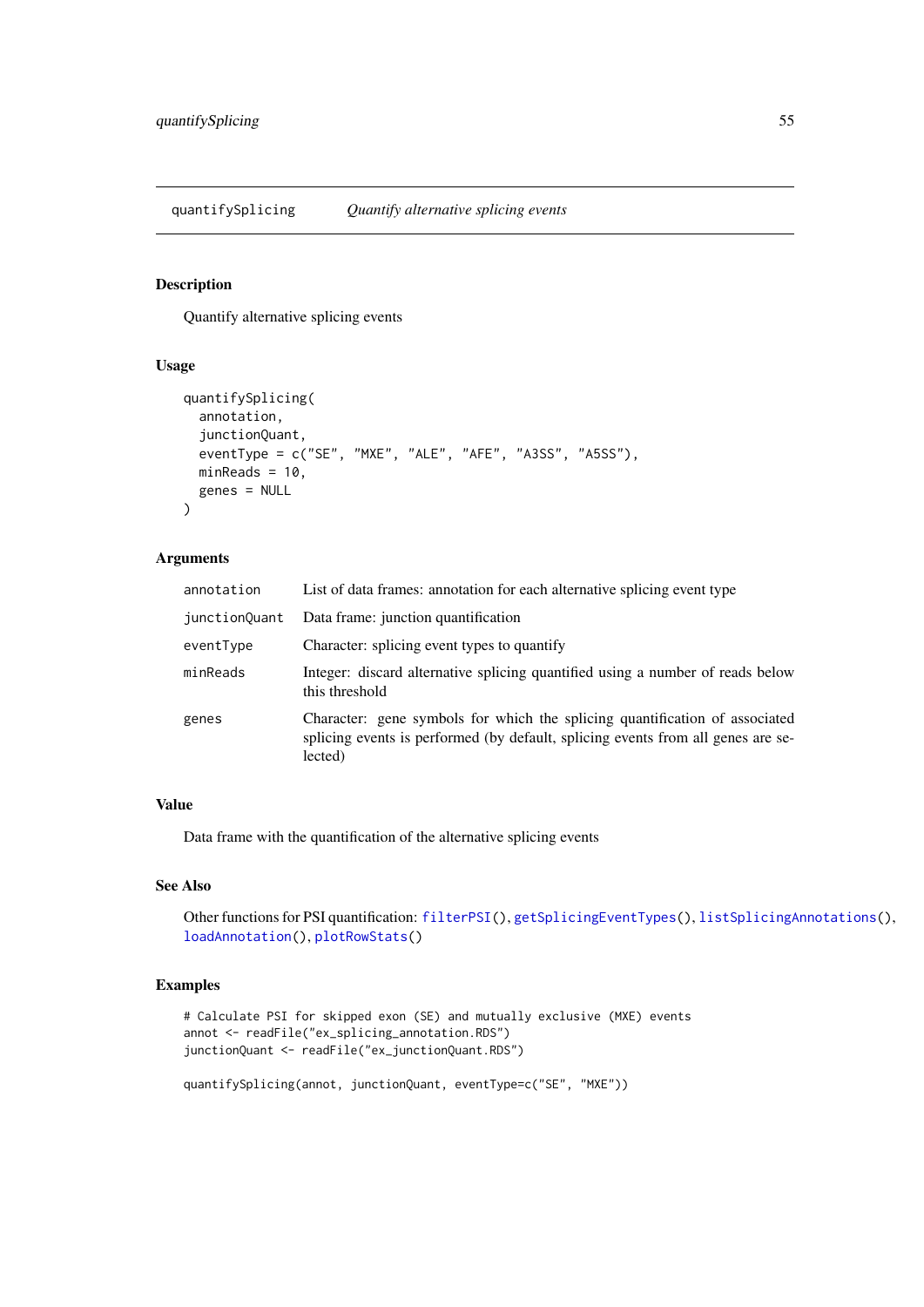`quantifySplicing` *Quantify alternative splicing events*

## Description

Quantify alternative splicing events

## Usage

```
quantifySplicing(
  annotation,
  junctionQuant,
  eventType = c("SE", "MXE", "ALE", "AFE", "A3SS", "A5SS"),
  minReads = 10,
  genes = NULL
)
```

## Arguments

| | |
|---|---|
| `annotation` | List of data frames: annotation for each alternative splicing event type |
| `junctionQuant` | Data frame: junction quantification |
| `eventType` | Character: splicing event types to quantify |
| `minReads` | Integer: discard alternative splicing quantified using a number of reads below this threshold |
| `genes` | Character: gene symbols for which the splicing quantification of associated splicing events is performed (by default, splicing events from all genes are selected) |

## Value

Data frame with the quantification of the alternative splicing events

## See Also

Other functions for PSI quantification: `filterPSI()`, `getSplicingEventTypes()`, `listSplicingAnnotations()`, `loadAnnotation()`, `plotRowStats()`

## Examples

```
# Calculate PSI for skipped exon (SE) and mutually exclusive (MXE) events
annot <- readFile("ex_splicing_annotation.RDS")
junctionQuant <- readFile("ex_junctionQuant.RDS")

quantifySplicing(annot, junctionQuant, eventType=c("SE", "MXE"))
```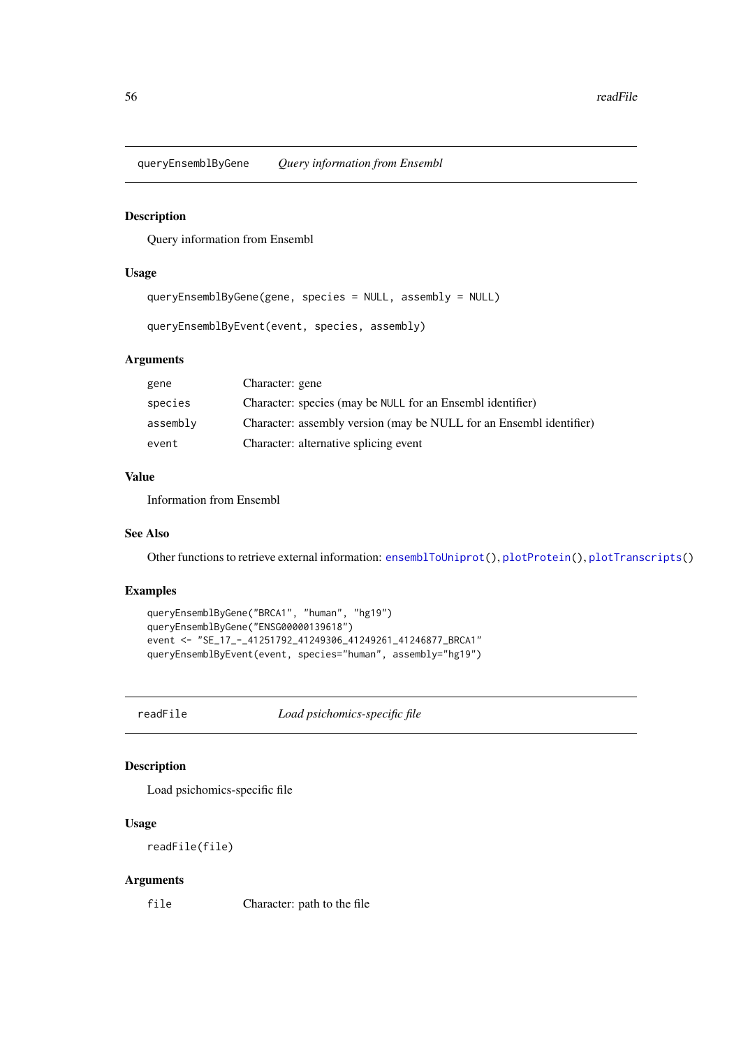## queryEnsemblByGene *Query information from Ensembl*

### Description

Query information from Ensembl

### Usage

```
queryEnsemblByGene(gene, species = NULL, assembly = NULL)

queryEnsemblByEvent(event, species, assembly)
```

### Arguments

| | |
|---|---|
| `gene` | Character: gene |
| `species` | Character: species (may be `NULL` for an Ensembl identifier) |
| `assembly` | Character: assembly version (may be NULL for an Ensembl identifier) |
| `event` | Character: alternative splicing event |

### Value

Information from Ensembl

### See Also

Other functions to retrieve external information: `ensemblToUniprot()`, `plotProtein()`, `plotTranscripts()`

### Examples

```
queryEnsemblByGene("BRCA1", "human", "hg19")
queryEnsemblByGene("ENSG00000139618")
event <- "SE_17_-_41251792_41249306_41249261_41246877_BRCA1"
queryEnsemblByEvent(event, species="human", assembly="hg19")
```

## readFile *Load psichomics-specific file*

### Description

Load psichomics-specific file

### Usage

```
readFile(file)
```

### Arguments

| | |
|---|---|
| `file` | Character: path to the file |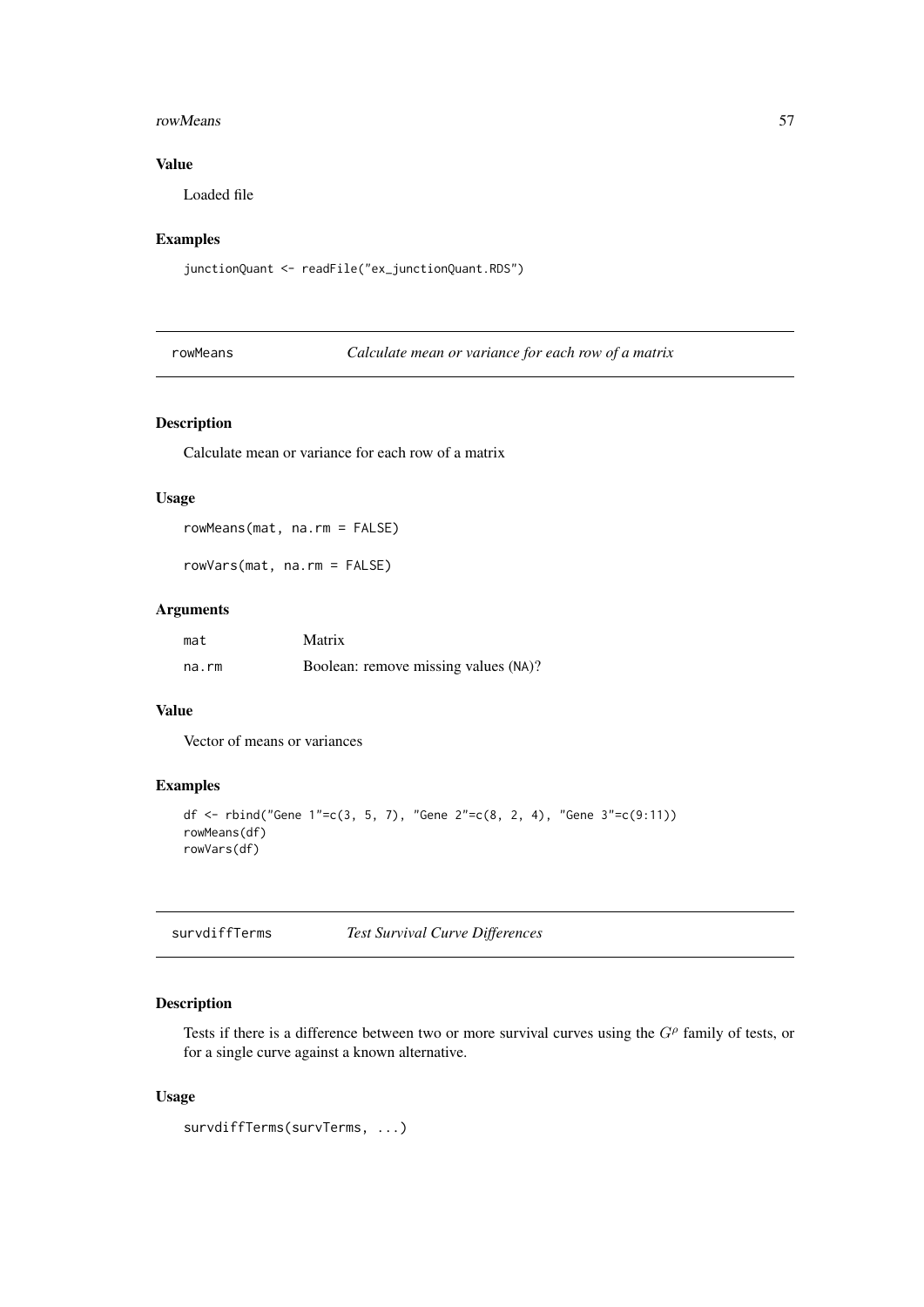## Value

Loaded file

## Examples

```
junctionQuant <- readFile("ex_junctionQuant.RDS")
```

---

# rowMeans *Calculate mean or variance for each row of a matrix*

---

## Description

Calculate mean or variance for each row of a matrix

## Usage

```
rowMeans(mat, na.rm = FALSE)

rowVars(mat, na.rm = FALSE)
```

## Arguments

| | |
|---|---|
| mat | Matrix |
| na.rm | Boolean: remove missing values (NA)? |

## Value

Vector of means or variances

## Examples

```
df <- rbind("Gene 1"=c(3, 5, 7), "Gene 2"=c(8, 2, 4), "Gene 3"=c(9:11))
rowMeans(df)
rowVars(df)
```

---

# survdiffTerms *Test Survival Curve Differences*

---

## Description

Tests if there is a difference between two or more survival curves using the $G^\rho$ family of tests, or for a single curve against a known alternative.

## Usage

```
survdiffTerms(survTerms, ...)
```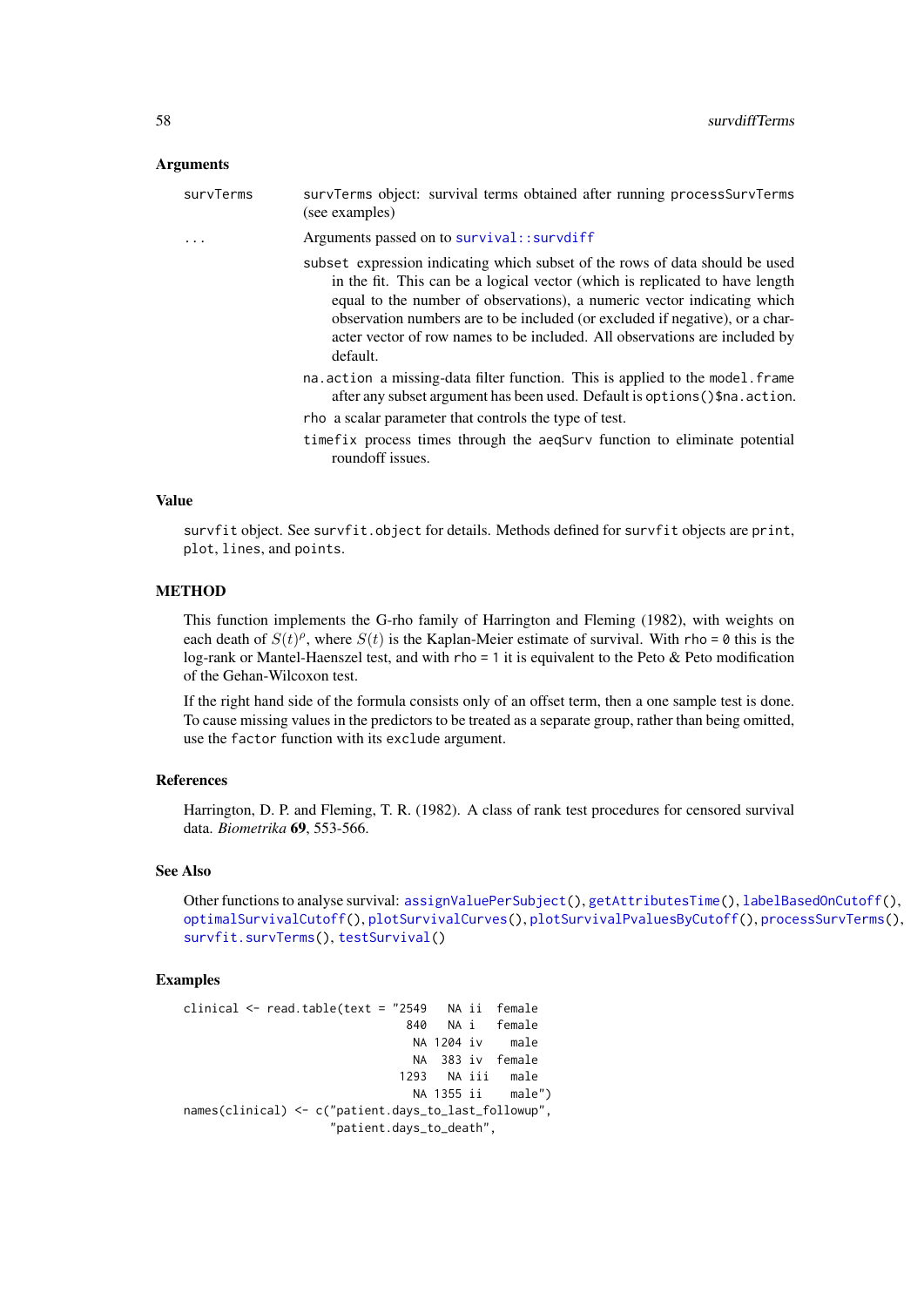### Arguments

survTerms — survTerms object: survival terms obtained after running processSurvTerms (see examples)

... — Arguments passed on to survival::survdiff

- subset expression indicating which subset of the rows of data should be used in the fit. This can be a logical vector (which is replicated to have length equal to the number of observations), a numeric vector indicating which observation numbers are to be included (or excluded if negative), or a character vector of row names to be included. All observations are included by default.
- na.action a missing-data filter function. This is applied to the model.frame after any subset argument has been used. Default is options()$na.action.
- rho a scalar parameter that controls the type of test.
- timefix process times through the aeqSurv function to eliminate potential roundoff issues.

### Value

survfit object. See survfit.object for details. Methods defined for survfit objects are print, plot, lines, and points.

### METHOD

This function implements the G-rho family of Harrington and Fleming (1982), with weights on each death of $S(t)^\rho$, where $S(t)$ is the Kaplan-Meier estimate of survival. With rho = 0 this is the log-rank or Mantel-Haenszel test, and with rho = 1 it is equivalent to the Peto & Peto modification of the Gehan-Wilcoxon test.

If the right hand side of the formula consists only of an offset term, then a one sample test is done. To cause missing values in the predictors to be treated as a separate group, rather than being omitted, use the factor function with its exclude argument.

### References

Harrington, D. P. and Fleming, T. R. (1982). A class of rank test procedures for censored survival data. *Biometrika* **69**, 553-566.

### See Also

Other functions to analyse survival: assignValuePerSubject(), getAttributesTime(), labelBasedOnCutoff(), optimalSurvivalCutoff(), plotSurvivalCurves(), plotSurvivalPvaluesByCutoff(), processSurvTerms(), survfit.survTerms(), testSurvival()

### Examples

```
clinical <- read.table(text = "2549   NA ii  female
                                840   NA i   female
                                 NA 1204 iv    male
                                 NA  383 iv  female
                               1293   NA iii   male
                                 NA 1355 ii    male")
names(clinical) <- c("patient.days_to_last_followup",
                     "patient.days_to_death",
```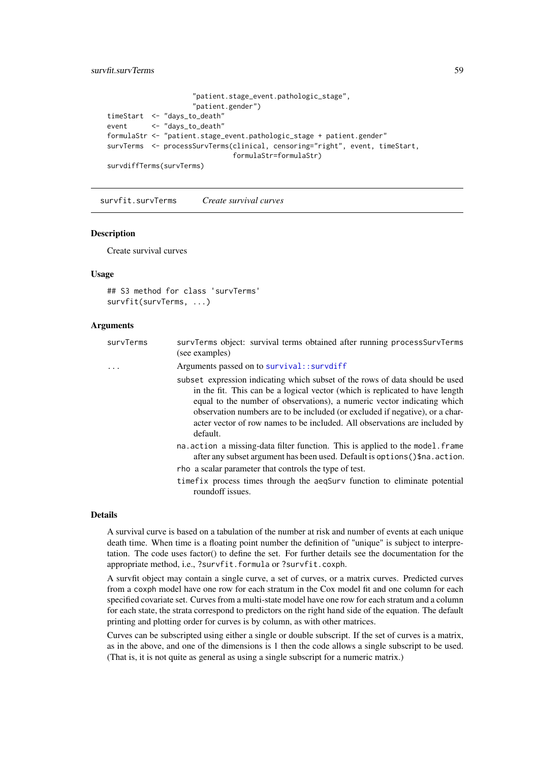```
                    "patient.stage_event.pathologic_stage",
                    "patient.gender")
timeStart  <- "days_to_death"
event      <- "days_to_death"
formulaStr <- "patient.stage_event.pathologic_stage + patient.gender"
survTerms  <- processSurvTerms(clinical, censoring="right", event, timeStart,
                               formulaStr=formulaStr)
survdiffTerms(survTerms)
```

---

## survfit.survTerms  *Create survival curves*

### Description

Create survival curves

### Usage

```
## S3 method for class 'survTerms'
survfit(survTerms, ...)
```

### Arguments

| | |
|---|---|
| survTerms | survTerms object: survival terms obtained after running processSurvTerms (see examples) |
| ... | Arguments passed on to survival::survdiff |

- subset expression indicating which subset of the rows of data should be used in the fit. This can be a logical vector (which is replicated to have length equal to the number of observations), a numeric vector indicating which observation numbers are to be included (or excluded if negative), or a character vector of row names to be included. All observations are included by default.
- na.action a missing-data filter function. This is applied to the model.frame after any subset argument has been used. Default is options()$na.action.
- rho a scalar parameter that controls the type of test.
- timefix process times through the aeqSurv function to eliminate potential roundoff issues.

### Details

A survival curve is based on a tabulation of the number at risk and number of events at each unique death time. When time is a floating point number the definition of "unique" is subject to interpretation. The code uses factor() to define the set. For further details see the documentation for the appropriate method, i.e., ?survfit.formula or ?survfit.coxph.

A survfit object may contain a single curve, a set of curves, or a matrix curves. Predicted curves from a coxph model have one row for each stratum in the Cox model fit and one column for each specified covariate set. Curves from a multi-state model have one row for each stratum and a column for each state, the strata correspond to predictors on the right hand side of the equation. The default printing and plotting order for curves is by column, as with other matrices.

Curves can be subscripted using either a single or double subscript. If the set of curves is a matrix, as in the above, and one of the dimensions is 1 then the code allows a single subscript to be used. (That is, it is not quite as general as using a single subscript for a numeric matrix.)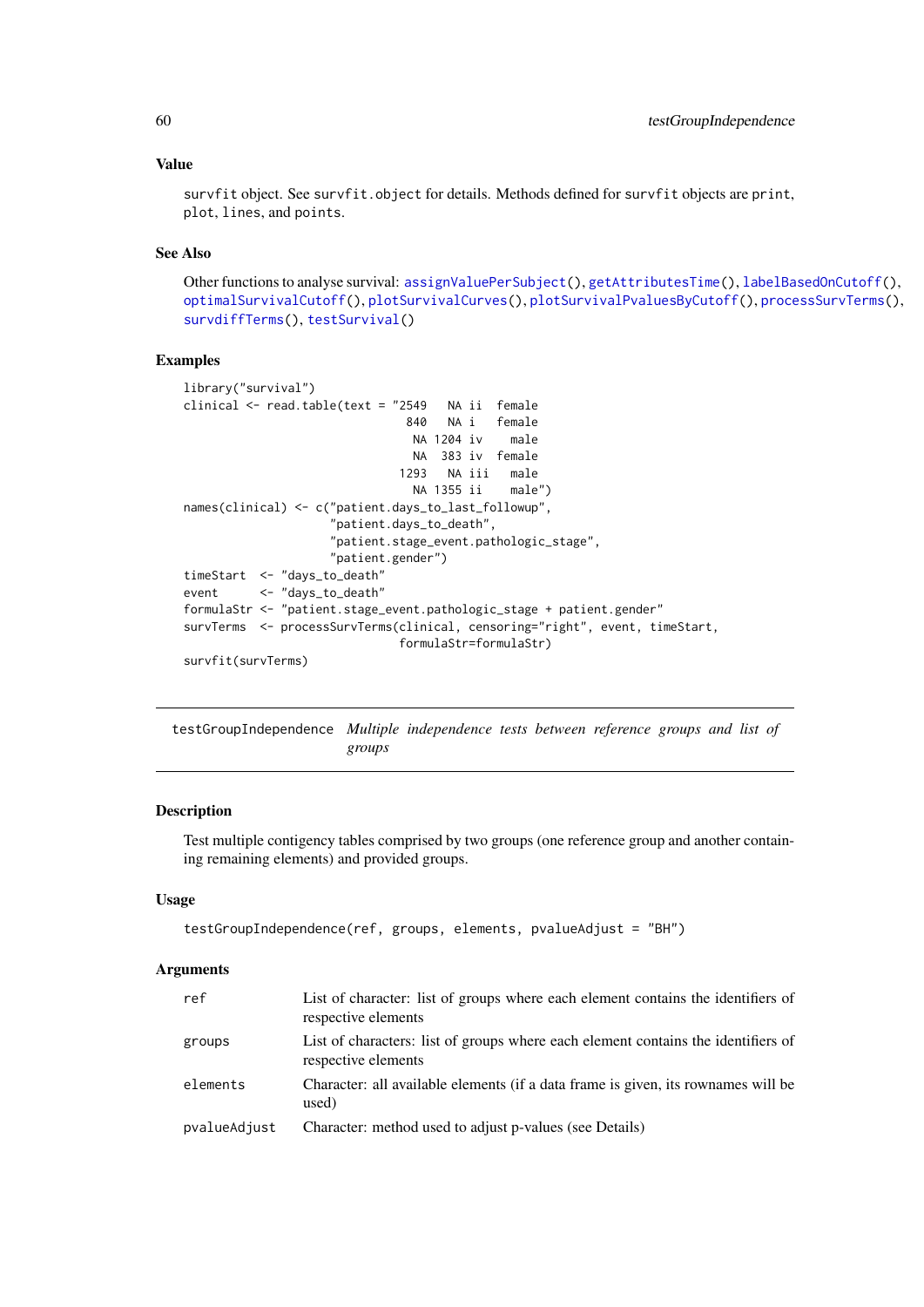### Value

survfit object. See survfit.object for details. Methods defined for survfit objects are print, plot, lines, and points.

### See Also

Other functions to analyse survival: assignValuePerSubject(), getAttributesTime(), labelBasedOnCutoff(), optimalSurvivalCutoff(), plotSurvivalCurves(), plotSurvivalPvaluesByCutoff(), processSurvTerms(), survdiffTerms(), testSurvival()

### Examples

```
library("survival")
clinical <- read.table(text = "2549   NA ii  female
                                840   NA i   female
                                 NA 1204 iv    male
                                 NA  383 iv  female
                               1293   NA iii   male
                                 NA 1355 ii    male")
names(clinical) <- c("patient.days_to_last_followup",
                     "patient.days_to_death",
                     "patient.stage_event.pathologic_stage",
                     "patient.gender")
timeStart  <- "days_to_death"
event      <- "days_to_death"
formulaStr <- "patient.stage_event.pathologic_stage + patient.gender"
survTerms  <- processSurvTerms(clinical, censoring="right", event, timeStart,
                               formulaStr=formulaStr)
survfit(survTerms)
```

---

## testGroupIndependence *Multiple independence tests between reference groups and list of groups*

---

### Description

Test multiple contigency tables comprised by two groups (one reference group and another containing remaining elements) and provided groups.

### Usage

```
testGroupIndependence(ref, groups, elements, pvalueAdjust = "BH")
```

### Arguments

| | |
|---|---|
| ref | List of character: list of groups where each element contains the identifiers of respective elements |
| groups | List of characters: list of groups where each element contains the identifiers of respective elements |
| elements | Character: all available elements (if a data frame is given, its rownames will be used) |
| pvalueAdjust | Character: method used to adjust p-values (see Details) |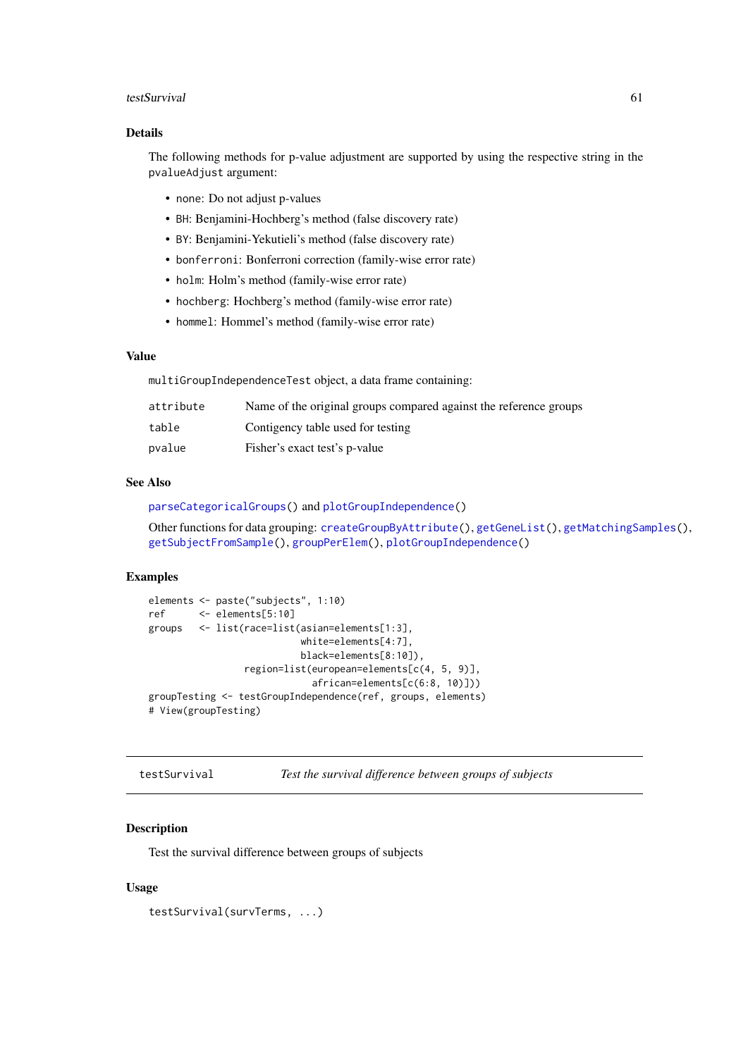### Details

The following methods for p-value adjustment are supported by using the respective string in the `pvalueAdjust` argument:

- `none`: Do not adjust p-values
- `BH`: Benjamini-Hochberg's method (false discovery rate)
- `BY`: Benjamini-Yekutieli's method (false discovery rate)
- `bonferroni`: Bonferroni correction (family-wise error rate)
- `holm`: Holm's method (family-wise error rate)
- `hochberg`: Hochberg's method (family-wise error rate)
- `hommel`: Hommel's method (family-wise error rate)

### Value

`multiGroupIndependenceTest` object, a data frame containing:

| | |
|---|---|
| `attribute` | Name of the original groups compared against the reference groups |
| `table` | Contigency table used for testing |
| `pvalue` | Fisher's exact test's p-value |

### See Also

`parseCategoricalGroups()` and `plotGroupIndependence()`

Other functions for data grouping: `createGroupByAttribute()`, `getGeneList()`, `getMatchingSamples()`, `getSubjectFromSample()`, `groupPerElem()`, `plotGroupIndependence()`

### Examples

```
elements <- paste("subjects", 1:10)
ref      <- elements[5:10]
groups   <- list(race=list(asian=elements[1:3],
                           white=elements[4:7],
                           black=elements[8:10]),
                 region=list(european=elements[c(4, 5, 9)],
                             african=elements[c(6:8, 10)]))
groupTesting <- testGroupIndependence(ref, groups, elements)
# View(groupTesting)
```

---

## testSurvival — *Test the survival difference between groups of subjects*

### Description

Test the survival difference between groups of subjects

### Usage

```
testSurvival(survTerms, ...)
```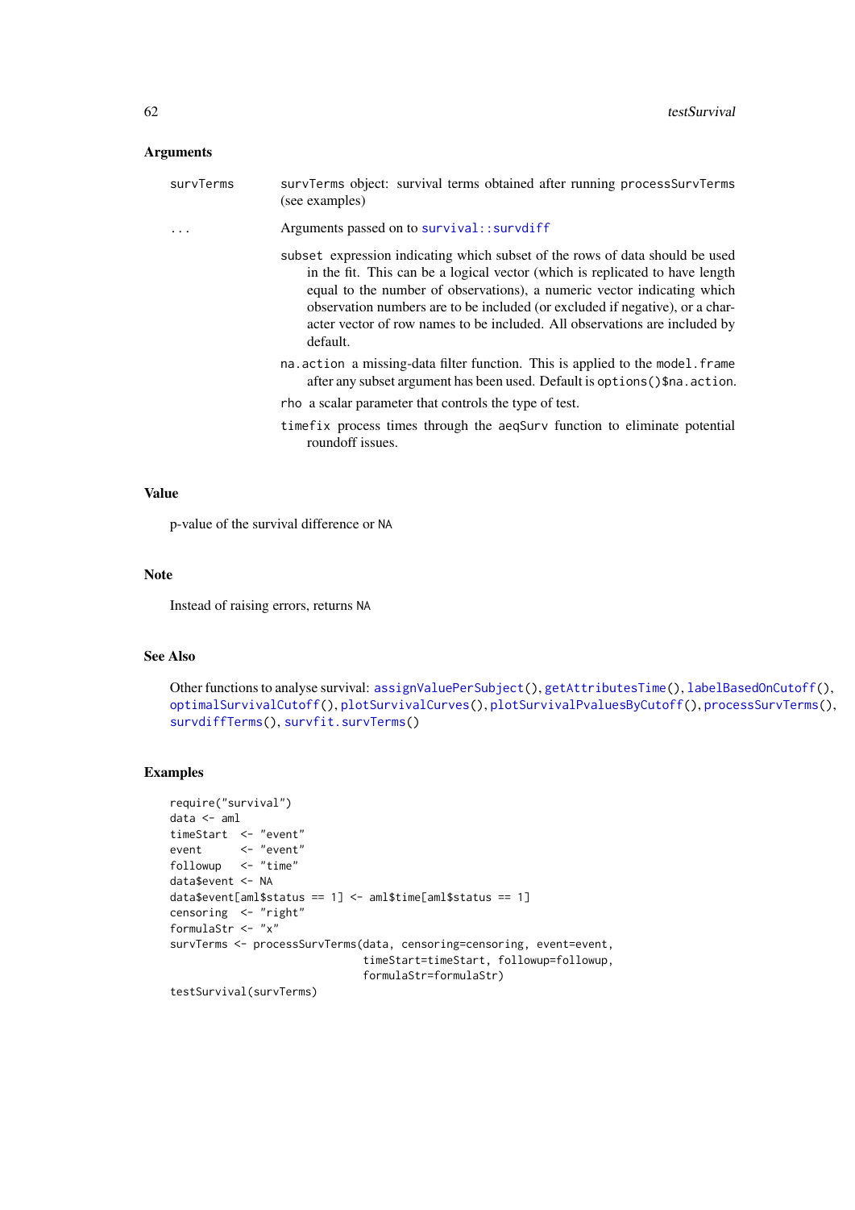### Arguments

| | |
|---|---|
| survTerms | survTerms object: survival terms obtained after running processSurvTerms (see examples) |
| ... | Arguments passed on to survival::survdiff |

- `subset` expression indicating which subset of the rows of data should be used in the fit. This can be a logical vector (which is replicated to have length equal to the number of observations), a numeric vector indicating which observation numbers are to be included (or excluded if negative), or a character vector of row names to be included. All observations are included by default.
- `na.action` a missing-data filter function. This is applied to the `model.frame` after any subset argument has been used. Default is `options()$na.action`.
- `rho` a scalar parameter that controls the type of test.
- `timefix` process times through the `aeqSurv` function to eliminate potential roundoff issues.

### Value

p-value of the survival difference or NA

### Note

Instead of raising errors, returns NA

### See Also

Other functions to analyse survival: assignValuePerSubject(), getAttributesTime(), labelBasedOnCutoff(), optimalSurvivalCutoff(), plotSurvivalCurves(), plotSurvivalPvaluesByCutoff(), processSurvTerms(), survdiffTerms(), survfit.survTerms()

### Examples

```
require("survival")
data <- aml
timeStart  <- "event"
event      <- "event"
followup   <- "time"
data$event <- NA
data$event[aml$status == 1] <- aml$time[aml$status == 1]
censoring  <- "right"
formulaStr <- "x"
survTerms <- processSurvTerms(data, censoring=censoring, event=event,
                              timeStart=timeStart, followup=followup,
                              formulaStr=formulaStr)
testSurvival(survTerms)
```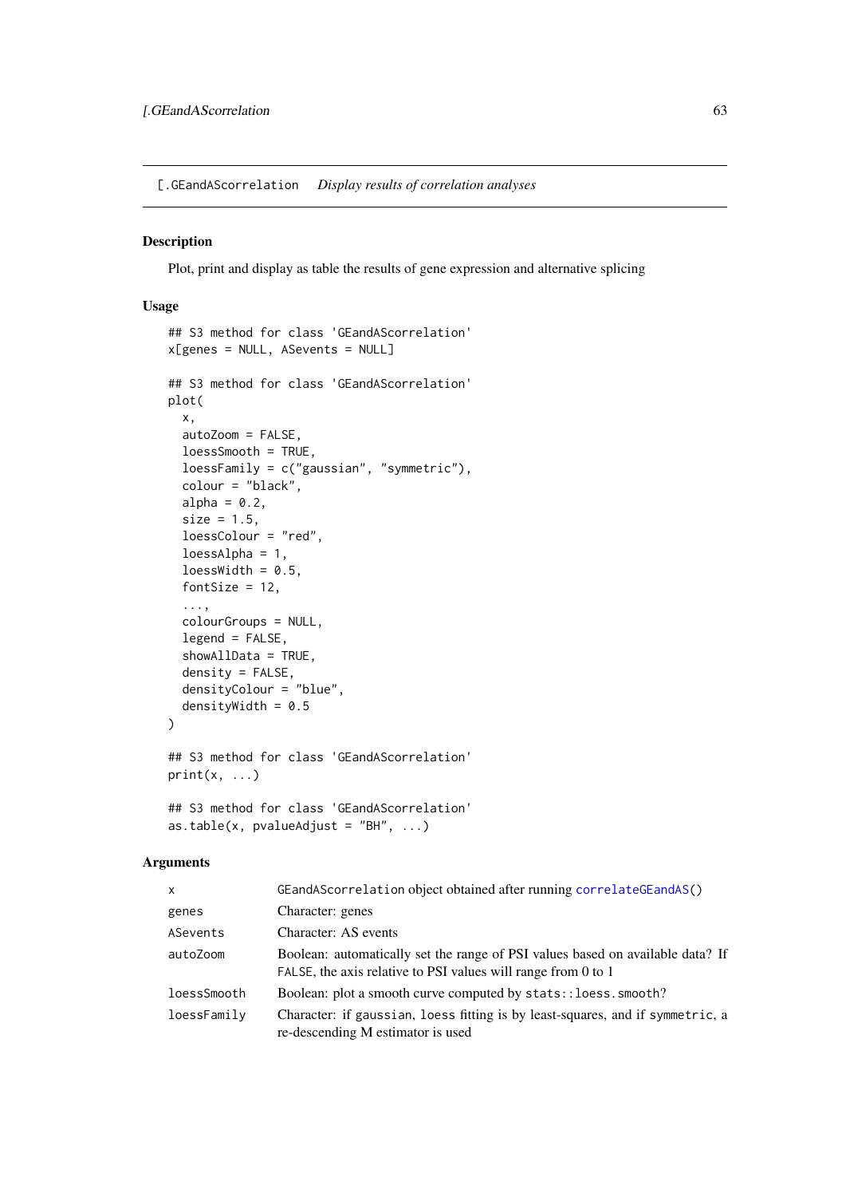## [.GEandAScorrelation *Display results of correlation analyses*

### Description

Plot, print and display as table the results of gene expression and alternative splicing

### Usage

```
## S3 method for class 'GEandAScorrelation'
x[genes = NULL, ASevents = NULL]

## S3 method for class 'GEandAScorrelation'
plot(
  x,
  autoZoom = FALSE,
  loessSmooth = TRUE,
  loessFamily = c("gaussian", "symmetric"),
  colour = "black",
  alpha = 0.2,
  size = 1.5,
  loessColour = "red",
  loessAlpha = 1,
  loessWidth = 0.5,
  fontSize = 12,
  ...,
  colourGroups = NULL,
  legend = FALSE,
  showAllData = TRUE,
  density = FALSE,
  densityColour = "blue",
  densityWidth = 0.5
)

## S3 method for class 'GEandAScorrelation'
print(x, ...)

## S3 method for class 'GEandAScorrelation'
as.table(x, pvalueAdjust = "BH", ...)
```

### Arguments

| | |
|---|---|
| x | GEandAScorrelation object obtained after running correlateGEandAS() |
| genes | Character: genes |
| ASevents | Character: AS events |
| autoZoom | Boolean: automatically set the range of PSI values based on available data? If FALSE, the axis relative to PSI values will range from 0 to 1 |
| loessSmooth | Boolean: plot a smooth curve computed by stats::loess.smooth? |
| loessFamily | Character: if gaussian, loess fitting is by least-squares, and if symmetric, a re-descending M estimator is used |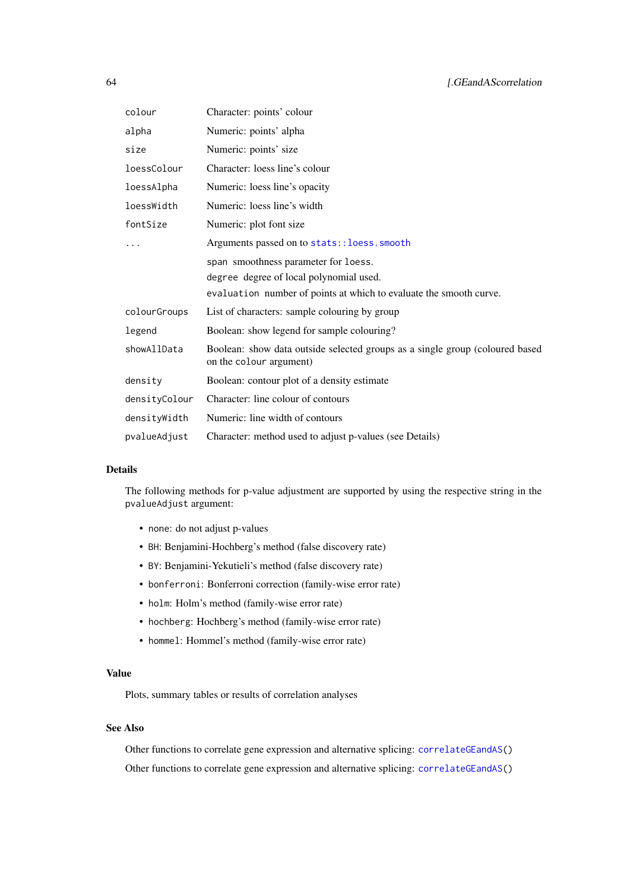| | |
|---|---|
| `colour` | Character: points' colour |
| `alpha` | Numeric: points' alpha |
| `size` | Numeric: points' size |
| `loessColour` | Character: loess line's colour |
| `loessAlpha` | Numeric: loess line's opacity |
| `loessWidth` | Numeric: loess line's width |
| `fontSize` | Numeric: plot font size |
| `...` | Arguments passed on to `stats::loess.smooth`<br>`span` smoothness parameter for `loess`.<br>`degree` degree of local polynomial used.<br>`evaluation` number of points at which to evaluate the smooth curve. |
| `colourGroups` | List of characters: sample colouring by group |
| `legend` | Boolean: show legend for sample colouring? |
| `showAllData` | Boolean: show data outside selected groups as a single group (coloured based on the `colour` argument) |
| `density` | Boolean: contour plot of a density estimate |
| `densityColour` | Character: line colour of contours |
| `densityWidth` | Numeric: line width of contours |
| `pvalueAdjust` | Character: method used to adjust p-values (see Details) |

## Details

The following methods for p-value adjustment are supported by using the respective string in the `pvalueAdjust` argument:

- `none`: do not adjust p-values
- `BH`: Benjamini-Hochberg's method (false discovery rate)
- `BY`: Benjamini-Yekutieli's method (false discovery rate)
- `bonferroni`: Bonferroni correction (family-wise error rate)
- `holm`: Holm's method (family-wise error rate)
- `hochberg`: Hochberg's method (family-wise error rate)
- `hommel`: Hommel's method (family-wise error rate)

## Value

Plots, summary tables or results of correlation analyses

## See Also

Other functions to correlate gene expression and alternative splicing: `correlateGEandAS()`

Other functions to correlate gene expression and alternative splicing: `correlateGEandAS()`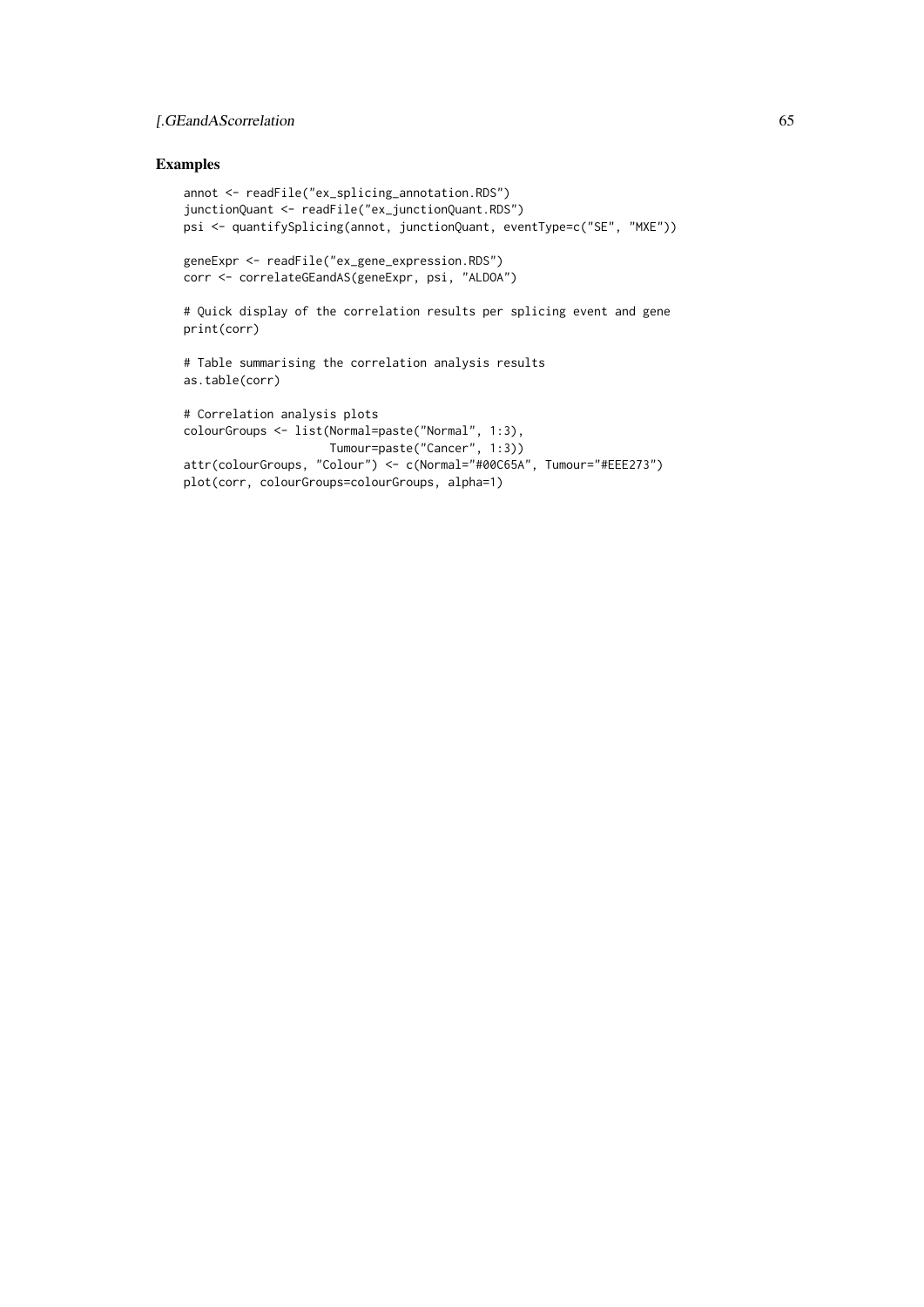## Examples

```
annot <- readFile("ex_splicing_annotation.RDS")
junctionQuant <- readFile("ex_junctionQuant.RDS")
psi <- quantifySplicing(annot, junctionQuant, eventType=c("SE", "MXE"))

geneExpr <- readFile("ex_gene_expression.RDS")
corr <- correlateGEandAS(geneExpr, psi, "ALDOA")

# Quick display of the correlation results per splicing event and gene
print(corr)

# Table summarising the correlation analysis results
as.table(corr)

# Correlation analysis plots
colourGroups <- list(Normal=paste("Normal", 1:3),
                     Tumour=paste("Cancer", 1:3))
attr(colourGroups, "Colour") <- c(Normal="#00C65A", Tumour="#EEE273")
plot(corr, colourGroups=colourGroups, alpha=1)
```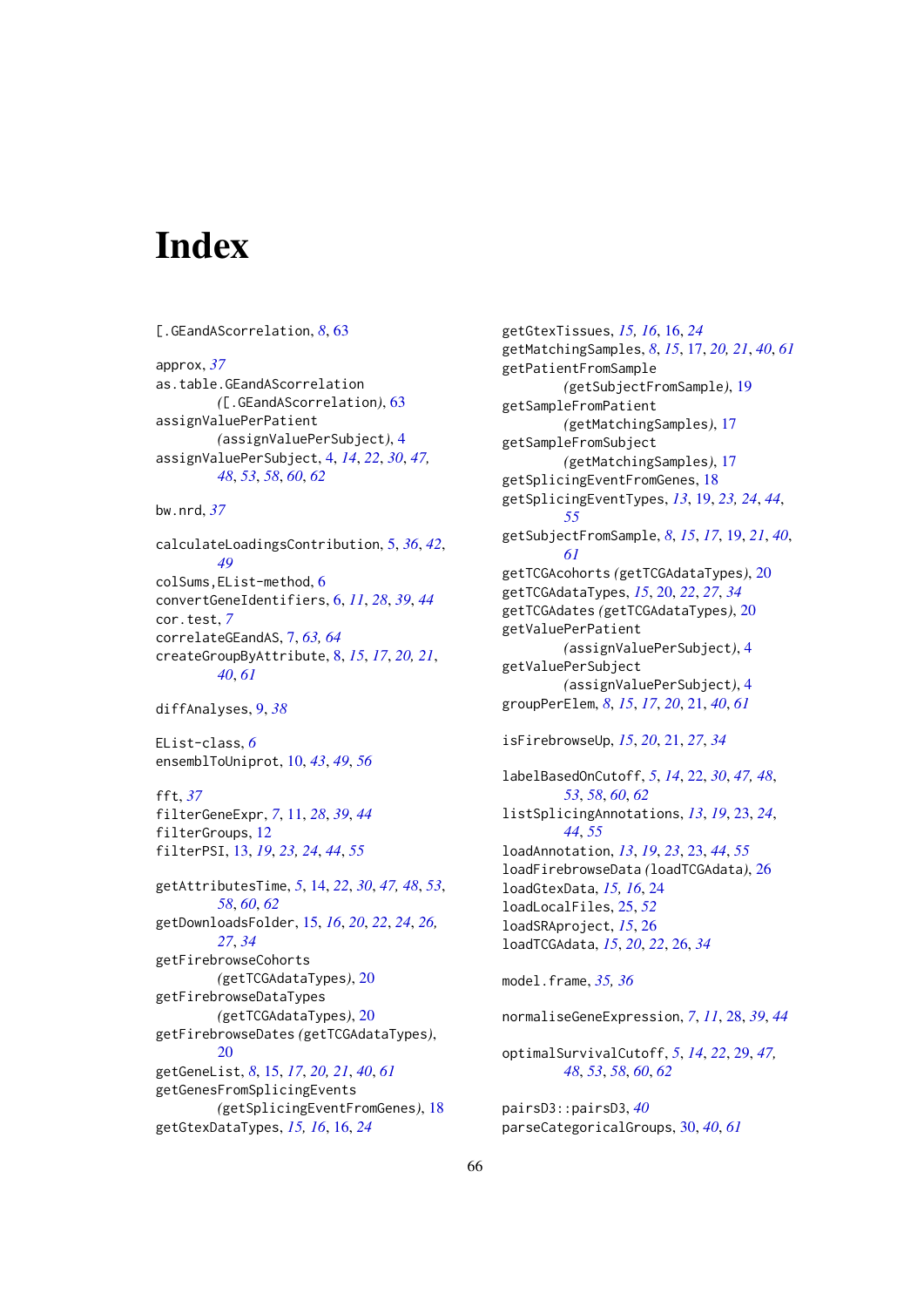# Index

[.GEandAScorrelation, *8*, 63

approx, *37*
as.table.GEandAScorrelation ([.GEandAScorrelation), 63
assignValuePerPatient (assignValuePerSubject), 4
assignValuePerSubject, 4, *14*, *22*, *30*, *47*, *48*, *53*, *58*, *60*, *62*

bw.nrd, *37*

calculateLoadingsContribution, 5, *36*, *42*, *49*
colSums,EList-method, 6
convertGeneIdentifiers, 6, *11*, *28*, *39*, *44*
cor.test, *7*
correlateGEandAS, 7, *63*, *64*
createGroupByAttribute, 8, *15*, *17*, *20*, *21*, *40*, *61*

diffAnalyses, 9, *38*

EList-class, *6*
ensemblToUniprot, 10, *43*, *49*, *56*

fft, *37*
filterGeneExpr, *7*, 11, *28*, *39*, *44*
filterGroups, 12
filterPSI, 13, *19*, *23*, *24*, *44*, *55*

getAttributesTime, *5*, 14, *22*, *30*, *47*, *48*, *53*, *58*, *60*, *62*
getDownloadsFolder, 15, *16*, *20*, *22*, *24*, *26*, *27*, *34*
getFirebrowseCohorts (getTCGAdataTypes), 20
getFirebrowseDataTypes (getTCGAdataTypes), 20
getFirebrowseDates (getTCGAdataTypes), 20
getGeneList, *8*, 15, *17*, *20*, *21*, *40*, *61*
getGenesFromSplicingEvents (getSplicingEventFromGenes), 18
getGtexDataTypes, *15*, *16*, 16, *24*
getGtexTissues, *15*, *16*, 16, *24*
getMatchingSamples, *8*, *15*, 17, *20*, *21*, *40*, *61*
getPatientFromSample (getSubjectFromSample), 19
getSampleFromPatient (getMatchingSamples), 17
getSampleFromSubject (getMatchingSamples), 17
getSplicingEventFromGenes, 18
getSplicingEventTypes, *13*, 19, *23*, *24*, *44*, *55*
getSubjectFromSample, *8*, *15*, *17*, 19, *21*, *40*, *61*
getTCGAcohorts (getTCGAdataTypes), 20
getTCGAdataTypes, *15*, 20, *22*, *27*, *34*
getTCGAdates (getTCGAdataTypes), 20
getValuePerPatient (assignValuePerSubject), 4
getValuePerSubject (assignValuePerSubject), 4
groupPerElem, *8*, *15*, *17*, *20*, 21, *40*, *61*

isFirebrowseUp, *15*, *20*, 21, *27*, *34*

labelBasedOnCutoff, *5*, *14*, 22, *30*, *47*, *48*, *53*, *58*, *60*, *62*
listSplicingAnnotations, *13*, *19*, 23, *24*, *44*, *55*
loadAnnotation, *13*, *19*, *23*, 23, *44*, *55*
loadFirebrowseData (loadTCGAdata), 26
loadGtexData, *15*, *16*, 24
loadLocalFiles, 25, *52*
loadSRAproject, *15*, 26
loadTCGAdata, *15*, *20*, *22*, 26, *34*

model.frame, *35*, *36*

normaliseGeneExpression, *7*, *11*, 28, *39*, *44*

optimalSurvivalCutoff, *5*, *14*, *22*, 29, *47*, *48*, *53*, *58*, *60*, *62*

pairsD3::pairsD3, *40*
parseCategoricalGroups, 30, *40*, *61*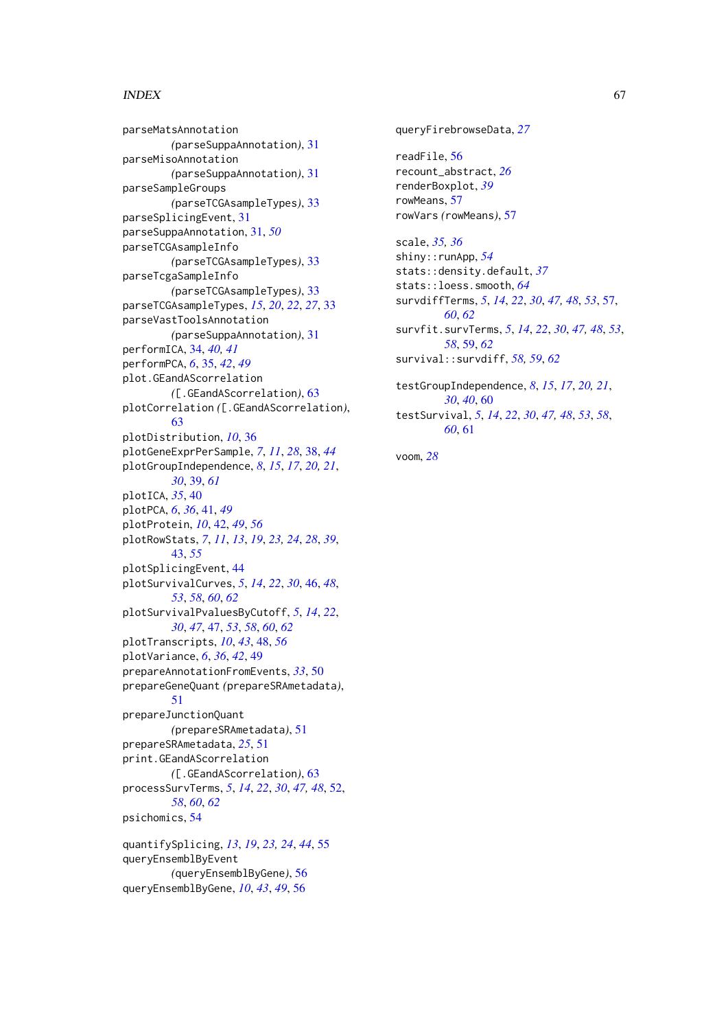parseMatsAnnotation (parseSuppaAnnotation), 31
parseMisoAnnotation (parseSuppaAnnotation), 31
parseSampleGroups (parseTCGAsampleTypes), 33
parseSplicingEvent, 31
parseSuppaAnnotation, 31, *50*
parseTCGAsampleInfo (parseTCGAsampleTypes), 33
parseTcgaSampleInfo (parseTCGAsampleTypes), 33
parseTCGAsampleTypes, *15*, *20*, *22*, *27*, 33
parseVastToolsAnnotation (parseSuppaAnnotation), 31
performICA, 34, *40*, *41*
performPCA, *6*, 35, *42*, *49*
plot.GEandAScorrelation ([.GEandAScorrelation), 63
plotCorrelation ([.GEandAScorrelation), 63
plotDistribution, *10*, 36
plotGeneExprPerSample, *7*, *11*, *28*, 38, *44*
plotGroupIndependence, *8*, *15*, *17*, *20*, *21*, *30*, 39, *61*
plotICA, *35*, 40
plotPCA, *6*, *36*, 41, *49*
plotProtein, *10*, 42, *49*, *56*
plotRowStats, *7*, *11*, *13*, *19*, *23*, *24*, *28*, *39*, 43, *55*
plotSplicingEvent, 44
plotSurvivalCurves, *5*, *14*, *22*, *30*, 46, *48*, *53*, *58*, *60*, *62*
plotSurvivalPvaluesByCutoff, *5*, *14*, *22*, *30*, *47*, 47, *53*, *58*, *60*, *62*
plotTranscripts, *10*, *43*, 48, *56*
plotVariance, *6*, *36*, *42*, 49
prepareAnnotationFromEvents, *33*, 50
prepareGeneQuant (prepareSRAmetadata), 51
prepareJunctionQuant (prepareSRAmetadata), 51
prepareSRAmetadata, *25*, 51
print.GEandAScorrelation ([.GEandAScorrelation), 63
processSurvTerms, *5*, *14*, *22*, *30*, *47*, *48*, 52, *58*, *60*, *62*
psichomics, 54

quantifySplicing, *13*, *19*, *23*, *24*, *44*, 55
queryEnsemblByEvent (queryEnsemblByGene), 56
queryEnsemblByGene, *10*, *43*, *49*, 56
queryFirebrowseData, *27*

readFile, 56
recount_abstract, *26*
renderBoxplot, *39*
rowMeans, 57
rowVars (rowMeans), 57

scale, *35*, *36*
shiny::runApp, *54*
stats::density.default, *37*
stats::loess.smooth, *64*
survdiffTerms, *5*, *14*, *22*, *30*, *47*, *48*, *53*, 57, *60*, *62*
survfit.survTerms, *5*, *14*, *22*, *30*, *47*, *48*, *53*, *58*, 59, *62*
survival::survdiff, *58*, *59*, *62*

testGroupIndependence, *8*, *15*, *17*, *20*, *21*, *30*, *40*, 60
testSurvival, *5*, *14*, *22*, *30*, *47*, *48*, *53*, *58*, *60*, 61

voom, *28*